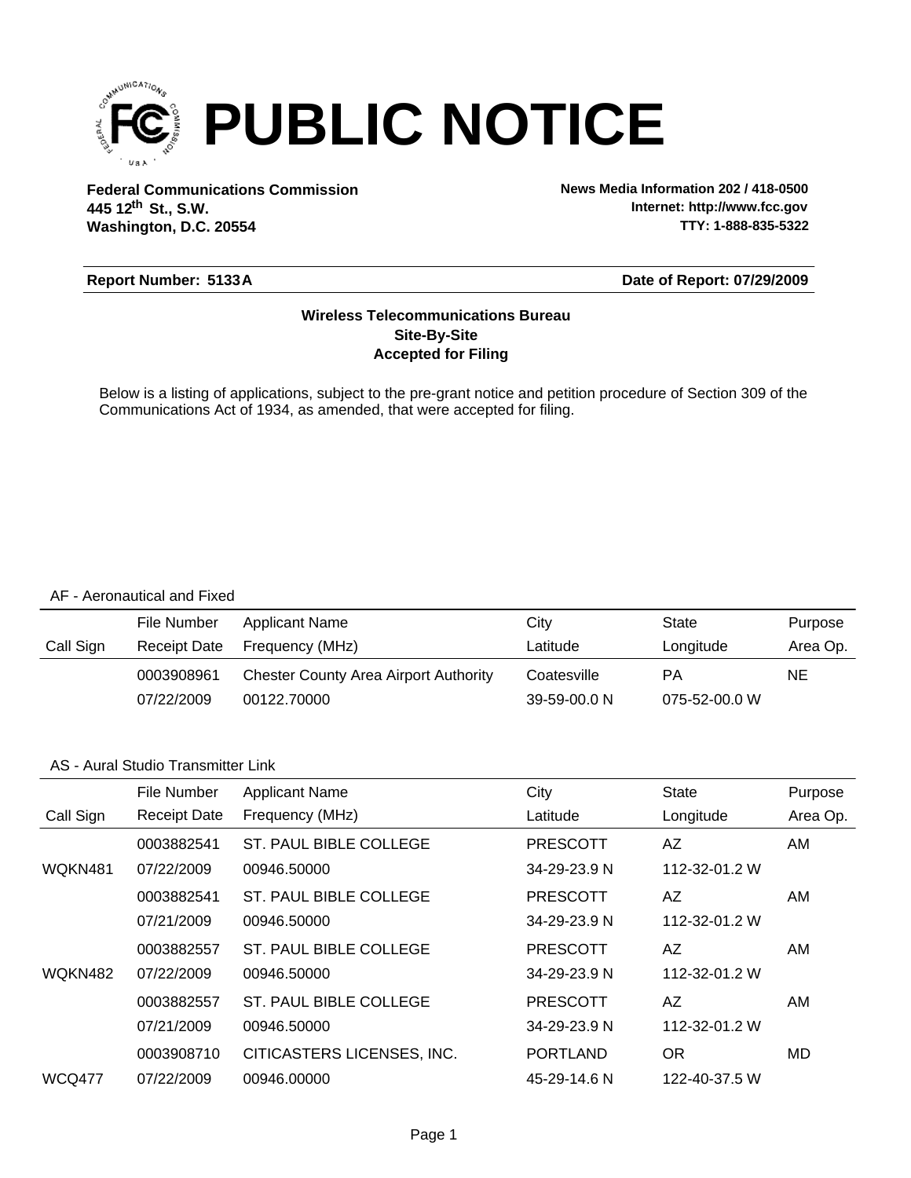# PUBLIC NOTICE

**Federal Communications Commission**
**445 12th St., S.W.**
**Washington, D.C. 20554**

**News Media Information 202 / 418-0500**
**Internet: http://www.fcc.gov**
**TTY: 1-888-835-5322**

**Report Number: 5133A** | **Date of Report: 07/29/2009**

**Wireless Telecommunications Bureau**
**Site-By-Site**
**Accepted for Filing**

Below is a listing of applications, subject to the pre-grant notice and petition procedure of Section 309 of the Communications Act of 1934, as amended, that were accepted for filing.

AF - Aeronautical and Fixed

| Call Sign | File Number / Receipt Date | Applicant Name / Frequency (MHz) | City / Latitude | State / Longitude | Purpose / Area Op. |
|---|---|---|---|---|---|
| | 0003908961 / 07/22/2009 | Chester County Area Airport Authority / 00122.70000 | Coatesville / 39-59-00.0 N | PA / 075-52-00.0 W | NE |

AS - Aural Studio Transmitter Link

| Call Sign | File Number / Receipt Date | Applicant Name / Frequency (MHz) | City / Latitude | State / Longitude | Purpose / Area Op. |
|---|---|---|---|---|---|
| WQKN481 | 0003882541 / 07/22/2009 | ST. PAUL BIBLE COLLEGE / 00946.50000 | PRESCOTT / 34-29-23.9 N | AZ / 112-32-01.2 W | AM |
| | 0003882541 / 07/21/2009 | ST. PAUL BIBLE COLLEGE / 00946.50000 | PRESCOTT / 34-29-23.9 N | AZ / 112-32-01.2 W | AM |
| WQKN482 | 0003882557 / 07/22/2009 | ST. PAUL BIBLE COLLEGE / 00946.50000 | PRESCOTT / 34-29-23.9 N | AZ / 112-32-01.2 W | AM |
| | 0003882557 / 07/21/2009 | ST. PAUL BIBLE COLLEGE / 00946.50000 | PRESCOTT / 34-29-23.9 N | AZ / 112-32-01.2 W | AM |
| WCQ477 | 0003908710 / 07/22/2009 | CITICASTERS LICENSES, INC. / 00946.00000 | PORTLAND / 45-29-14.6 N | OR / 122-40-37.5 W | MD |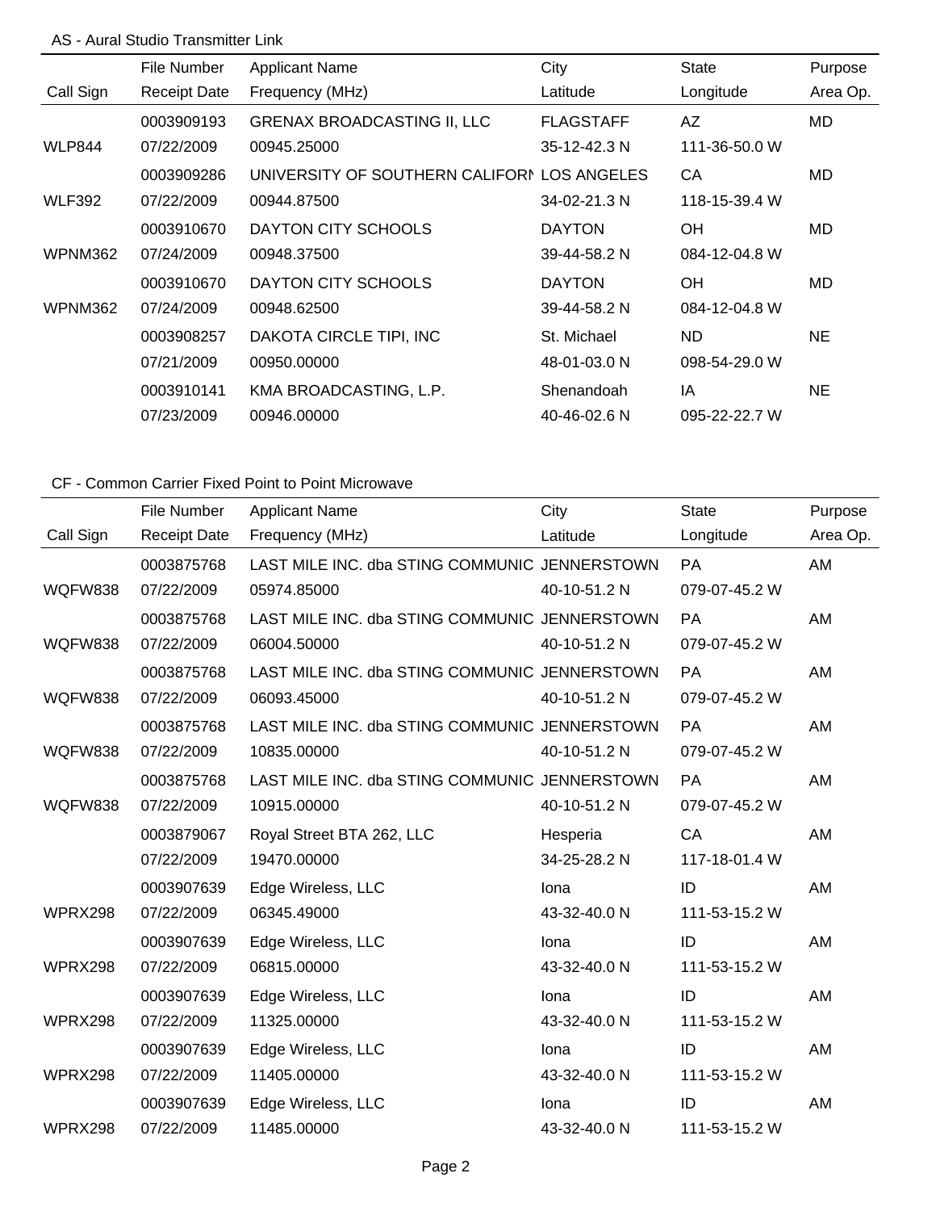AS - Aural Studio Transmitter Link

| Call Sign | File Number / Receipt Date | Applicant Name / Frequency (MHz) | City / Latitude | State / Longitude | Purpose / Area Op. |
|---|---|---|---|---|---|
| WLP844 | 0003909193<br>07/22/2009 | GRENAX BROADCASTING II, LLC<br>00945.25000 | FLAGSTAFF<br>35-12-42.3 N | AZ<br>111-36-50.0 W | MD |
| WLF392 | 0003909286<br>07/22/2009 | UNIVERSITY OF SOUTHERN CALIFORN<br>00944.87500 | LOS ANGELES<br>34-02-21.3 N | CA<br>118-15-39.4 W | MD |
| WPNM362 | 0003910670<br>07/24/2009 | DAYTON CITY SCHOOLS<br>00948.37500 | DAYTON<br>39-44-58.2 N | OH<br>084-12-04.8 W | MD |
| WPNM362 | 0003910670<br>07/24/2009 | DAYTON CITY SCHOOLS<br>00948.62500 | DAYTON<br>39-44-58.2 N | OH<br>084-12-04.8 W | MD |
| | 0003908257<br>07/21/2009 | DAKOTA CIRCLE TIPI, INC<br>00950.00000 | St. Michael<br>48-01-03.0 N | ND<br>098-54-29.0 W | NE |
| | 0003910141<br>07/23/2009 | KMA BROADCASTING, L.P.<br>00946.00000 | Shenandoah<br>40-46-02.6 N | IA<br>095-22-22.7 W | NE |

CF - Common Carrier Fixed Point to Point Microwave

| Call Sign | File Number / Receipt Date | Applicant Name / Frequency (MHz) | City / Latitude | State / Longitude | Purpose / Area Op. |
|---|---|---|---|---|---|
| WQFW838 | 0003875768<br>07/22/2009 | LAST MILE INC. dba STING COMMUNIC<br>05974.85000 | JENNERSTOWN<br>40-10-51.2 N | PA<br>079-07-45.2 W | AM |
| WQFW838 | 0003875768<br>07/22/2009 | LAST MILE INC. dba STING COMMUNIC<br>06004.50000 | JENNERSTOWN<br>40-10-51.2 N | PA<br>079-07-45.2 W | AM |
| WQFW838 | 0003875768<br>07/22/2009 | LAST MILE INC. dba STING COMMUNIC<br>06093.45000 | JENNERSTOWN<br>40-10-51.2 N | PA<br>079-07-45.2 W | AM |
| WQFW838 | 0003875768<br>07/22/2009 | LAST MILE INC. dba STING COMMUNIC<br>10835.00000 | JENNERSTOWN<br>40-10-51.2 N | PA<br>079-07-45.2 W | AM |
| WQFW838 | 0003875768<br>07/22/2009 | LAST MILE INC. dba STING COMMUNIC<br>10915.00000 | JENNERSTOWN<br>40-10-51.2 N | PA<br>079-07-45.2 W | AM |
| | 0003879067<br>07/22/2009 | Royal Street BTA 262, LLC<br>19470.00000 | Hesperia<br>34-25-28.2 N | CA<br>117-18-01.4 W | AM |
| WPRX298 | 0003907639<br>07/22/2009 | Edge Wireless, LLC<br>06345.49000 | Iona<br>43-32-40.0 N | ID<br>111-53-15.2 W | AM |
| WPRX298 | 0003907639<br>07/22/2009 | Edge Wireless, LLC<br>06815.00000 | Iona<br>43-32-40.0 N | ID<br>111-53-15.2 W | AM |
| WPRX298 | 0003907639<br>07/22/2009 | Edge Wireless, LLC<br>11325.00000 | Iona<br>43-32-40.0 N | ID<br>111-53-15.2 W | AM |
| WPRX298 | 0003907639<br>07/22/2009 | Edge Wireless, LLC<br>11405.00000 | Iona<br>43-32-40.0 N | ID<br>111-53-15.2 W | AM |
| WPRX298 | 0003907639<br>07/22/2009 | Edge Wireless, LLC<br>11485.00000 | Iona<br>43-32-40.0 N | ID<br>111-53-15.2 W | AM |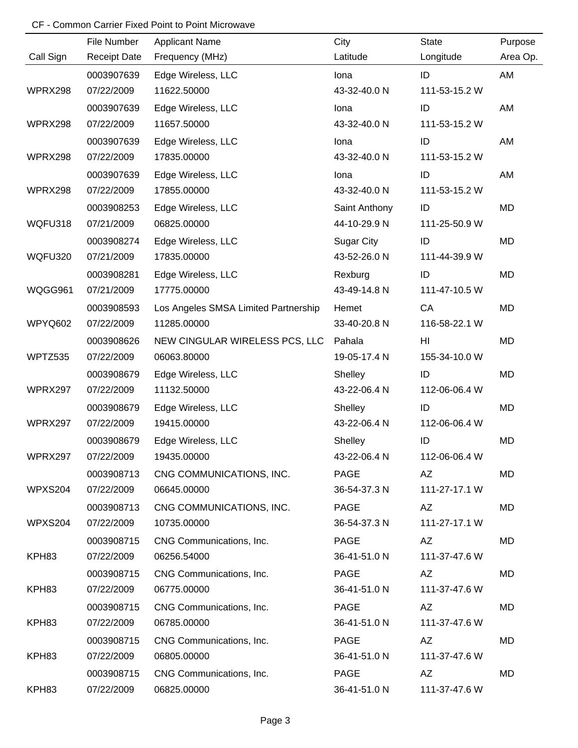CF - Common Carrier Fixed Point to Point Microwave

| Call Sign | File Number / Receipt Date | Applicant Name / Frequency (MHz) | City / Latitude | State / Longitude | Purpose / Area Op. |
|---|---|---|---|---|---|
| | 0003907639 | Edge Wireless, LLC | Iona | ID | AM |
| WPRX298 | 07/22/2009 | 11622.50000 | 43-32-40.0 N | 111-53-15.2 W | |
| | 0003907639 | Edge Wireless, LLC | Iona | ID | AM |
| WPRX298 | 07/22/2009 | 11657.50000 | 43-32-40.0 N | 111-53-15.2 W | |
| | 0003907639 | Edge Wireless, LLC | Iona | ID | AM |
| WPRX298 | 07/22/2009 | 17835.00000 | 43-32-40.0 N | 111-53-15.2 W | |
| | 0003907639 | Edge Wireless, LLC | Iona | ID | AM |
| WPRX298 | 07/22/2009 | 17855.00000 | 43-32-40.0 N | 111-53-15.2 W | |
| | 0003908253 | Edge Wireless, LLC | Saint Anthony | ID | MD |
| WQFU318 | 07/21/2009 | 06825.00000 | 44-10-29.9 N | 111-25-50.9 W | |
| | 0003908274 | Edge Wireless, LLC | Sugar City | ID | MD |
| WQFU320 | 07/21/2009 | 17835.00000 | 43-52-26.0 N | 111-44-39.9 W | |
| | 0003908281 | Edge Wireless, LLC | Rexburg | ID | MD |
| WQGG961 | 07/21/2009 | 17775.00000 | 43-49-14.8 N | 111-47-10.5 W | |
| | 0003908593 | Los Angeles SMSA Limited Partnership | Hemet | CA | MD |
| WPYQ602 | 07/22/2009 | 11285.00000 | 33-40-20.8 N | 116-58-22.1 W | |
| | 0003908626 | NEW CINGULAR WIRELESS PCS, LLC | Pahala | HI | MD |
| WPTZ535 | 07/22/2009 | 06063.80000 | 19-05-17.4 N | 155-34-10.0 W | |
| | 0003908679 | Edge Wireless, LLC | Shelley | ID | MD |
| WPRX297 | 07/22/2009 | 11132.50000 | 43-22-06.4 N | 112-06-06.4 W | |
| | 0003908679 | Edge Wireless, LLC | Shelley | ID | MD |
| WPRX297 | 07/22/2009 | 19415.00000 | 43-22-06.4 N | 112-06-06.4 W | |
| | 0003908679 | Edge Wireless, LLC | Shelley | ID | MD |
| WPRX297 | 07/22/2009 | 19435.00000 | 43-22-06.4 N | 112-06-06.4 W | |
| | 0003908713 | CNG COMMUNICATIONS, INC. | PAGE | AZ | MD |
| WPXS204 | 07/22/2009 | 06645.00000 | 36-54-37.3 N | 111-27-17.1 W | |
| | 0003908713 | CNG COMMUNICATIONS, INC. | PAGE | AZ | MD |
| WPXS204 | 07/22/2009 | 10735.00000 | 36-54-37.3 N | 111-27-17.1 W | |
| | 0003908715 | CNG Communications, Inc. | PAGE | AZ | MD |
| KPH83 | 07/22/2009 | 06256.54000 | 36-41-51.0 N | 111-37-47.6 W | |
| | 0003908715 | CNG Communications, Inc. | PAGE | AZ | MD |
| KPH83 | 07/22/2009 | 06775.00000 | 36-41-51.0 N | 111-37-47.6 W | |
| | 0003908715 | CNG Communications, Inc. | PAGE | AZ | MD |
| KPH83 | 07/22/2009 | 06785.00000 | 36-41-51.0 N | 111-37-47.6 W | |
| | 0003908715 | CNG Communications, Inc. | PAGE | AZ | MD |
| KPH83 | 07/22/2009 | 06805.00000 | 36-41-51.0 N | 111-37-47.6 W | |
| | 0003908715 | CNG Communications, Inc. | PAGE | AZ | MD |
| KPH83 | 07/22/2009 | 06825.00000 | 36-41-51.0 N | 111-37-47.6 W | |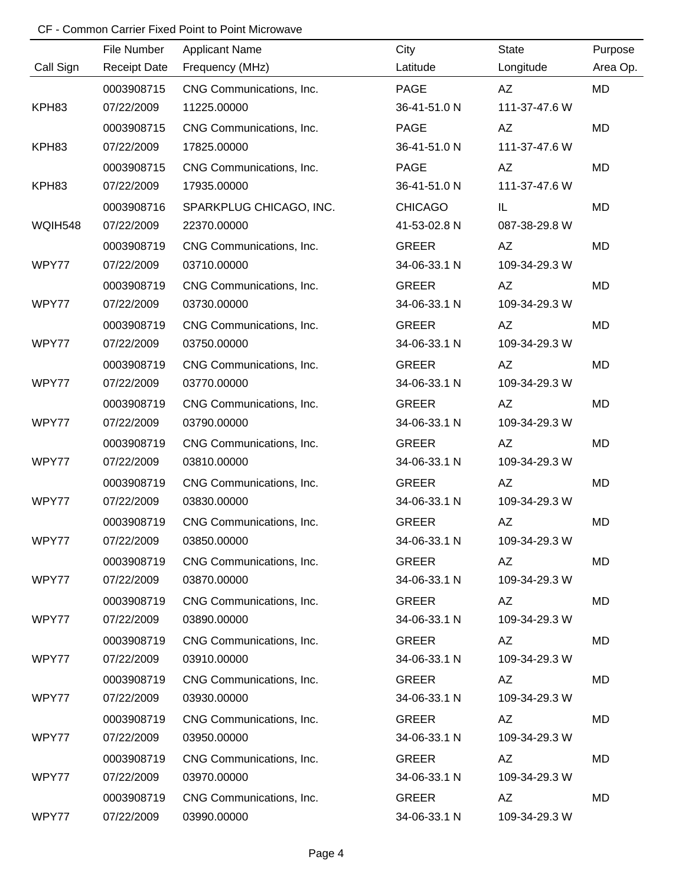CF - Common Carrier Fixed Point to Point Microwave

| Call Sign | File Number<br>Receipt Date | Applicant Name<br>Frequency (MHz) | City<br>Latitude | State<br>Longitude | Purpose<br>Area Op. |
|---|---|---|---|---|---|
| KPH83 | 0003908715<br>07/22/2009 | CNG Communications, Inc.<br>11225.00000 | PAGE<br>36-41-51.0 N | AZ<br>111-37-47.6 W | MD |
| KPH83 | 0003908715<br>07/22/2009 | CNG Communications, Inc.<br>17825.00000 | PAGE<br>36-41-51.0 N | AZ<br>111-37-47.6 W | MD |
| KPH83 | 0003908715<br>07/22/2009 | CNG Communications, Inc.<br>17935.00000 | PAGE<br>36-41-51.0 N | AZ<br>111-37-47.6 W | MD |
| WQIH548 | 0003908716<br>07/22/2009 | SPARKPLUG CHICAGO, INC.<br>22370.00000 | CHICAGO<br>41-53-02.8 N | IL<br>087-38-29.8 W | MD |
| WPY77 | 0003908719<br>07/22/2009 | CNG Communications, Inc.<br>03710.00000 | GREER<br>34-06-33.1 N | AZ<br>109-34-29.3 W | MD |
| WPY77 | 0003908719<br>07/22/2009 | CNG Communications, Inc.<br>03730.00000 | GREER<br>34-06-33.1 N | AZ<br>109-34-29.3 W | MD |
| WPY77 | 0003908719<br>07/22/2009 | CNG Communications, Inc.<br>03750.00000 | GREER<br>34-06-33.1 N | AZ<br>109-34-29.3 W | MD |
| WPY77 | 0003908719<br>07/22/2009 | CNG Communications, Inc.<br>03770.00000 | GREER<br>34-06-33.1 N | AZ<br>109-34-29.3 W | MD |
| WPY77 | 0003908719<br>07/22/2009 | CNG Communications, Inc.<br>03790.00000 | GREER<br>34-06-33.1 N | AZ<br>109-34-29.3 W | MD |
| WPY77 | 0003908719<br>07/22/2009 | CNG Communications, Inc.<br>03810.00000 | GREER<br>34-06-33.1 N | AZ<br>109-34-29.3 W | MD |
| WPY77 | 0003908719<br>07/22/2009 | CNG Communications, Inc.<br>03830.00000 | GREER<br>34-06-33.1 N | AZ<br>109-34-29.3 W | MD |
| WPY77 | 0003908719<br>07/22/2009 | CNG Communications, Inc.<br>03850.00000 | GREER<br>34-06-33.1 N | AZ<br>109-34-29.3 W | MD |
| WPY77 | 0003908719<br>07/22/2009 | CNG Communications, Inc.<br>03870.00000 | GREER<br>34-06-33.1 N | AZ<br>109-34-29.3 W | MD |
| WPY77 | 0003908719<br>07/22/2009 | CNG Communications, Inc.<br>03890.00000 | GREER<br>34-06-33.1 N | AZ<br>109-34-29.3 W | MD |
| WPY77 | 0003908719<br>07/22/2009 | CNG Communications, Inc.<br>03910.00000 | GREER<br>34-06-33.1 N | AZ<br>109-34-29.3 W | MD |
| WPY77 | 0003908719<br>07/22/2009 | CNG Communications, Inc.<br>03930.00000 | GREER<br>34-06-33.1 N | AZ<br>109-34-29.3 W | MD |
| WPY77 | 0003908719<br>07/22/2009 | CNG Communications, Inc.<br>03950.00000 | GREER<br>34-06-33.1 N | AZ<br>109-34-29.3 W | MD |
| WPY77 | 0003908719<br>07/22/2009 | CNG Communications, Inc.<br>03970.00000 | GREER<br>34-06-33.1 N | AZ<br>109-34-29.3 W | MD |
| WPY77 | 0003908719<br>07/22/2009 | CNG Communications, Inc.<br>03990.00000 | GREER<br>34-06-33.1 N | AZ<br>109-34-29.3 W | MD |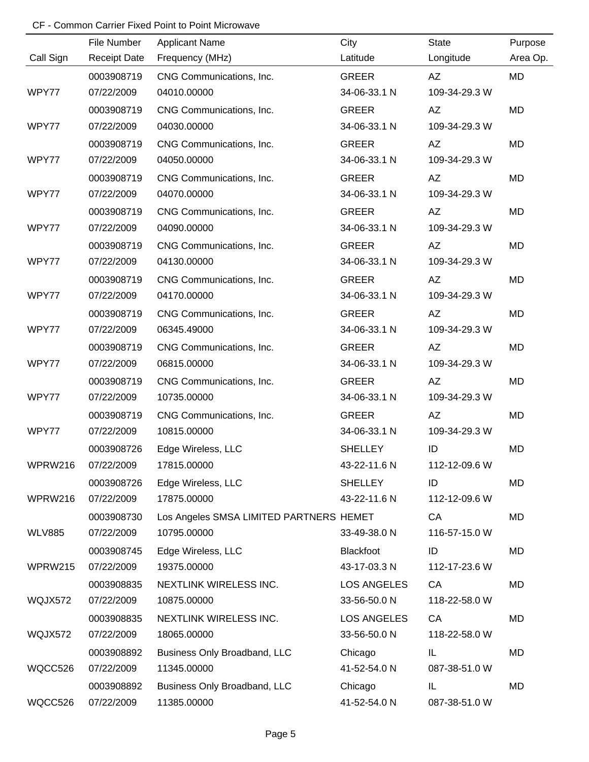CF - Common Carrier Fixed Point to Point Microwave

| Call Sign | File Number<br>Receipt Date | Applicant Name<br>Frequency (MHz) | City<br>Latitude | State<br>Longitude | Purpose<br>Area Op. |
|---|---|---|---|---|---|
| WPY77 | 0003908719<br>07/22/2009 | CNG Communications, Inc.<br>04010.00000 | GREER<br>34-06-33.1 N | AZ<br>109-34-29.3 W | MD |
| WPY77 | 0003908719<br>07/22/2009 | CNG Communications, Inc.<br>04030.00000 | GREER<br>34-06-33.1 N | AZ<br>109-34-29.3 W | MD |
| WPY77 | 0003908719<br>07/22/2009 | CNG Communications, Inc.<br>04050.00000 | GREER<br>34-06-33.1 N | AZ<br>109-34-29.3 W | MD |
| WPY77 | 0003908719<br>07/22/2009 | CNG Communications, Inc.<br>04070.00000 | GREER<br>34-06-33.1 N | AZ<br>109-34-29.3 W | MD |
| WPY77 | 0003908719<br>07/22/2009 | CNG Communications, Inc.<br>04090.00000 | GREER<br>34-06-33.1 N | AZ<br>109-34-29.3 W | MD |
| WPY77 | 0003908719<br>07/22/2009 | CNG Communications, Inc.<br>04130.00000 | GREER<br>34-06-33.1 N | AZ<br>109-34-29.3 W | MD |
| WPY77 | 0003908719<br>07/22/2009 | CNG Communications, Inc.<br>04170.00000 | GREER<br>34-06-33.1 N | AZ<br>109-34-29.3 W | MD |
| WPY77 | 0003908719<br>07/22/2009 | CNG Communications, Inc.<br>06345.49000 | GREER<br>34-06-33.1 N | AZ<br>109-34-29.3 W | MD |
| WPY77 | 0003908719<br>07/22/2009 | CNG Communications, Inc.<br>06815.00000 | GREER<br>34-06-33.1 N | AZ<br>109-34-29.3 W | MD |
| WPY77 | 0003908719<br>07/22/2009 | CNG Communications, Inc.<br>10735.00000 | GREER<br>34-06-33.1 N | AZ<br>109-34-29.3 W | MD |
| WPY77 | 0003908719<br>07/22/2009 | CNG Communications, Inc.<br>10815.00000 | GREER<br>34-06-33.1 N | AZ<br>109-34-29.3 W | MD |
| WPRW216 | 0003908726<br>07/22/2009 | Edge Wireless, LLC<br>17815.00000 | SHELLEY<br>43-22-11.6 N | ID<br>112-12-09.6 W | MD |
| WPRW216 | 0003908726<br>07/22/2009 | Edge Wireless, LLC<br>17875.00000 | SHELLEY<br>43-22-11.6 N | ID<br>112-12-09.6 W | MD |
| WLV885 | 0003908730<br>07/22/2009 | Los Angeles SMSA LIMITED PARTNERS<br>10795.00000 | HEMET<br>33-49-38.0 N | CA<br>116-57-15.0 W | MD |
| WPRW215 | 0003908745<br>07/22/2009 | Edge Wireless, LLC<br>19375.00000 | Blackfoot<br>43-17-03.3 N | ID<br>112-17-23.6 W | MD |
| WQJX572 | 0003908835<br>07/22/2009 | NEXTLINK WIRELESS INC.<br>10875.00000 | LOS ANGELES<br>33-56-50.0 N | CA<br>118-22-58.0 W | MD |
| WQJX572 | 0003908835<br>07/22/2009 | NEXTLINK WIRELESS INC.<br>18065.00000 | LOS ANGELES<br>33-56-50.0 N | CA<br>118-22-58.0 W | MD |
| WQCC526 | 0003908892<br>07/22/2009 | Business Only Broadband, LLC<br>11345.00000 | Chicago<br>41-52-54.0 N | IL<br>087-38-51.0 W | MD |
| WQCC526 | 0003908892<br>07/22/2009 | Business Only Broadband, LLC<br>11385.00000 | Chicago<br>41-52-54.0 N | IL<br>087-38-51.0 W | MD |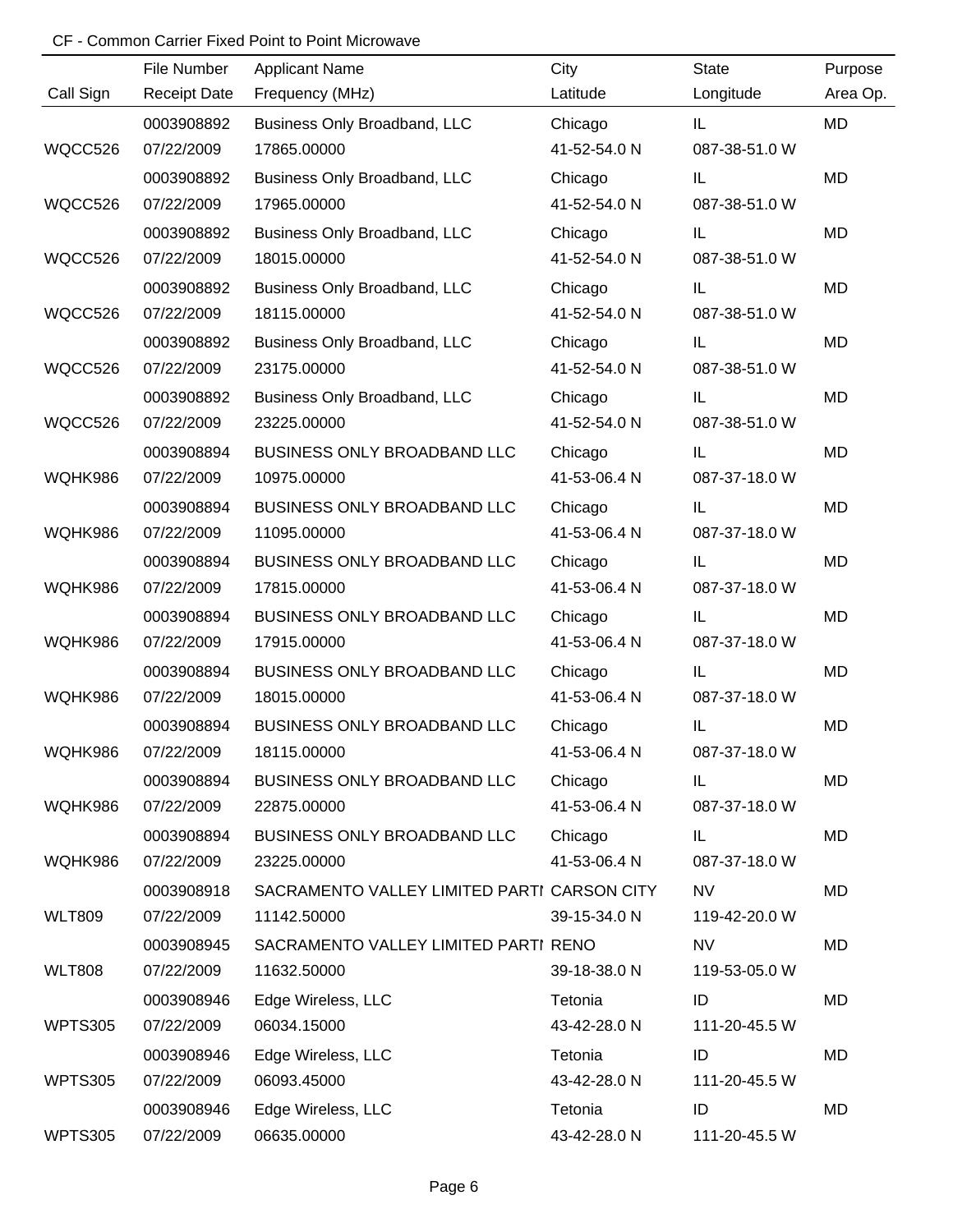CF - Common Carrier Fixed Point to Point Microwave

| Call Sign | File Number<br>Receipt Date | Applicant Name<br>Frequency (MHz) | City<br>Latitude | State<br>Longitude | Purpose<br>Area Op. |
|---|---|---|---|---|---|
| WQCC526 | 0003908892<br>07/22/2009 | Business Only Broadband, LLC<br>17865.00000 | Chicago<br>41-52-54.0 N | IL<br>087-38-51.0 W | MD |
| WQCC526 | 0003908892<br>07/22/2009 | Business Only Broadband, LLC<br>17965.00000 | Chicago<br>41-52-54.0 N | IL<br>087-38-51.0 W | MD |
| WQCC526 | 0003908892<br>07/22/2009 | Business Only Broadband, LLC<br>18015.00000 | Chicago<br>41-52-54.0 N | IL<br>087-38-51.0 W | MD |
| WQCC526 | 0003908892<br>07/22/2009 | Business Only Broadband, LLC<br>18115.00000 | Chicago<br>41-52-54.0 N | IL<br>087-38-51.0 W | MD |
| WQCC526 | 0003908892<br>07/22/2009 | Business Only Broadband, LLC<br>23175.00000 | Chicago<br>41-52-54.0 N | IL<br>087-38-51.0 W | MD |
| WQCC526 | 0003908892<br>07/22/2009 | Business Only Broadband, LLC<br>23225.00000 | Chicago<br>41-52-54.0 N | IL<br>087-38-51.0 W | MD |
| WQHK986 | 0003908894<br>07/22/2009 | BUSINESS ONLY BROADBAND LLC<br>10975.00000 | Chicago<br>41-53-06.4 N | IL<br>087-37-18.0 W | MD |
| WQHK986 | 0003908894<br>07/22/2009 | BUSINESS ONLY BROADBAND LLC<br>11095.00000 | Chicago<br>41-53-06.4 N | IL<br>087-37-18.0 W | MD |
| WQHK986 | 0003908894<br>07/22/2009 | BUSINESS ONLY BROADBAND LLC<br>17815.00000 | Chicago<br>41-53-06.4 N | IL<br>087-37-18.0 W | MD |
| WQHK986 | 0003908894<br>07/22/2009 | BUSINESS ONLY BROADBAND LLC<br>17915.00000 | Chicago<br>41-53-06.4 N | IL<br>087-37-18.0 W | MD |
| WQHK986 | 0003908894<br>07/22/2009 | BUSINESS ONLY BROADBAND LLC<br>18015.00000 | Chicago<br>41-53-06.4 N | IL<br>087-37-18.0 W | MD |
| WQHK986 | 0003908894<br>07/22/2009 | BUSINESS ONLY BROADBAND LLC<br>18115.00000 | Chicago<br>41-53-06.4 N | IL<br>087-37-18.0 W | MD |
| WQHK986 | 0003908894<br>07/22/2009 | BUSINESS ONLY BROADBAND LLC<br>22875.00000 | Chicago<br>41-53-06.4 N | IL<br>087-37-18.0 W | MD |
| WQHK986 | 0003908894<br>07/22/2009 | BUSINESS ONLY BROADBAND LLC<br>23225.00000 | Chicago<br>41-53-06.4 N | IL<br>087-37-18.0 W | MD |
| WLT809 | 0003908918<br>07/22/2009 | SACRAMENTO VALLEY LIMITED PARTI<br>11142.50000 | CARSON CITY<br>39-15-34.0 N | NV<br>119-42-20.0 W | MD |
| WLT808 | 0003908945<br>07/22/2009 | SACRAMENTO VALLEY LIMITED PARTI<br>11632.50000 | RENO<br>39-18-38.0 N | NV<br>119-53-05.0 W | MD |
| WPTS305 | 0003908946<br>07/22/2009 | Edge Wireless, LLC<br>06034.15000 | Tetonia<br>43-42-28.0 N | ID<br>111-20-45.5 W | MD |
| WPTS305 | 0003908946<br>07/22/2009 | Edge Wireless, LLC<br>06093.45000 | Tetonia<br>43-42-28.0 N | ID<br>111-20-45.5 W | MD |
| WPTS305 | 0003908946<br>07/22/2009 | Edge Wireless, LLC<br>06635.00000 | Tetonia<br>43-42-28.0 N | ID<br>111-20-45.5 W | MD |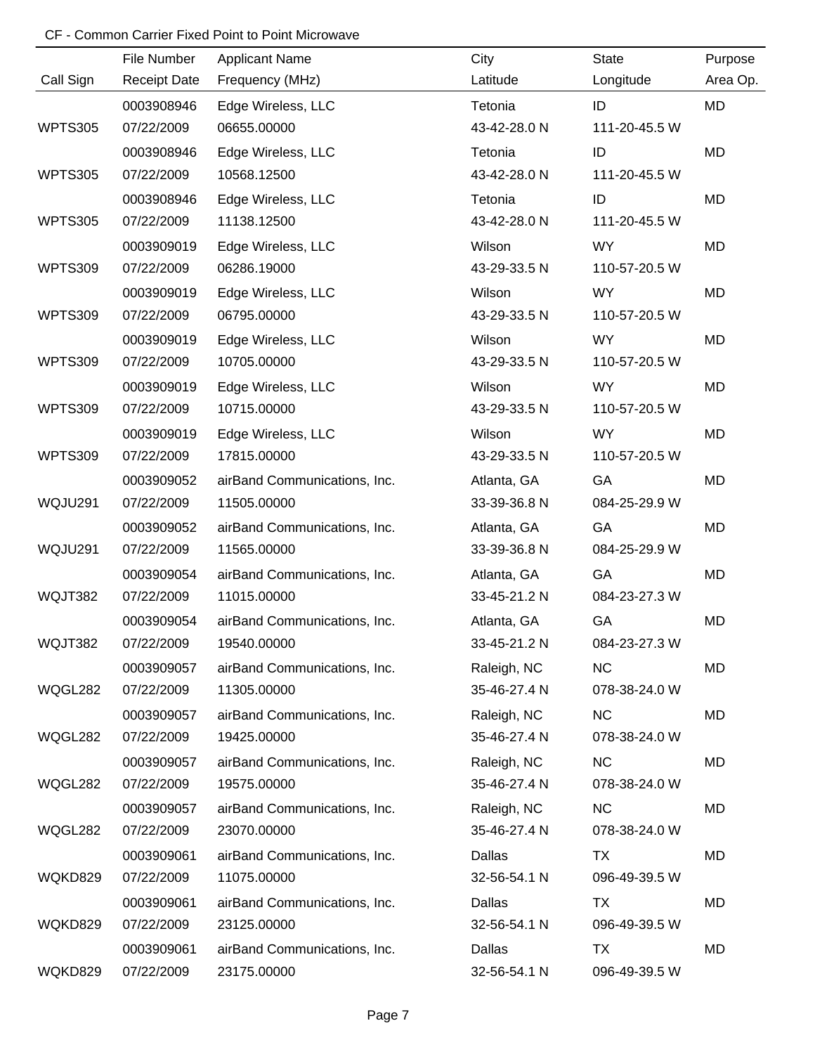CF - Common Carrier Fixed Point to Point Microwave

| Call Sign | File Number / Receipt Date | Applicant Name / Frequency (MHz) | City / Latitude | State / Longitude | Purpose / Area Op. |
|---|---|---|---|---|---|
| WPTS305 | 0003908946 / 07/22/2009 | Edge Wireless, LLC / 06655.00000 | Tetonia / 43-42-28.0 N | ID / 111-20-45.5 W | MD |
| WPTS305 | 0003908946 / 07/22/2009 | Edge Wireless, LLC / 10568.12500 | Tetonia / 43-42-28.0 N | ID / 111-20-45.5 W | MD |
| WPTS305 | 0003908946 / 07/22/2009 | Edge Wireless, LLC / 11138.12500 | Tetonia / 43-42-28.0 N | ID / 111-20-45.5 W | MD |
| WPTS309 | 0003909019 / 07/22/2009 | Edge Wireless, LLC / 06286.19000 | Wilson / 43-29-33.5 N | WY / 110-57-20.5 W | MD |
| WPTS309 | 0003909019 / 07/22/2009 | Edge Wireless, LLC / 06795.00000 | Wilson / 43-29-33.5 N | WY / 110-57-20.5 W | MD |
| WPTS309 | 0003909019 / 07/22/2009 | Edge Wireless, LLC / 10705.00000 | Wilson / 43-29-33.5 N | WY / 110-57-20.5 W | MD |
| WPTS309 | 0003909019 / 07/22/2009 | Edge Wireless, LLC / 10715.00000 | Wilson / 43-29-33.5 N | WY / 110-57-20.5 W | MD |
| WPTS309 | 0003909019 / 07/22/2009 | Edge Wireless, LLC / 17815.00000 | Wilson / 43-29-33.5 N | WY / 110-57-20.5 W | MD |
| WQJU291 | 0003909052 / 07/22/2009 | airBand Communications, Inc. / 11505.00000 | Atlanta, GA / 33-39-36.8 N | GA / 084-25-29.9 W | MD |
| WQJU291 | 0003909052 / 07/22/2009 | airBand Communications, Inc. / 11565.00000 | Atlanta, GA / 33-39-36.8 N | GA / 084-25-29.9 W | MD |
| WQJT382 | 0003909054 / 07/22/2009 | airBand Communications, Inc. / 11015.00000 | Atlanta, GA / 33-45-21.2 N | GA / 084-23-27.3 W | MD |
| WQJT382 | 0003909054 / 07/22/2009 | airBand Communications, Inc. / 19540.00000 | Atlanta, GA / 33-45-21.2 N | GA / 084-23-27.3 W | MD |
| WQGL282 | 0003909057 / 07/22/2009 | airBand Communications, Inc. / 11305.00000 | Raleigh, NC / 35-46-27.4 N | NC / 078-38-24.0 W | MD |
| WQGL282 | 0003909057 / 07/22/2009 | airBand Communications, Inc. / 19425.00000 | Raleigh, NC / 35-46-27.4 N | NC / 078-38-24.0 W | MD |
| WQGL282 | 0003909057 / 07/22/2009 | airBand Communications, Inc. / 19575.00000 | Raleigh, NC / 35-46-27.4 N | NC / 078-38-24.0 W | MD |
| WQGL282 | 0003909057 / 07/22/2009 | airBand Communications, Inc. / 23070.00000 | Raleigh, NC / 35-46-27.4 N | NC / 078-38-24.0 W | MD |
| WQKD829 | 0003909061 / 07/22/2009 | airBand Communications, Inc. / 11075.00000 | Dallas / 32-56-54.1 N | TX / 096-49-39.5 W | MD |
| WQKD829 | 0003909061 / 07/22/2009 | airBand Communications, Inc. / 23125.00000 | Dallas / 32-56-54.1 N | TX / 096-49-39.5 W | MD |
| WQKD829 | 0003909061 / 07/22/2009 | airBand Communications, Inc. / 23175.00000 | Dallas / 32-56-54.1 N | TX / 096-49-39.5 W | MD |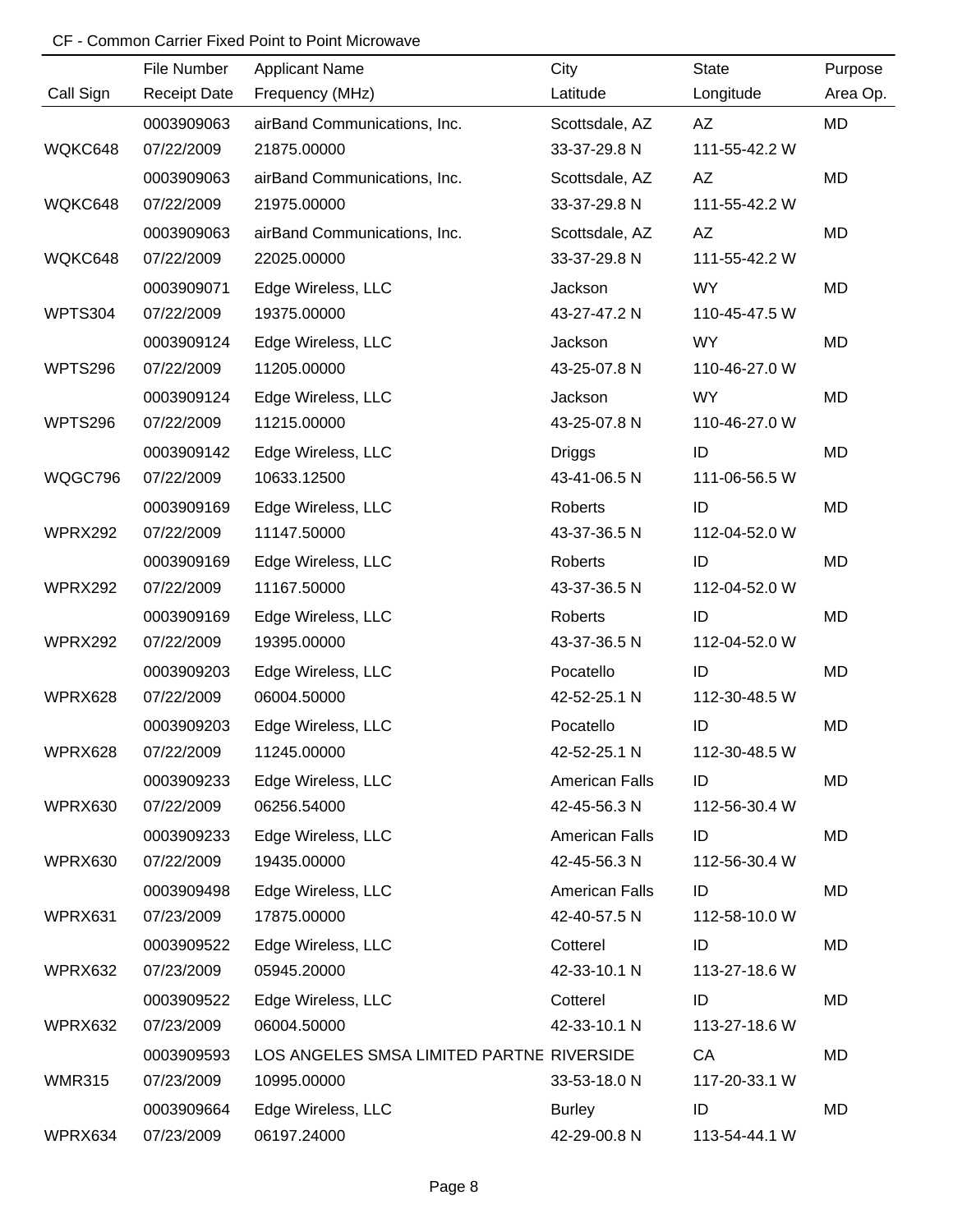CF - Common Carrier Fixed Point to Point Microwave

| Call Sign | File Number / Receipt Date | Applicant Name / Frequency (MHz) | City / Latitude | State / Longitude | Purpose / Area Op. |
|---|---|---|---|---|---|
| | 0003909063 | airBand Communications, Inc. | Scottsdale, AZ | AZ | MD |
| WQKC648 | 07/22/2009 | 21875.00000 | 33-37-29.8 N | 111-55-42.2 W | |
| | 0003909063 | airBand Communications, Inc. | Scottsdale, AZ | AZ | MD |
| WQKC648 | 07/22/2009 | 21975.00000 | 33-37-29.8 N | 111-55-42.2 W | |
| | 0003909063 | airBand Communications, Inc. | Scottsdale, AZ | AZ | MD |
| WQKC648 | 07/22/2009 | 22025.00000 | 33-37-29.8 N | 111-55-42.2 W | |
| | 0003909071 | Edge Wireless, LLC | Jackson | WY | MD |
| WPTS304 | 07/22/2009 | 19375.00000 | 43-27-47.2 N | 110-45-47.5 W | |
| | 0003909124 | Edge Wireless, LLC | Jackson | WY | MD |
| WPTS296 | 07/22/2009 | 11205.00000 | 43-25-07.8 N | 110-46-27.0 W | |
| | 0003909124 | Edge Wireless, LLC | Jackson | WY | MD |
| WPTS296 | 07/22/2009 | 11215.00000 | 43-25-07.8 N | 110-46-27.0 W | |
| | 0003909142 | Edge Wireless, LLC | Driggs | ID | MD |
| WQGC796 | 07/22/2009 | 10633.12500 | 43-41-06.5 N | 111-06-56.5 W | |
| | 0003909169 | Edge Wireless, LLC | Roberts | ID | MD |
| WPRX292 | 07/22/2009 | 11147.50000 | 43-37-36.5 N | 112-04-52.0 W | |
| | 0003909169 | Edge Wireless, LLC | Roberts | ID | MD |
| WPRX292 | 07/22/2009 | 11167.50000 | 43-37-36.5 N | 112-04-52.0 W | |
| | 0003909169 | Edge Wireless, LLC | Roberts | ID | MD |
| WPRX292 | 07/22/2009 | 19395.00000 | 43-37-36.5 N | 112-04-52.0 W | |
| | 0003909203 | Edge Wireless, LLC | Pocatello | ID | MD |
| WPRX628 | 07/22/2009 | 06004.50000 | 42-52-25.1 N | 112-30-48.5 W | |
| | 0003909203 | Edge Wireless, LLC | Pocatello | ID | MD |
| WPRX628 | 07/22/2009 | 11245.00000 | 42-52-25.1 N | 112-30-48.5 W | |
| | 0003909233 | Edge Wireless, LLC | American Falls | ID | MD |
| WPRX630 | 07/22/2009 | 06256.54000 | 42-45-56.3 N | 112-56-30.4 W | |
| | 0003909233 | Edge Wireless, LLC | American Falls | ID | MD |
| WPRX630 | 07/22/2009 | 19435.00000 | 42-45-56.3 N | 112-56-30.4 W | |
| | 0003909498 | Edge Wireless, LLC | American Falls | ID | MD |
| WPRX631 | 07/23/2009 | 17875.00000 | 42-40-57.5 N | 112-58-10.0 W | |
| | 0003909522 | Edge Wireless, LLC | Cotterel | ID | MD |
| WPRX632 | 07/23/2009 | 05945.20000 | 42-33-10.1 N | 113-27-18.6 W | |
| | 0003909522 | Edge Wireless, LLC | Cotterel | ID | MD |
| WPRX632 | 07/23/2009 | 06004.50000 | 42-33-10.1 N | 113-27-18.6 W | |
| | 0003909593 | LOS ANGELES SMSA LIMITED PARTNE | RIVERSIDE | CA | MD |
| WMR315 | 07/23/2009 | 10995.00000 | 33-53-18.0 N | 117-20-33.1 W | |
| | 0003909664 | Edge Wireless, LLC | Burley | ID | MD |
| WPRX634 | 07/23/2009 | 06197.24000 | 42-29-00.8 N | 113-54-44.1 W | |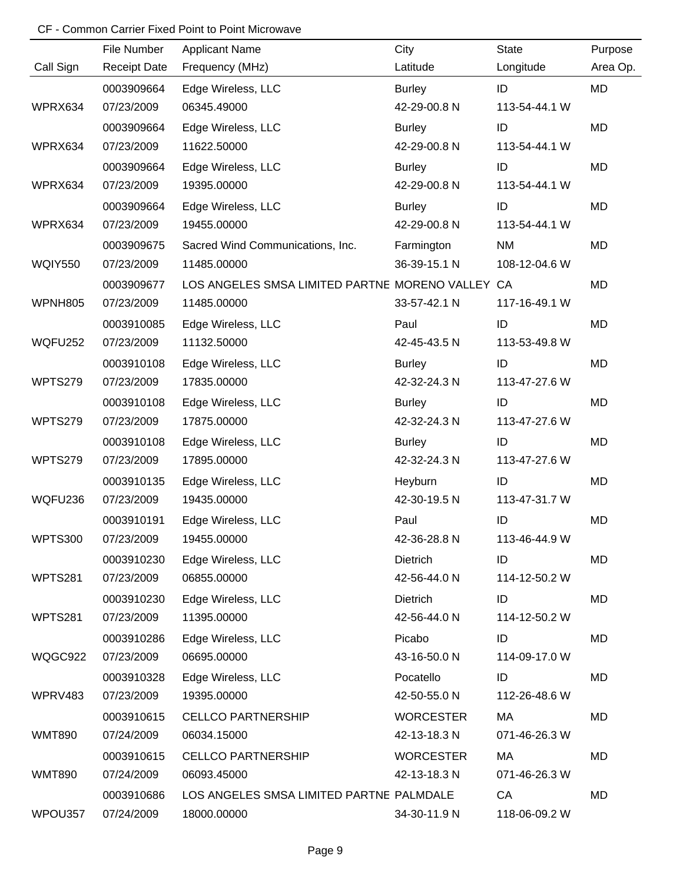CF - Common Carrier Fixed Point to Point Microwave

| Call Sign | File Number<br>Receipt Date | Applicant Name<br>Frequency (MHz) | City<br>Latitude | State<br>Longitude | Purpose<br>Area Op. |
|---|---|---|---|---|---|
| WPRX634 | 0003909664<br>07/23/2009 | Edge Wireless, LLC<br>06345.49000 | Burley<br>42-29-00.8 N | ID<br>113-54-44.1 W | MD |
| WPRX634 | 0003909664<br>07/23/2009 | Edge Wireless, LLC<br>11622.50000 | Burley<br>42-29-00.8 N | ID<br>113-54-44.1 W | MD |
| WPRX634 | 0003909664<br>07/23/2009 | Edge Wireless, LLC<br>19395.00000 | Burley<br>42-29-00.8 N | ID<br>113-54-44.1 W | MD |
| WPRX634 | 0003909664<br>07/23/2009 | Edge Wireless, LLC<br>19455.00000 | Burley<br>42-29-00.8 N | ID<br>113-54-44.1 W | MD |
| WQIY550 | 0003909675<br>07/23/2009 | Sacred Wind Communications, Inc.<br>11485.00000 | Farmington<br>36-39-15.1 N | NM<br>108-12-04.6 W | MD |
| WPNH805 | 0003909677<br>07/23/2009 | LOS ANGELES SMSA LIMITED PARTNE<br>11485.00000 | MORENO VALLEY<br>33-57-42.1 N | CA<br>117-16-49.1 W | MD |
| WQFU252 | 0003910085<br>07/23/2009 | Edge Wireless, LLC<br>11132.50000 | Paul<br>42-45-43.5 N | ID<br>113-53-49.8 W | MD |
| WPTS279 | 0003910108<br>07/23/2009 | Edge Wireless, LLC<br>17835.00000 | Burley<br>42-32-24.3 N | ID<br>113-47-27.6 W | MD |
| WPTS279 | 0003910108<br>07/23/2009 | Edge Wireless, LLC<br>17875.00000 | Burley<br>42-32-24.3 N | ID<br>113-47-27.6 W | MD |
| WPTS279 | 0003910108<br>07/23/2009 | Edge Wireless, LLC<br>17895.00000 | Burley<br>42-32-24.3 N | ID<br>113-47-27.6 W | MD |
| WQFU236 | 0003910135<br>07/23/2009 | Edge Wireless, LLC<br>19435.00000 | Heyburn<br>42-30-19.5 N | ID<br>113-47-31.7 W | MD |
| WPTS300 | 0003910191<br>07/23/2009 | Edge Wireless, LLC<br>19455.00000 | Paul<br>42-36-28.8 N | ID<br>113-46-44.9 W | MD |
| WPTS281 | 0003910230<br>07/23/2009 | Edge Wireless, LLC<br>06855.00000 | Dietrich<br>42-56-44.0 N | ID<br>114-12-50.2 W | MD |
| WPTS281 | 0003910230<br>07/23/2009 | Edge Wireless, LLC<br>11395.00000 | Dietrich<br>42-56-44.0 N | ID<br>114-12-50.2 W | MD |
| WQGC922 | 0003910286<br>07/23/2009 | Edge Wireless, LLC<br>06695.00000 | Picabo<br>43-16-50.0 N | ID<br>114-09-17.0 W | MD |
| WPRV483 | 0003910328<br>07/23/2009 | Edge Wireless, LLC<br>19395.00000 | Pocatello<br>42-50-55.0 N | ID<br>112-26-48.6 W | MD |
| WMT890 | 0003910615<br>07/24/2009 | CELLCO PARTNERSHIP<br>06034.15000 | WORCESTER<br>42-13-18.3 N | MA<br>071-46-26.3 W | MD |
| WMT890 | 0003910615<br>07/24/2009 | CELLCO PARTNERSHIP<br>06093.45000 | WORCESTER<br>42-13-18.3 N | MA<br>071-46-26.3 W | MD |
| WPOU357 | 0003910686<br>07/24/2009 | LOS ANGELES SMSA LIMITED PARTNE<br>18000.00000 | PALMDALE<br>34-30-11.9 N | CA<br>118-06-09.2 W | MD |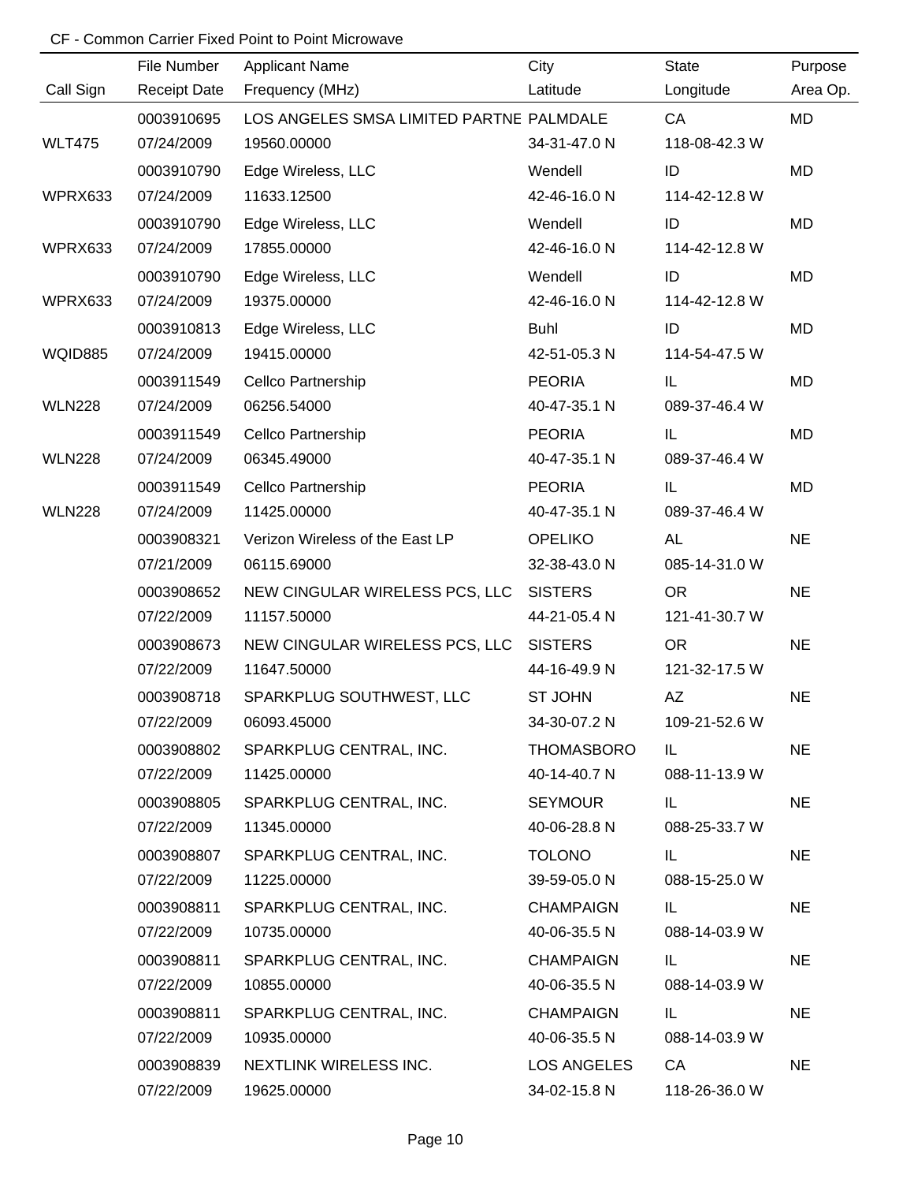CF - Common Carrier Fixed Point to Point Microwave

| Call Sign | File Number / Receipt Date | Applicant Name / Frequency (MHz) | City / Latitude | State / Longitude | Purpose / Area Op. |
|---|---|---|---|---|---|
| | 0003910695 | LOS ANGELES SMSA LIMITED PARTNE | PALMDALE | CA | MD |
| WLT475 | 07/24/2009 | 19560.00000 | 34-31-47.0 N | 118-08-42.3 W | |
| | 0003910790 | Edge Wireless, LLC | Wendell | ID | MD |
| WPRX633 | 07/24/2009 | 11633.12500 | 42-46-16.0 N | 114-42-12.8 W | |
| | 0003910790 | Edge Wireless, LLC | Wendell | ID | MD |
| WPRX633 | 07/24/2009 | 17855.00000 | 42-46-16.0 N | 114-42-12.8 W | |
| | 0003910790 | Edge Wireless, LLC | Wendell | ID | MD |
| WPRX633 | 07/24/2009 | 19375.00000 | 42-46-16.0 N | 114-42-12.8 W | |
| | 0003910813 | Edge Wireless, LLC | Buhl | ID | MD |
| WQID885 | 07/24/2009 | 19415.00000 | 42-51-05.3 N | 114-54-47.5 W | |
| | 0003911549 | Cellco Partnership | PEORIA | IL | MD |
| WLN228 | 07/24/2009 | 06256.54000 | 40-47-35.1 N | 089-37-46.4 W | |
| | 0003911549 | Cellco Partnership | PEORIA | IL | MD |
| WLN228 | 07/24/2009 | 06345.49000 | 40-47-35.1 N | 089-37-46.4 W | |
| | 0003911549 | Cellco Partnership | PEORIA | IL | MD |
| WLN228 | 07/24/2009 | 11425.00000 | 40-47-35.1 N | 089-37-46.4 W | |
| | 0003908321 | Verizon Wireless of the East LP | OPELIKO | AL | NE |
| | 07/21/2009 | 06115.69000 | 32-38-43.0 N | 085-14-31.0 W | |
| | 0003908652 | NEW CINGULAR WIRELESS PCS, LLC | SISTERS | OR | NE |
| | 07/22/2009 | 11157.50000 | 44-21-05.4 N | 121-41-30.7 W | |
| | 0003908673 | NEW CINGULAR WIRELESS PCS, LLC | SISTERS | OR | NE |
| | 07/22/2009 | 11647.50000 | 44-16-49.9 N | 121-32-17.5 W | |
| | 0003908718 | SPARKPLUG SOUTHWEST, LLC | ST JOHN | AZ | NE |
| | 07/22/2009 | 06093.45000 | 34-30-07.2 N | 109-21-52.6 W | |
| | 0003908802 | SPARKPLUG CENTRAL, INC. | THOMASBORO | IL | NE |
| | 07/22/2009 | 11425.00000 | 40-14-40.7 N | 088-11-13.9 W | |
| | 0003908805 | SPARKPLUG CENTRAL, INC. | SEYMOUR | IL | NE |
| | 07/22/2009 | 11345.00000 | 40-06-28.8 N | 088-25-33.7 W | |
| | 0003908807 | SPARKPLUG CENTRAL, INC. | TOLONO | IL | NE |
| | 07/22/2009 | 11225.00000 | 39-59-05.0 N | 088-15-25.0 W | |
| | 0003908811 | SPARKPLUG CENTRAL, INC. | CHAMPAIGN | IL | NE |
| | 07/22/2009 | 10735.00000 | 40-06-35.5 N | 088-14-03.9 W | |
| | 0003908811 | SPARKPLUG CENTRAL, INC. | CHAMPAIGN | IL | NE |
| | 07/22/2009 | 10855.00000 | 40-06-35.5 N | 088-14-03.9 W | |
| | 0003908811 | SPARKPLUG CENTRAL, INC. | CHAMPAIGN | IL | NE |
| | 07/22/2009 | 10935.00000 | 40-06-35.5 N | 088-14-03.9 W | |
| | 0003908839 | NEXTLINK WIRELESS INC. | LOS ANGELES | CA | NE |
| | 07/22/2009 | 19625.00000 | 34-02-15.8 N | 118-26-36.0 W | |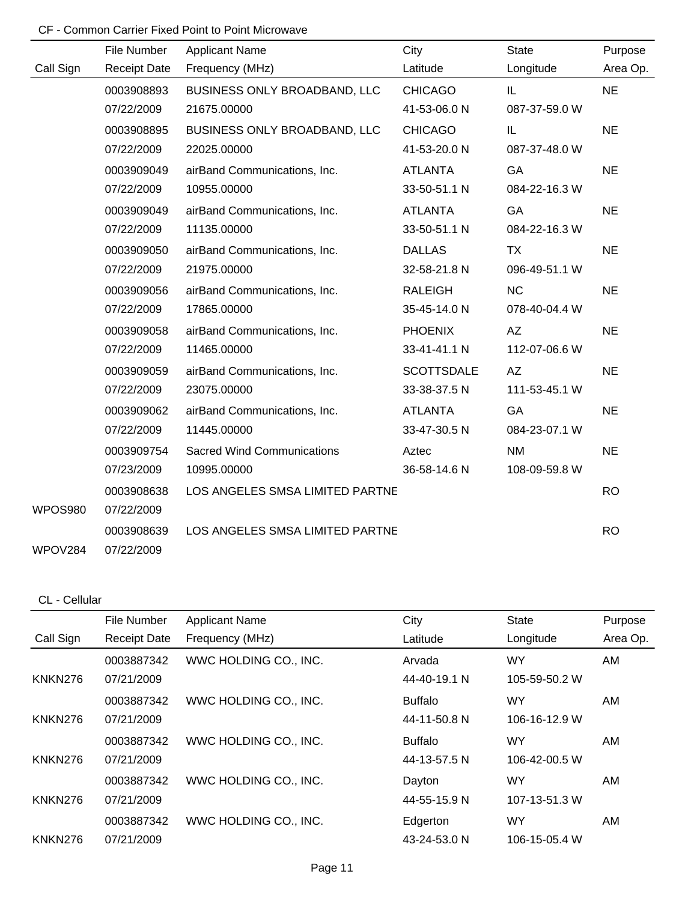CF - Common Carrier Fixed Point to Point Microwave

| Call Sign | File Number<br>Receipt Date | Applicant Name<br>Frequency (MHz) | City<br>Latitude | State<br>Longitude | Purpose<br>Area Op. |
|---|---|---|---|---|---|
| | 0003908893<br>07/22/2009 | BUSINESS ONLY BROADBAND, LLC<br>21675.00000 | CHICAGO<br>41-53-06.0 N | IL<br>087-37-59.0 W | NE |
| | 0003908895<br>07/22/2009 | BUSINESS ONLY BROADBAND, LLC<br>22025.00000 | CHICAGO<br>41-53-20.0 N | IL<br>087-37-48.0 W | NE |
| | 0003909049<br>07/22/2009 | airBand Communications, Inc.<br>10955.00000 | ATLANTA<br>33-50-51.1 N | GA<br>084-22-16.3 W | NE |
| | 0003909049<br>07/22/2009 | airBand Communications, Inc.<br>11135.00000 | ATLANTA<br>33-50-51.1 N | GA<br>084-22-16.3 W | NE |
| | 0003909050<br>07/22/2009 | airBand Communications, Inc.<br>21975.00000 | DALLAS<br>32-58-21.8 N | TX<br>096-49-51.1 W | NE |
| | 0003909056<br>07/22/2009 | airBand Communications, Inc.<br>17865.00000 | RALEIGH<br>35-45-14.0 N | NC<br>078-40-04.4 W | NE |
| | 0003909058<br>07/22/2009 | airBand Communications, Inc.<br>11465.00000 | PHOENIX<br>33-41-41.1 N | AZ<br>112-07-06.6 W | NE |
| | 0003909059<br>07/22/2009 | airBand Communications, Inc.<br>23075.00000 | SCOTTSDALE<br>33-38-37.5 N | AZ<br>111-53-45.1 W | NE |
| | 0003909062<br>07/22/2009 | airBand Communications, Inc.<br>11445.00000 | ATLANTA<br>33-47-30.5 N | GA<br>084-23-07.1 W | NE |
| | 0003909754<br>07/23/2009 | Sacred Wind Communications<br>10995.00000 | Aztec<br>36-58-14.6 N | NM<br>108-09-59.8 W | NE |
| WPOS980 | 0003908638<br>07/22/2009 | LOS ANGELES SMSA LIMITED PARTNE | | | RO |
| WPOV284 | 0003908639<br>07/22/2009 | LOS ANGELES SMSA LIMITED PARTNE | | | RO |

CL - Cellular

| Call Sign | File Number<br>Receipt Date | Applicant Name<br>Frequency (MHz) | City<br>Latitude | State<br>Longitude | Purpose<br>Area Op. |
|---|---|---|---|---|---|
| KNKN276 | 0003887342<br>07/21/2009 | WWC HOLDING CO., INC. | Arvada<br>44-40-19.1 N | WY<br>105-59-50.2 W | AM |
| KNKN276 | 0003887342<br>07/21/2009 | WWC HOLDING CO., INC. | Buffalo<br>44-11-50.8 N | WY<br>106-16-12.9 W | AM |
| KNKN276 | 0003887342<br>07/21/2009 | WWC HOLDING CO., INC. | Buffalo<br>44-13-57.5 N | WY<br>106-42-00.5 W | AM |
| KNKN276 | 0003887342<br>07/21/2009 | WWC HOLDING CO., INC. | Dayton<br>44-55-15.9 N | WY<br>107-13-51.3 W | AM |
| KNKN276 | 0003887342<br>07/21/2009 | WWC HOLDING CO., INC. | Edgerton<br>43-24-53.0 N | WY<br>106-15-05.4 W | AM |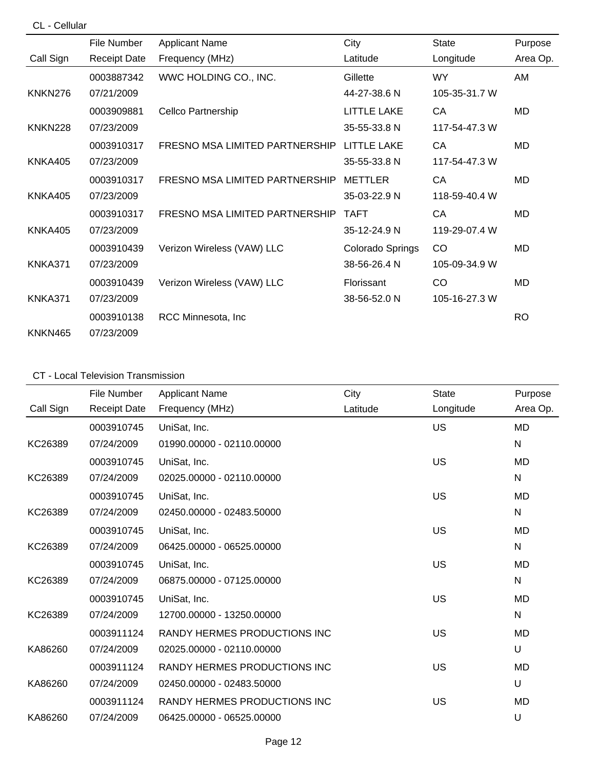CL - Cellular

| Call Sign | File Number<br>Receipt Date | Applicant Name<br>Frequency (MHz) | City<br>Latitude | State<br>Longitude | Purpose<br>Area Op. |
|---|---|---|---|---|---|
| KNKN276 | 0003887342<br>07/21/2009 | WWC HOLDING CO., INC. | Gillette<br>44-27-38.6 N | WY<br>105-35-31.7 W | AM |
| KNKN228 | 0003909881<br>07/23/2009 | Cellco Partnership | LITTLE LAKE<br>35-55-33.8 N | CA<br>117-54-47.3 W | MD |
| KNKA405 | 0003910317<br>07/23/2009 | FRESNO MSA LIMITED PARTNERSHIP | LITTLE LAKE<br>35-55-33.8 N | CA<br>117-54-47.3 W | MD |
| KNKA405 | 0003910317<br>07/23/2009 | FRESNO MSA LIMITED PARTNERSHIP | METTLER<br>35-03-22.9 N | CA<br>118-59-40.4 W | MD |
| KNKA405 | 0003910317<br>07/23/2009 | FRESNO MSA LIMITED PARTNERSHIP | TAFT<br>35-12-24.9 N | CA<br>119-29-07.4 W | MD |
| KNKA371 | 0003910439<br>07/23/2009 | Verizon Wireless (VAW) LLC | Colorado Springs<br>38-56-26.4 N | CO<br>105-09-34.9 W | MD |
| KNKA371 | 0003910439<br>07/23/2009 | Verizon Wireless (VAW) LLC | Florissant<br>38-56-52.0 N | CO<br>105-16-27.3 W | MD |
| KNKN465 | 0003910138<br>07/23/2009 | RCC Minnesota, Inc | | | RO |

CT - Local Television Transmission

| Call Sign | File Number<br>Receipt Date | Applicant Name<br>Frequency (MHz) | City<br>Latitude | State<br>Longitude | Purpose<br>Area Op. |
|---|---|---|---|---|---|
| KC26389 | 0003910745<br>07/24/2009 | UniSat, Inc.<br>01990.00000 - 02110.00000 | | US | MD<br>N |
| KC26389 | 0003910745<br>07/24/2009 | UniSat, Inc.<br>02025.00000 - 02110.00000 | | US | MD<br>N |
| KC26389 | 0003910745<br>07/24/2009 | UniSat, Inc.<br>02450.00000 - 02483.50000 | | US | MD<br>N |
| KC26389 | 0003910745<br>07/24/2009 | UniSat, Inc.<br>06425.00000 - 06525.00000 | | US | MD<br>N |
| KC26389 | 0003910745<br>07/24/2009 | UniSat, Inc.<br>06875.00000 - 07125.00000 | | US | MD<br>N |
| KC26389 | 0003910745<br>07/24/2009 | UniSat, Inc.<br>12700.00000 - 13250.00000 | | US | MD<br>N |
| KA86260 | 0003911124<br>07/24/2009 | RANDY HERMES PRODUCTIONS INC<br>02025.00000 - 02110.00000 | | US | MD<br>U |
| KA86260 | 0003911124<br>07/24/2009 | RANDY HERMES PRODUCTIONS INC<br>02450.00000 - 02483.50000 | | US | MD<br>U |
| KA86260 | 0003911124<br>07/24/2009 | RANDY HERMES PRODUCTIONS INC<br>06425.00000 - 06525.00000 | | US | MD<br>U |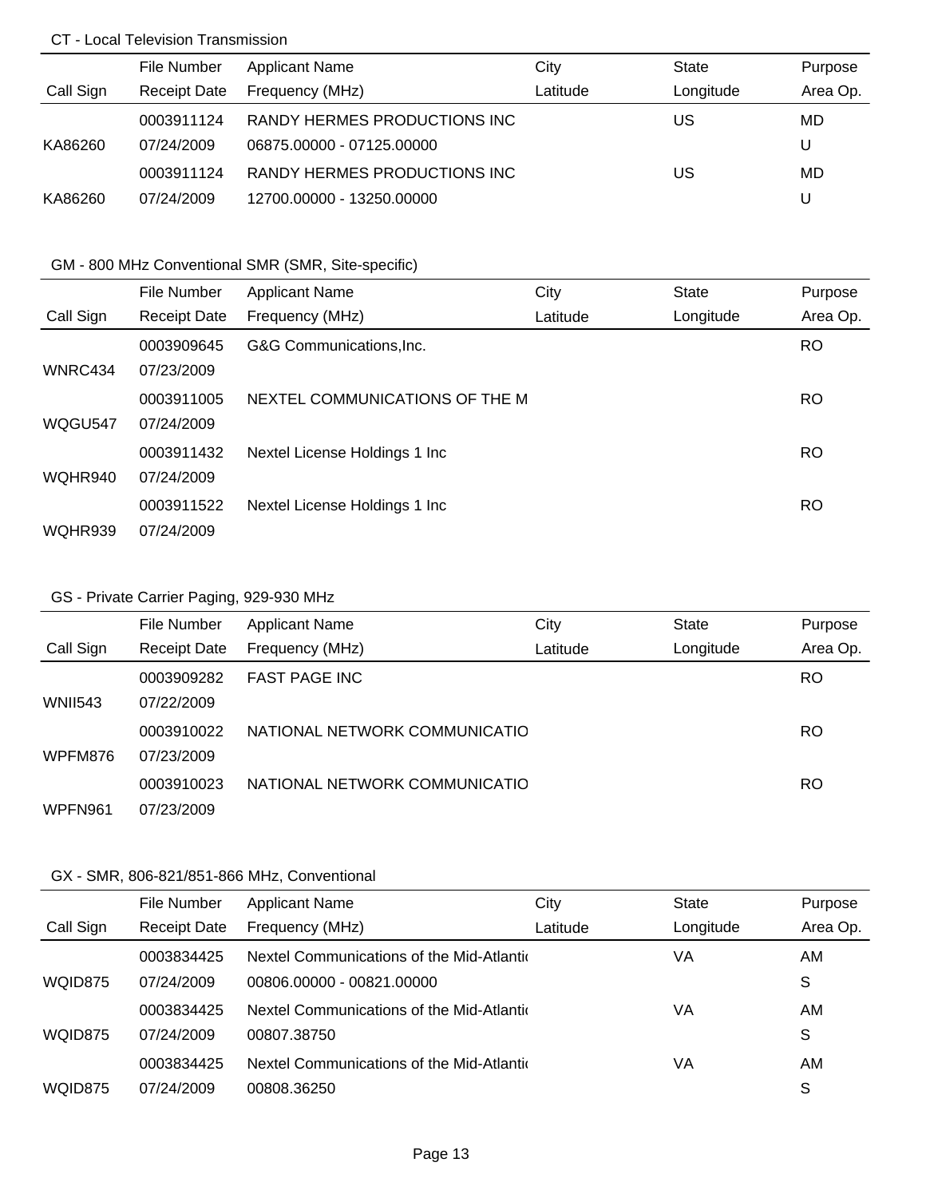CT - Local Television Transmission

| Call Sign | File Number<br>Receipt Date | Applicant Name<br>Frequency (MHz) | City<br>Latitude | State<br>Longitude | Purpose<br>Area Op. |
|---|---|---|---|---|---|
| KA86260 | 0003911124<br>07/24/2009 | RANDY HERMES PRODUCTIONS INC<br>06875.00000 - 07125.00000 | | US | MD<br>U |
| KA86260 | 0003911124<br>07/24/2009 | RANDY HERMES PRODUCTIONS INC<br>12700.00000 - 13250.00000 | | US | MD<br>U |

GM - 800 MHz Conventional SMR (SMR, Site-specific)

| Call Sign | File Number<br>Receipt Date | Applicant Name<br>Frequency (MHz) | City<br>Latitude | State<br>Longitude | Purpose<br>Area Op. |
|---|---|---|---|---|---|
| WNRC434 | 0003909645<br>07/23/2009 | G&G Communications,Inc. | | | RO |
| WQGU547 | 0003911005<br>07/24/2009 | NEXTEL COMMUNICATIONS OF THE M | | | RO |
| WQHR940 | 0003911432<br>07/24/2009 | Nextel License Holdings 1 Inc | | | RO |
| WQHR939 | 0003911522<br>07/24/2009 | Nextel License Holdings 1 Inc | | | RO |

GS - Private Carrier Paging, 929-930 MHz

| Call Sign | File Number<br>Receipt Date | Applicant Name<br>Frequency (MHz) | City<br>Latitude | State<br>Longitude | Purpose<br>Area Op. |
|---|---|---|---|---|---|
| WNII543 | 0003909282<br>07/22/2009 | FAST PAGE INC | | | RO |
| WPFM876 | 0003910022<br>07/23/2009 | NATIONAL NETWORK COMMUNICATIO | | | RO |
| WPFN961 | 0003910023<br>07/23/2009 | NATIONAL NETWORK COMMUNICATIO | | | RO |

GX - SMR, 806-821/851-866 MHz, Conventional

| Call Sign | File Number<br>Receipt Date | Applicant Name<br>Frequency (MHz) | City<br>Latitude | State<br>Longitude | Purpose<br>Area Op. |
|---|---|---|---|---|---|
| WQID875 | 0003834425<br>07/24/2009 | Nextel Communications of the Mid-Atlanti<br>00806.00000 - 00821.00000 | | VA | AM<br>S |
| WQID875 | 0003834425<br>07/24/2009 | Nextel Communications of the Mid-Atlanti<br>00807.38750 | | VA | AM<br>S |
| WQID875 | 0003834425<br>07/24/2009 | Nextel Communications of the Mid-Atlanti<br>00808.36250 | | VA | AM<br>S |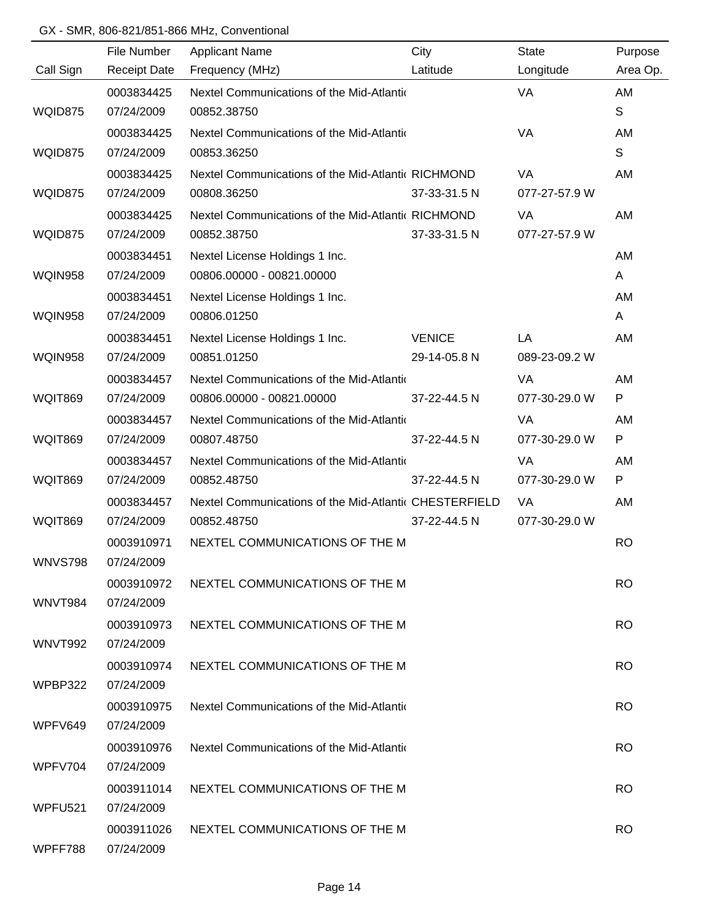GX - SMR, 806-821/851-866 MHz, Conventional

| Call Sign | File Number / Receipt Date | Applicant Name / Frequency (MHz) | City / Latitude | State / Longitude | Purpose / Area Op. |
|---|---|---|---|---|---|
| WQID875 | 0003834425 / 07/24/2009 | Nextel Communications of the Mid-Atlanti / 00852.38750 | | VA | AM / S |
| WQID875 | 0003834425 / 07/24/2009 | Nextel Communications of the Mid-Atlanti / 00853.36250 | | VA | AM / S |
| WQID875 | 0003834425 / 07/24/2009 | Nextel Communications of the Mid-Atlanti / 00808.36250 | RICHMOND / 37-33-31.5 N | VA / 077-27-57.9 W | AM |
| WQID875 | 0003834425 / 07/24/2009 | Nextel Communications of the Mid-Atlanti / 00852.38750 | RICHMOND / 37-33-31.5 N | VA / 077-27-57.9 W | AM |
| WQIN958 | 0003834451 / 07/24/2009 | Nextel License Holdings 1 Inc. / 00806.00000 - 00821.00000 | | | AM / A |
| WQIN958 | 0003834451 / 07/24/2009 | Nextel License Holdings 1 Inc. / 00806.01250 | | | AM / A |
| WQIN958 | 0003834451 / 07/24/2009 | Nextel License Holdings 1 Inc. / 00851.01250 | VENICE / 29-14-05.8 N | LA / 089-23-09.2 W | AM |
| WQIT869 | 0003834457 / 07/24/2009 | Nextel Communications of the Mid-Atlanti / 00806.00000 - 00821.00000 | 37-22-44.5 N | VA / 077-30-29.0 W | AM / P |
| WQIT869 | 0003834457 / 07/24/2009 | Nextel Communications of the Mid-Atlanti / 00807.48750 | 37-22-44.5 N | VA / 077-30-29.0 W | AM / P |
| WQIT869 | 0003834457 / 07/24/2009 | Nextel Communications of the Mid-Atlanti / 00852.48750 | 37-22-44.5 N | VA / 077-30-29.0 W | AM / P |
| WQIT869 | 0003834457 / 07/24/2009 | Nextel Communications of the Mid-Atlanti / 00852.48750 | CHESTERFIELD / 37-22-44.5 N | VA / 077-30-29.0 W | AM |
| WNVS798 | 0003910971 / 07/24/2009 | NEXTEL COMMUNICATIONS OF THE M | | | RO |
| WNVT984 | 0003910972 / 07/24/2009 | NEXTEL COMMUNICATIONS OF THE M | | | RO |
| WNVT992 | 0003910973 / 07/24/2009 | NEXTEL COMMUNICATIONS OF THE M | | | RO |
| WPBP322 | 0003910974 / 07/24/2009 | NEXTEL COMMUNICATIONS OF THE M | | | RO |
| WPFV649 | 0003910975 / 07/24/2009 | Nextel Communications of the Mid-Atlanti | | | RO |
| WPFV704 | 0003910976 / 07/24/2009 | Nextel Communications of the Mid-Atlanti | | | RO |
| WPFU521 | 0003911014 / 07/24/2009 | NEXTEL COMMUNICATIONS OF THE M | | | RO |
| WPFF788 | 0003911026 / 07/24/2009 | NEXTEL COMMUNICATIONS OF THE M | | | RO |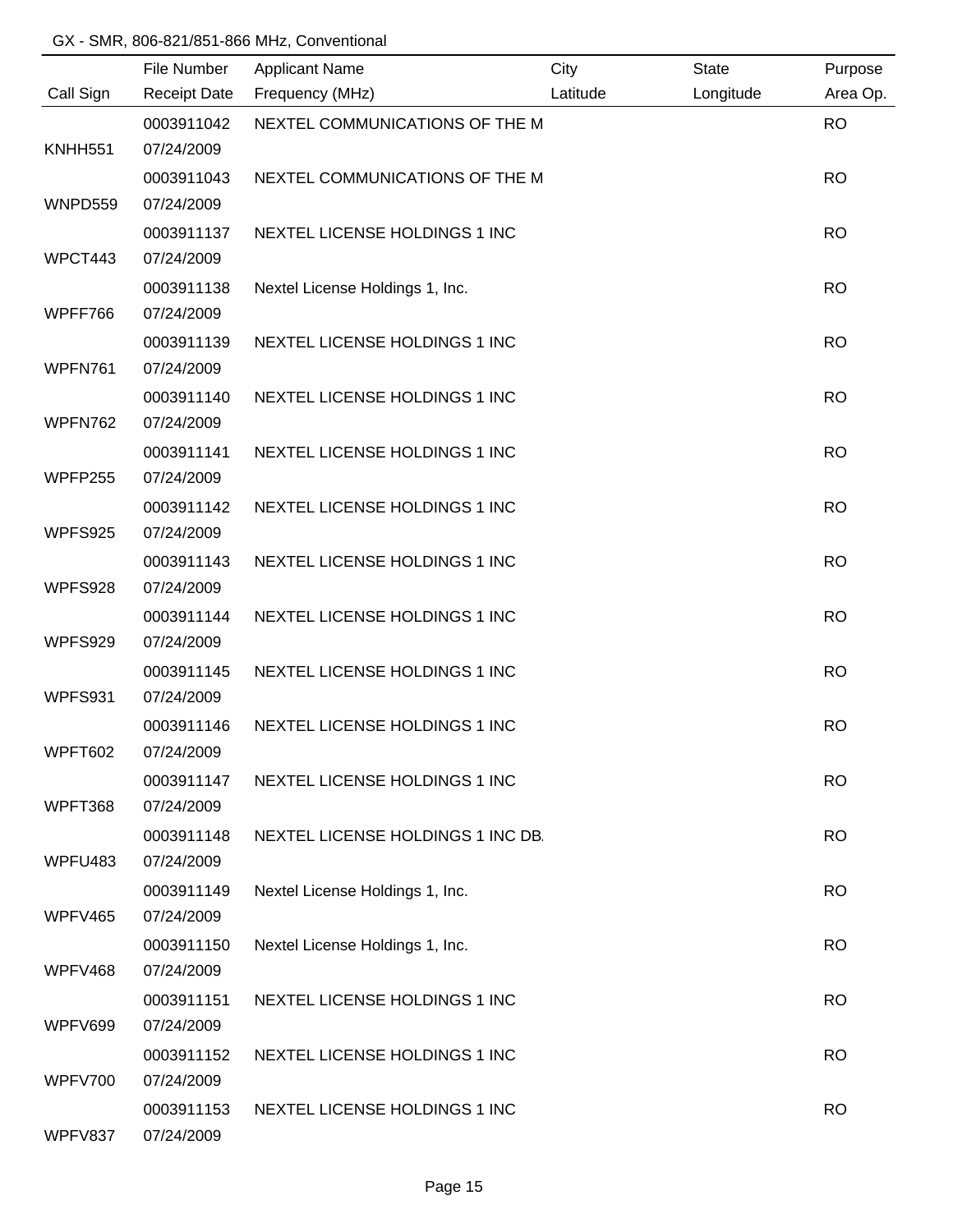GX - SMR, 806-821/851-866 MHz, Conventional

| Call Sign | File Number / Receipt Date | Applicant Name / Frequency (MHz) | City / Latitude | State / Longitude | Purpose / Area Op. |
|---|---|---|---|---|---|
| KNHH551 | 0003911042 07/24/2009 | NEXTEL COMMUNICATIONS OF THE M | | | RO |
| WNPD559 | 0003911043 07/24/2009 | NEXTEL COMMUNICATIONS OF THE M | | | RO |
| WPCT443 | 0003911137 07/24/2009 | NEXTEL LICENSE HOLDINGS 1 INC | | | RO |
| WPFF766 | 0003911138 07/24/2009 | Nextel License Holdings 1, Inc. | | | RO |
| WPFN761 | 0003911139 07/24/2009 | NEXTEL LICENSE HOLDINGS 1 INC | | | RO |
| WPFN762 | 0003911140 07/24/2009 | NEXTEL LICENSE HOLDINGS 1 INC | | | RO |
| WPFP255 | 0003911141 07/24/2009 | NEXTEL LICENSE HOLDINGS 1 INC | | | RO |
| WPFS925 | 0003911142 07/24/2009 | NEXTEL LICENSE HOLDINGS 1 INC | | | RO |
| WPFS928 | 0003911143 07/24/2009 | NEXTEL LICENSE HOLDINGS 1 INC | | | RO |
| WPFS929 | 0003911144 07/24/2009 | NEXTEL LICENSE HOLDINGS 1 INC | | | RO |
| WPFS931 | 0003911145 07/24/2009 | NEXTEL LICENSE HOLDINGS 1 INC | | | RO |
| WPFT602 | 0003911146 07/24/2009 | NEXTEL LICENSE HOLDINGS 1 INC | | | RO |
| WPFT368 | 0003911147 07/24/2009 | NEXTEL LICENSE HOLDINGS 1 INC | | | RO |
| WPFU483 | 0003911148 07/24/2009 | NEXTEL LICENSE HOLDINGS 1 INC DB. | | | RO |
| WPFV465 | 0003911149 07/24/2009 | Nextel License Holdings 1, Inc. | | | RO |
| WPFV468 | 0003911150 07/24/2009 | Nextel License Holdings 1, Inc. | | | RO |
| WPFV699 | 0003911151 07/24/2009 | NEXTEL LICENSE HOLDINGS 1 INC | | | RO |
| WPFV700 | 0003911152 07/24/2009 | NEXTEL LICENSE HOLDINGS 1 INC | | | RO |
| WPFV837 | 0003911153 07/24/2009 | NEXTEL LICENSE HOLDINGS 1 INC | | | RO |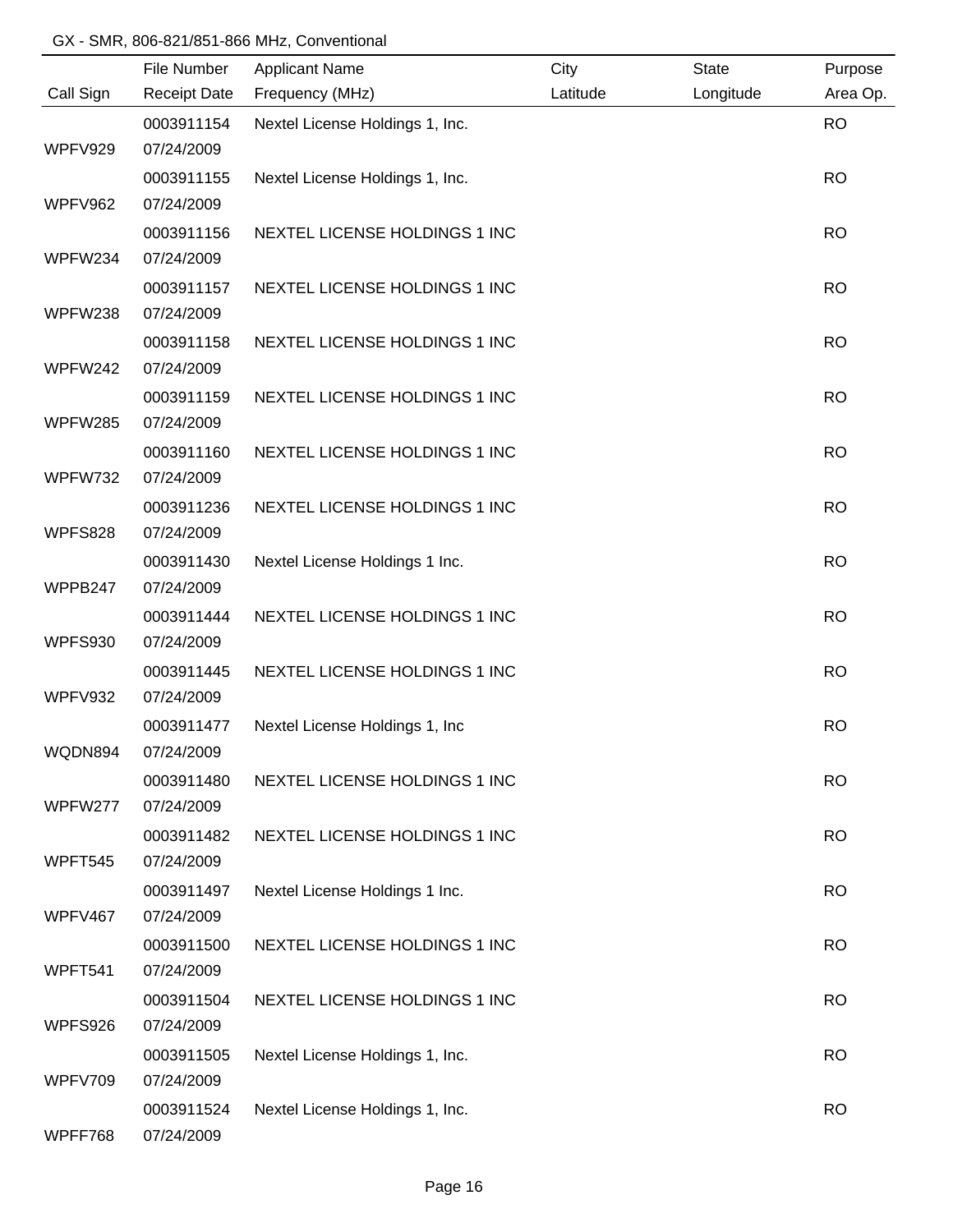GX - SMR, 806-821/851-866 MHz, Conventional

| Call Sign | File Number<br>Receipt Date | Applicant Name<br>Frequency (MHz) | City<br>Latitude | State<br>Longitude | Purpose<br>Area Op. |
|---|---|---|---|---|---|
| WPFV929 | 0003911154<br>07/24/2009 | Nextel License Holdings 1, Inc. | | | RO |
| WPFV962 | 0003911155<br>07/24/2009 | Nextel License Holdings 1, Inc. | | | RO |
| WPFW234 | 0003911156<br>07/24/2009 | NEXTEL LICENSE HOLDINGS 1 INC | | | RO |
| WPFW238 | 0003911157<br>07/24/2009 | NEXTEL LICENSE HOLDINGS 1 INC | | | RO |
| WPFW242 | 0003911158<br>07/24/2009 | NEXTEL LICENSE HOLDINGS 1 INC | | | RO |
| WPFW285 | 0003911159<br>07/24/2009 | NEXTEL LICENSE HOLDINGS 1 INC | | | RO |
| WPFW732 | 0003911160<br>07/24/2009 | NEXTEL LICENSE HOLDINGS 1 INC | | | RO |
| WPFS828 | 0003911236<br>07/24/2009 | NEXTEL LICENSE HOLDINGS 1 INC | | | RO |
| WPPB247 | 0003911430<br>07/24/2009 | Nextel License Holdings 1 Inc. | | | RO |
| WPFS930 | 0003911444<br>07/24/2009 | NEXTEL LICENSE HOLDINGS 1 INC | | | RO |
| WPFV932 | 0003911445<br>07/24/2009 | NEXTEL LICENSE HOLDINGS 1 INC | | | RO |
| WQDN894 | 0003911477<br>07/24/2009 | Nextel License Holdings 1, Inc | | | RO |
| WPFW277 | 0003911480<br>07/24/2009 | NEXTEL LICENSE HOLDINGS 1 INC | | | RO |
| WPFT545 | 0003911482<br>07/24/2009 | NEXTEL LICENSE HOLDINGS 1 INC | | | RO |
| WPFV467 | 0003911497<br>07/24/2009 | Nextel License Holdings 1 Inc. | | | RO |
| WPFT541 | 0003911500<br>07/24/2009 | NEXTEL LICENSE HOLDINGS 1 INC | | | RO |
| WPFS926 | 0003911504<br>07/24/2009 | NEXTEL LICENSE HOLDINGS 1 INC | | | RO |
| WPFV709 | 0003911505<br>07/24/2009 | Nextel License Holdings 1, Inc. | | | RO |
| WPFF768 | 0003911524<br>07/24/2009 | Nextel License Holdings 1, Inc. | | | RO |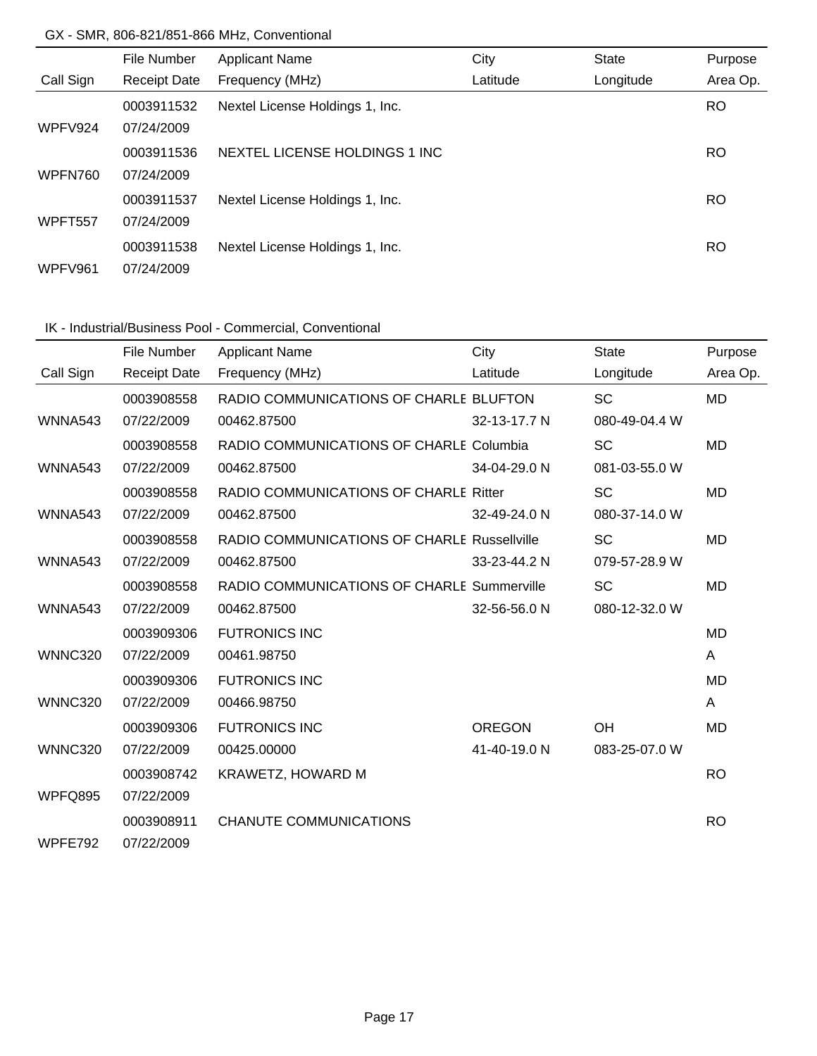GX - SMR, 806-821/851-866 MHz, Conventional

| Call Sign | File Number / Receipt Date | Applicant Name / Frequency (MHz) | City / Latitude | State / Longitude | Purpose / Area Op. |
|---|---|---|---|---|---|
| WPFV924 | 0003911532 / 07/24/2009 | Nextel License Holdings 1, Inc. | | | RO |
| WPFN760 | 0003911536 / 07/24/2009 | NEXTEL LICENSE HOLDINGS 1 INC | | | RO |
| WPFT557 | 0003911537 / 07/24/2009 | Nextel License Holdings 1, Inc. | | | RO |
| WPFV961 | 0003911538 / 07/24/2009 | Nextel License Holdings 1, Inc. | | | RO |

IK - Industrial/Business Pool - Commercial, Conventional

| Call Sign | File Number / Receipt Date | Applicant Name / Frequency (MHz) | City / Latitude | State / Longitude | Purpose / Area Op. |
|---|---|---|---|---|---|
| WNNA543 | 0003908558 / 07/22/2009 | RADIO COMMUNICATIONS OF CHARLE / 00462.87500 | BLUFTON / 32-13-17.7 N | SC / 080-49-04.4 W | MD |
| WNNA543 | 0003908558 / 07/22/2009 | RADIO COMMUNICATIONS OF CHARLE / 00462.87500 | Columbia / 34-04-29.0 N | SC / 081-03-55.0 W | MD |
| WNNA543 | 0003908558 / 07/22/2009 | RADIO COMMUNICATIONS OF CHARLE / 00462.87500 | Ritter / 32-49-24.0 N | SC / 080-37-14.0 W | MD |
| WNNA543 | 0003908558 / 07/22/2009 | RADIO COMMUNICATIONS OF CHARLE / 00462.87500 | Russellville / 33-23-44.2 N | SC / 079-57-28.9 W | MD |
| WNNA543 | 0003908558 / 07/22/2009 | RADIO COMMUNICATIONS OF CHARLE / 00462.87500 | Summerville / 32-56-56.0 N | SC / 080-12-32.0 W | MD |
| WNNC320 | 0003909306 / 07/22/2009 | FUTRONICS INC / 00461.98750 | | | MD / A |
| WNNC320 | 0003909306 / 07/22/2009 | FUTRONICS INC / 00466.98750 | | | MD / A |
| WNNC320 | 0003909306 / 07/22/2009 | FUTRONICS INC / 00425.00000 | OREGON / 41-40-19.0 N | OH / 083-25-07.0 W | MD |
| WPFQ895 | 0003908742 / 07/22/2009 | KRAWETZ, HOWARD M | | | RO |
| WPFE792 | 0003908911 / 07/22/2009 | CHANUTE COMMUNICATIONS | | | RO |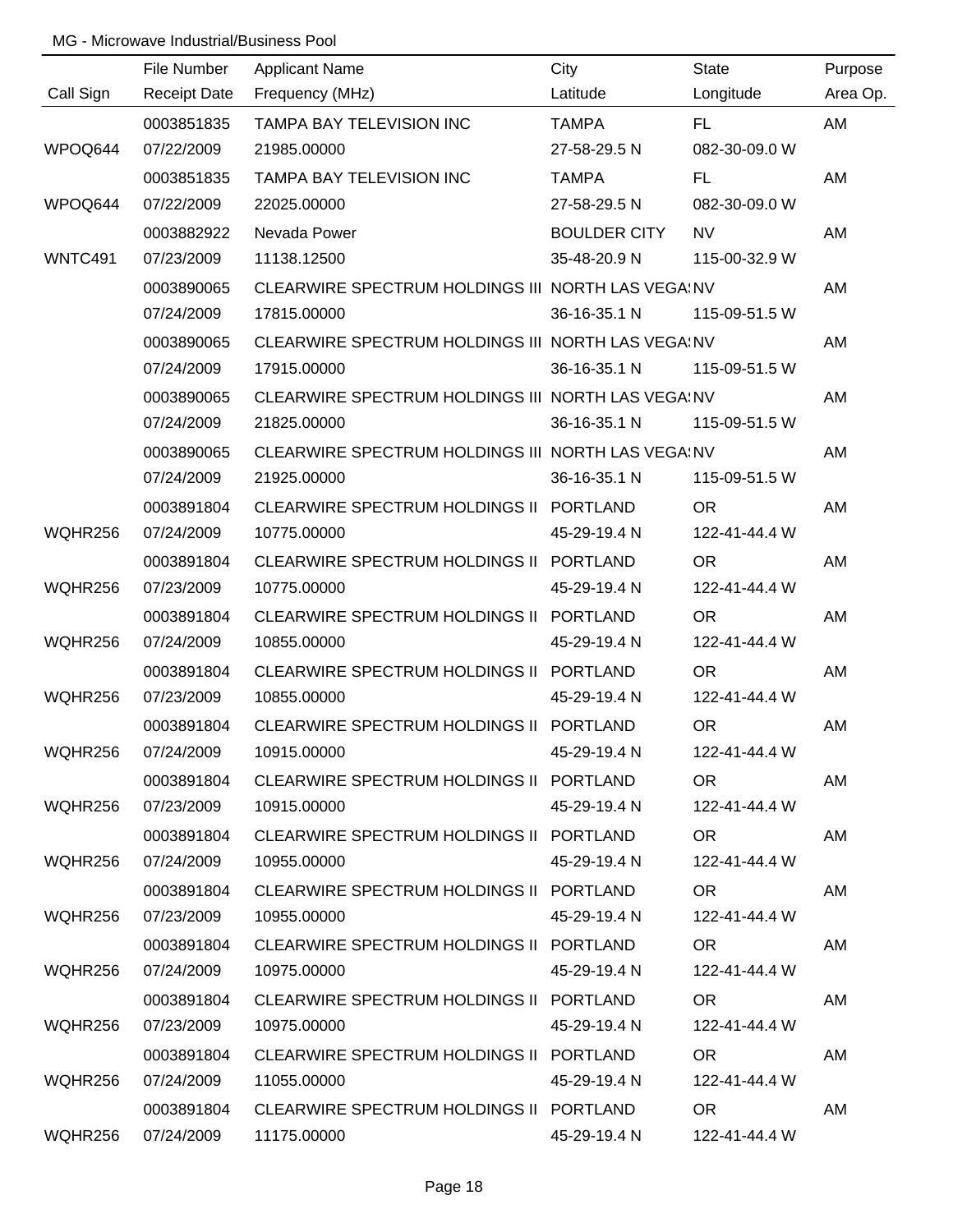MG - Microwave Industrial/Business Pool

| Call Sign | File Number<br>Receipt Date | Applicant Name<br>Frequency (MHz) | City<br>Latitude | State<br>Longitude | Purpose<br>Area Op. |
|---|---|---|---|---|---|
| WPOQ644 | 0003851835<br>07/22/2009 | TAMPA BAY TELEVISION INC<br>21985.00000 | TAMPA<br>27-58-29.5 N | FL<br>082-30-09.0 W | AM |
| WPOQ644 | 0003851835<br>07/22/2009 | TAMPA BAY TELEVISION INC<br>22025.00000 | TAMPA<br>27-58-29.5 N | FL<br>082-30-09.0 W | AM |
| WNTC491 | 0003882922<br>07/23/2009 | Nevada Power<br>11138.12500 | BOULDER CITY<br>35-48-20.9 N | NV<br>115-00-32.9 W | AM |
| | 0003890065<br>07/24/2009 | CLEARWIRE SPECTRUM HOLDINGS III<br>17815.00000 | NORTH LAS VEGAS<br>36-16-35.1 N | NV<br>115-09-51.5 W | AM |
| | 0003890065<br>07/24/2009 | CLEARWIRE SPECTRUM HOLDINGS III<br>17915.00000 | NORTH LAS VEGAS<br>36-16-35.1 N | NV<br>115-09-51.5 W | AM |
| | 0003890065<br>07/24/2009 | CLEARWIRE SPECTRUM HOLDINGS III<br>21825.00000 | NORTH LAS VEGAS<br>36-16-35.1 N | NV<br>115-09-51.5 W | AM |
| | 0003890065<br>07/24/2009 | CLEARWIRE SPECTRUM HOLDINGS III<br>21925.00000 | NORTH LAS VEGAS<br>36-16-35.1 N | NV<br>115-09-51.5 W | AM |
| WQHR256 | 0003891804<br>07/24/2009 | CLEARWIRE SPECTRUM HOLDINGS II<br>10775.00000 | PORTLAND<br>45-29-19.4 N | OR<br>122-41-44.4 W | AM |
| WQHR256 | 0003891804<br>07/23/2009 | CLEARWIRE SPECTRUM HOLDINGS II<br>10775.00000 | PORTLAND<br>45-29-19.4 N | OR<br>122-41-44.4 W | AM |
| WQHR256 | 0003891804<br>07/24/2009 | CLEARWIRE SPECTRUM HOLDINGS II<br>10855.00000 | PORTLAND<br>45-29-19.4 N | OR<br>122-41-44.4 W | AM |
| WQHR256 | 0003891804<br>07/23/2009 | CLEARWIRE SPECTRUM HOLDINGS II<br>10855.00000 | PORTLAND<br>45-29-19.4 N | OR<br>122-41-44.4 W | AM |
| WQHR256 | 0003891804<br>07/24/2009 | CLEARWIRE SPECTRUM HOLDINGS II<br>10915.00000 | PORTLAND<br>45-29-19.4 N | OR<br>122-41-44.4 W | AM |
| WQHR256 | 0003891804<br>07/23/2009 | CLEARWIRE SPECTRUM HOLDINGS II<br>10915.00000 | PORTLAND<br>45-29-19.4 N | OR<br>122-41-44.4 W | AM |
| WQHR256 | 0003891804<br>07/24/2009 | CLEARWIRE SPECTRUM HOLDINGS II<br>10955.00000 | PORTLAND<br>45-29-19.4 N | OR<br>122-41-44.4 W | AM |
| WQHR256 | 0003891804<br>07/23/2009 | CLEARWIRE SPECTRUM HOLDINGS II<br>10955.00000 | PORTLAND<br>45-29-19.4 N | OR<br>122-41-44.4 W | AM |
| WQHR256 | 0003891804<br>07/24/2009 | CLEARWIRE SPECTRUM HOLDINGS II<br>10975.00000 | PORTLAND<br>45-29-19.4 N | OR<br>122-41-44.4 W | AM |
| WQHR256 | 0003891804<br>07/23/2009 | CLEARWIRE SPECTRUM HOLDINGS II<br>10975.00000 | PORTLAND<br>45-29-19.4 N | OR<br>122-41-44.4 W | AM |
| WQHR256 | 0003891804<br>07/24/2009 | CLEARWIRE SPECTRUM HOLDINGS II<br>11055.00000 | PORTLAND<br>45-29-19.4 N | OR<br>122-41-44.4 W | AM |
| WQHR256 | 0003891804<br>07/24/2009 | CLEARWIRE SPECTRUM HOLDINGS II<br>11175.00000 | PORTLAND<br>45-29-19.4 N | OR<br>122-41-44.4 W | AM |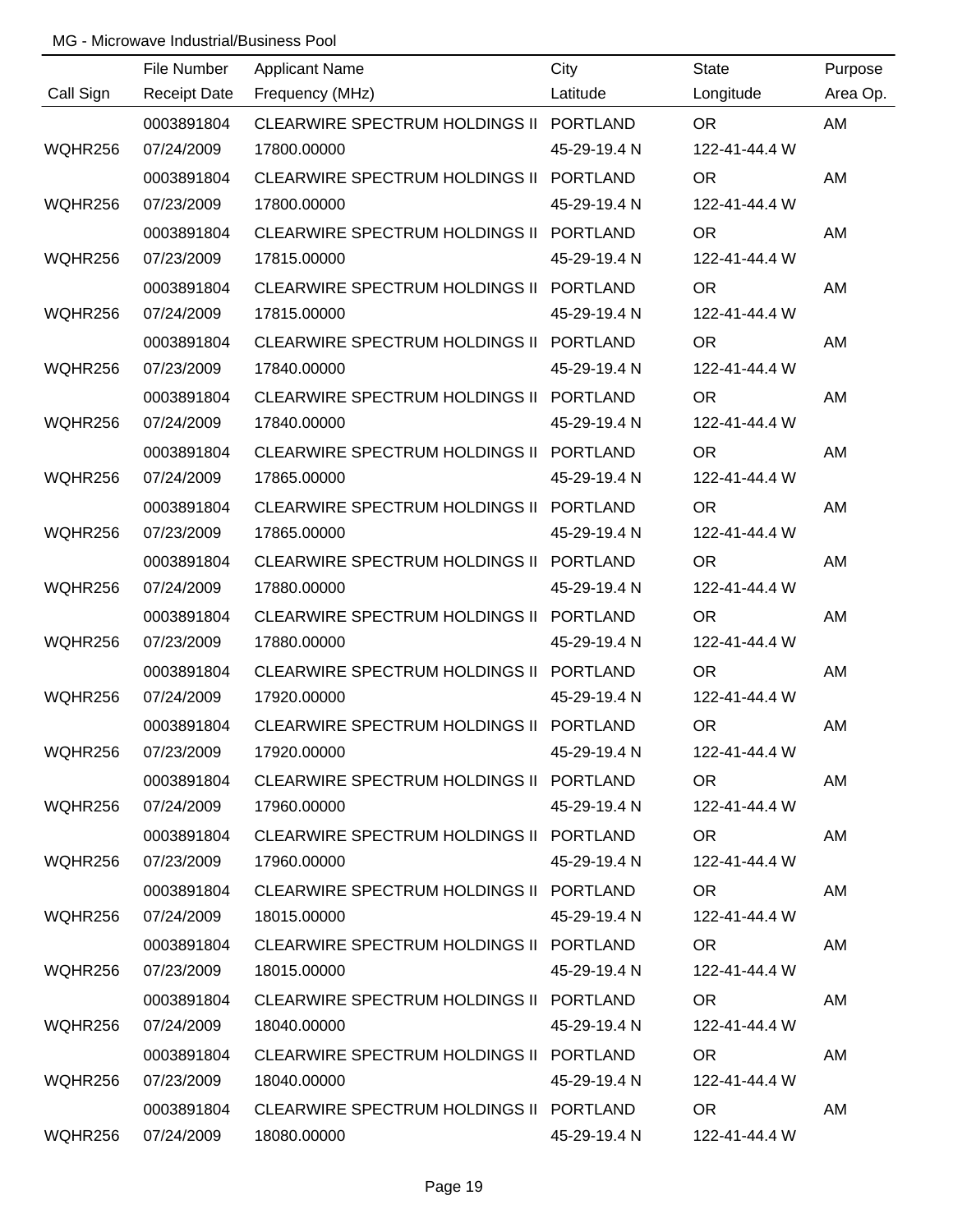MG - Microwave Industrial/Business Pool

| Call Sign | File Number / Receipt Date | Applicant Name / Frequency (MHz) | City / Latitude | State / Longitude | Purpose / Area Op. |
|---|---|---|---|---|---|
| WQHR256 | 0003891804 / 07/24/2009 | CLEARWIRE SPECTRUM HOLDINGS II / 17800.00000 | PORTLAND / 45-29-19.4 N | OR / 122-41-44.4 W | AM |
| WQHR256 | 0003891804 / 07/23/2009 | CLEARWIRE SPECTRUM HOLDINGS II / 17800.00000 | PORTLAND / 45-29-19.4 N | OR / 122-41-44.4 W | AM |
| WQHR256 | 0003891804 / 07/23/2009 | CLEARWIRE SPECTRUM HOLDINGS II / 17815.00000 | PORTLAND / 45-29-19.4 N | OR / 122-41-44.4 W | AM |
| WQHR256 | 0003891804 / 07/24/2009 | CLEARWIRE SPECTRUM HOLDINGS II / 17815.00000 | PORTLAND / 45-29-19.4 N | OR / 122-41-44.4 W | AM |
| WQHR256 | 0003891804 / 07/23/2009 | CLEARWIRE SPECTRUM HOLDINGS II / 17840.00000 | PORTLAND / 45-29-19.4 N | OR / 122-41-44.4 W | AM |
| WQHR256 | 0003891804 / 07/24/2009 | CLEARWIRE SPECTRUM HOLDINGS II / 17840.00000 | PORTLAND / 45-29-19.4 N | OR / 122-41-44.4 W | AM |
| WQHR256 | 0003891804 / 07/24/2009 | CLEARWIRE SPECTRUM HOLDINGS II / 17865.00000 | PORTLAND / 45-29-19.4 N | OR / 122-41-44.4 W | AM |
| WQHR256 | 0003891804 / 07/23/2009 | CLEARWIRE SPECTRUM HOLDINGS II / 17865.00000 | PORTLAND / 45-29-19.4 N | OR / 122-41-44.4 W | AM |
| WQHR256 | 0003891804 / 07/24/2009 | CLEARWIRE SPECTRUM HOLDINGS II / 17880.00000 | PORTLAND / 45-29-19.4 N | OR / 122-41-44.4 W | AM |
| WQHR256 | 0003891804 / 07/23/2009 | CLEARWIRE SPECTRUM HOLDINGS II / 17880.00000 | PORTLAND / 45-29-19.4 N | OR / 122-41-44.4 W | AM |
| WQHR256 | 0003891804 / 07/24/2009 | CLEARWIRE SPECTRUM HOLDINGS II / 17920.00000 | PORTLAND / 45-29-19.4 N | OR / 122-41-44.4 W | AM |
| WQHR256 | 0003891804 / 07/23/2009 | CLEARWIRE SPECTRUM HOLDINGS II / 17920.00000 | PORTLAND / 45-29-19.4 N | OR / 122-41-44.4 W | AM |
| WQHR256 | 0003891804 / 07/24/2009 | CLEARWIRE SPECTRUM HOLDINGS II / 17960.00000 | PORTLAND / 45-29-19.4 N | OR / 122-41-44.4 W | AM |
| WQHR256 | 0003891804 / 07/23/2009 | CLEARWIRE SPECTRUM HOLDINGS II / 17960.00000 | PORTLAND / 45-29-19.4 N | OR / 122-41-44.4 W | AM |
| WQHR256 | 0003891804 / 07/24/2009 | CLEARWIRE SPECTRUM HOLDINGS II / 18015.00000 | PORTLAND / 45-29-19.4 N | OR / 122-41-44.4 W | AM |
| WQHR256 | 0003891804 / 07/23/2009 | CLEARWIRE SPECTRUM HOLDINGS II / 18015.00000 | PORTLAND / 45-29-19.4 N | OR / 122-41-44.4 W | AM |
| WQHR256 | 0003891804 / 07/24/2009 | CLEARWIRE SPECTRUM HOLDINGS II / 18040.00000 | PORTLAND / 45-29-19.4 N | OR / 122-41-44.4 W | AM |
| WQHR256 | 0003891804 / 07/23/2009 | CLEARWIRE SPECTRUM HOLDINGS II / 18040.00000 | PORTLAND / 45-29-19.4 N | OR / 122-41-44.4 W | AM |
| WQHR256 | 0003891804 / 07/24/2009 | CLEARWIRE SPECTRUM HOLDINGS II / 18080.00000 | PORTLAND / 45-29-19.4 N | OR / 122-41-44.4 W | AM |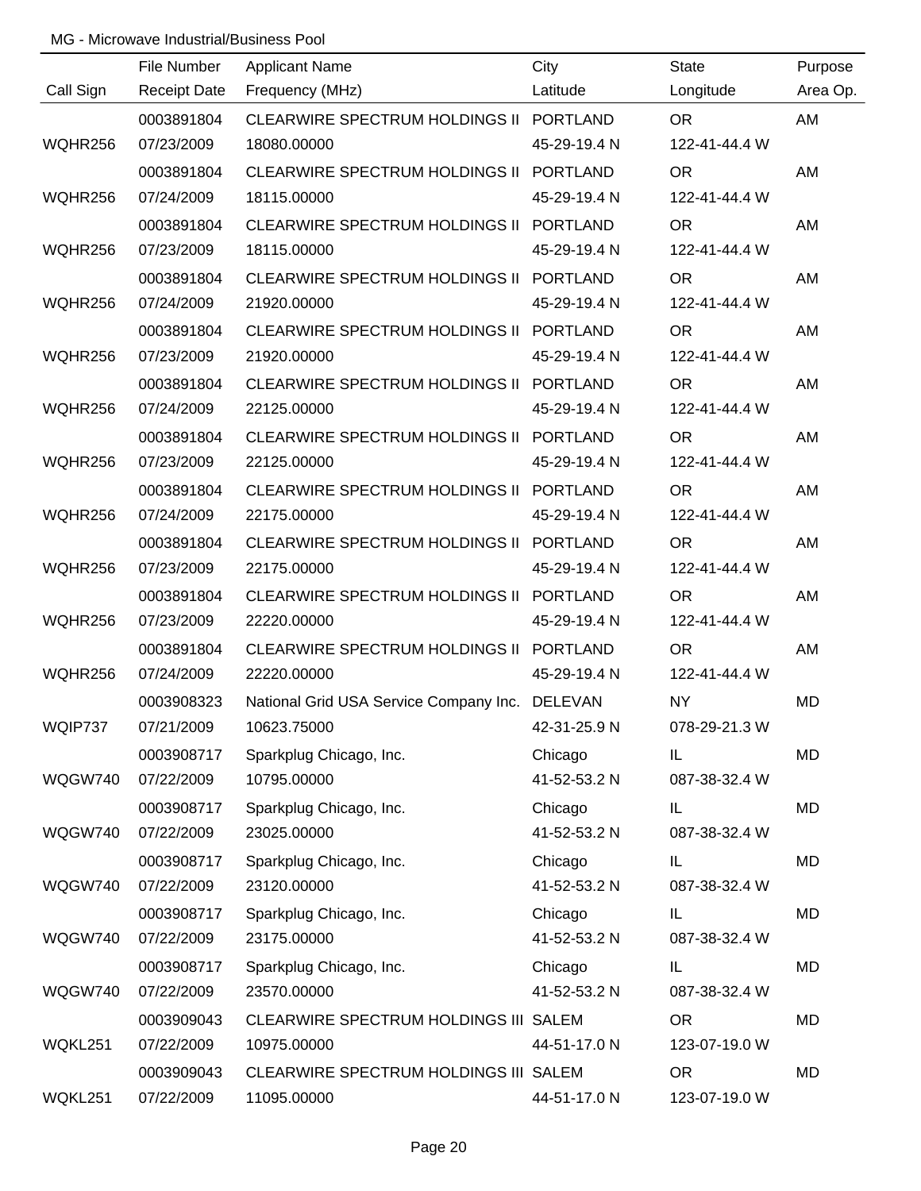MG - Microwave Industrial/Business Pool

| Call Sign | File Number<br>Receipt Date | Applicant Name<br>Frequency (MHz) | City<br>Latitude | State<br>Longitude | Purpose<br>Area Op. |
|---|---|---|---|---|---|
| WQHR256 | 0003891804<br>07/23/2009 | CLEARWIRE SPECTRUM HOLDINGS II<br>18080.00000 | PORTLAND<br>45-29-19.4 N | OR<br>122-41-44.4 W | AM |
| WQHR256 | 0003891804<br>07/24/2009 | CLEARWIRE SPECTRUM HOLDINGS II<br>18115.00000 | PORTLAND<br>45-29-19.4 N | OR<br>122-41-44.4 W | AM |
| WQHR256 | 0003891804<br>07/23/2009 | CLEARWIRE SPECTRUM HOLDINGS II<br>18115.00000 | PORTLAND<br>45-29-19.4 N | OR<br>122-41-44.4 W | AM |
| WQHR256 | 0003891804<br>07/24/2009 | CLEARWIRE SPECTRUM HOLDINGS II<br>21920.00000 | PORTLAND<br>45-29-19.4 N | OR<br>122-41-44.4 W | AM |
| WQHR256 | 0003891804<br>07/23/2009 | CLEARWIRE SPECTRUM HOLDINGS II<br>21920.00000 | PORTLAND<br>45-29-19.4 N | OR<br>122-41-44.4 W | AM |
| WQHR256 | 0003891804<br>07/24/2009 | CLEARWIRE SPECTRUM HOLDINGS II<br>22125.00000 | PORTLAND<br>45-29-19.4 N | OR<br>122-41-44.4 W | AM |
| WQHR256 | 0003891804<br>07/23/2009 | CLEARWIRE SPECTRUM HOLDINGS II<br>22125.00000 | PORTLAND<br>45-29-19.4 N | OR<br>122-41-44.4 W | AM |
| WQHR256 | 0003891804<br>07/24/2009 | CLEARWIRE SPECTRUM HOLDINGS II<br>22175.00000 | PORTLAND<br>45-29-19.4 N | OR<br>122-41-44.4 W | AM |
| WQHR256 | 0003891804<br>07/23/2009 | CLEARWIRE SPECTRUM HOLDINGS II<br>22175.00000 | PORTLAND<br>45-29-19.4 N | OR<br>122-41-44.4 W | AM |
| WQHR256 | 0003891804<br>07/23/2009 | CLEARWIRE SPECTRUM HOLDINGS II<br>22220.00000 | PORTLAND<br>45-29-19.4 N | OR<br>122-41-44.4 W | AM |
| WQHR256 | 0003891804<br>07/24/2009 | CLEARWIRE SPECTRUM HOLDINGS II<br>22220.00000 | PORTLAND<br>45-29-19.4 N | OR<br>122-41-44.4 W | AM |
| WQIP737 | 0003908323<br>07/21/2009 | National Grid USA Service Company Inc.<br>10623.75000 | DELEVAN<br>42-31-25.9 N | NY<br>078-29-21.3 W | MD |
| WQGW740 | 0003908717<br>07/22/2009 | Sparkplug Chicago, Inc.<br>10795.00000 | Chicago<br>41-52-53.2 N | IL<br>087-38-32.4 W | MD |
| WQGW740 | 0003908717<br>07/22/2009 | Sparkplug Chicago, Inc.<br>23025.00000 | Chicago<br>41-52-53.2 N | IL<br>087-38-32.4 W | MD |
| WQGW740 | 0003908717<br>07/22/2009 | Sparkplug Chicago, Inc.<br>23120.00000 | Chicago<br>41-52-53.2 N | IL<br>087-38-32.4 W | MD |
| WQGW740 | 0003908717<br>07/22/2009 | Sparkplug Chicago, Inc.<br>23175.00000 | Chicago<br>41-52-53.2 N | IL<br>087-38-32.4 W | MD |
| WQGW740 | 0003908717<br>07/22/2009 | Sparkplug Chicago, Inc.<br>23570.00000 | Chicago<br>41-52-53.2 N | IL<br>087-38-32.4 W | MD |
| WQKL251 | 0003909043<br>07/22/2009 | CLEARWIRE SPECTRUM HOLDINGS III<br>10975.00000 | SALEM<br>44-51-17.0 N | OR<br>123-07-19.0 W | MD |
| WQKL251 | 0003909043<br>07/22/2009 | CLEARWIRE SPECTRUM HOLDINGS III<br>11095.00000 | SALEM<br>44-51-17.0 N | OR<br>123-07-19.0 W | MD |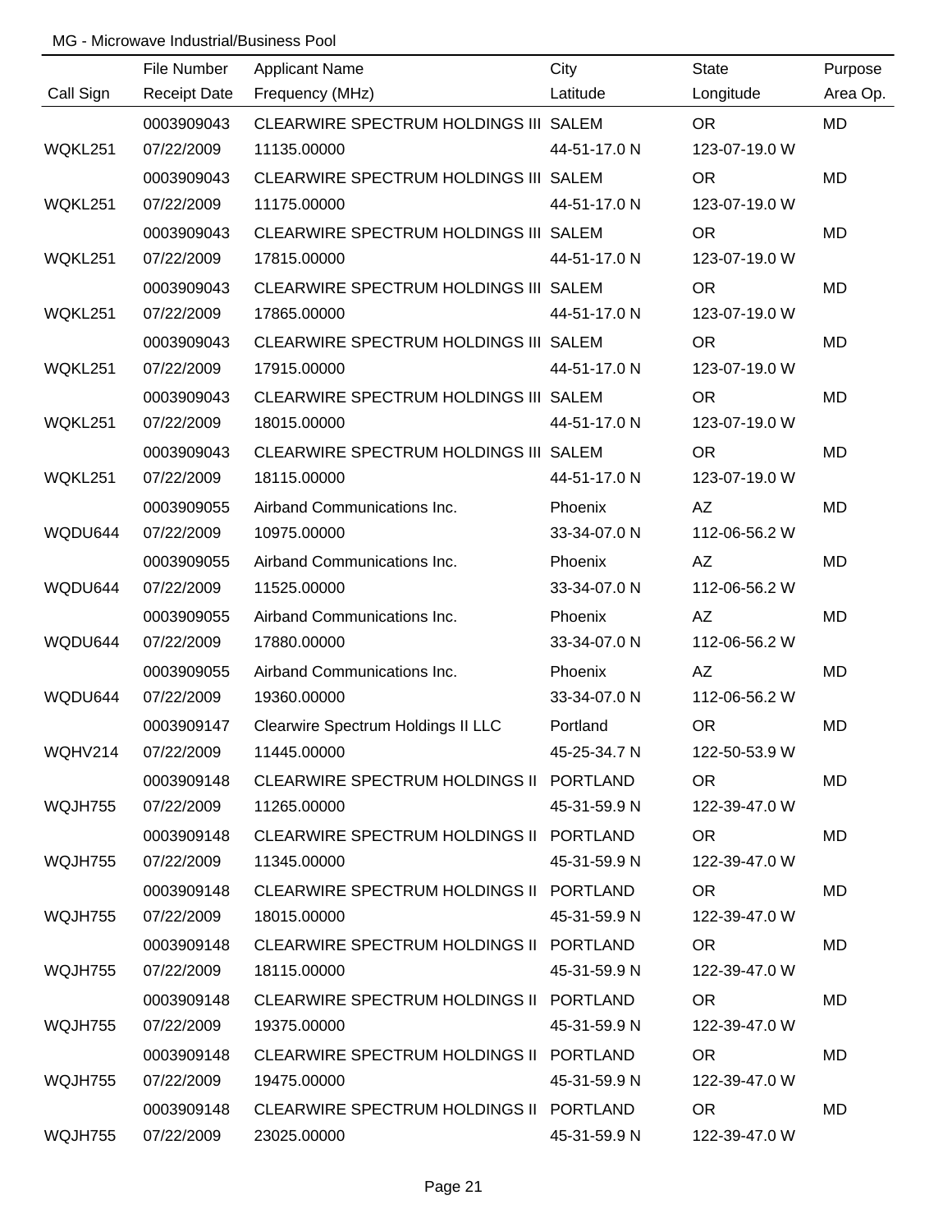MG - Microwave Industrial/Business Pool

| Call Sign | File Number / Receipt Date | Applicant Name / Frequency (MHz) | City / Latitude | State / Longitude | Purpose / Area Op. |
|---|---|---|---|---|---|
| | 0003909043 | CLEARWIRE SPECTRUM HOLDINGS III | SALEM | OR | MD |
| WQKL251 | 07/22/2009 | 11135.00000 | 44-51-17.0 N | 123-07-19.0 W | |
| | 0003909043 | CLEARWIRE SPECTRUM HOLDINGS III | SALEM | OR | MD |
| WQKL251 | 07/22/2009 | 11175.00000 | 44-51-17.0 N | 123-07-19.0 W | |
| | 0003909043 | CLEARWIRE SPECTRUM HOLDINGS III | SALEM | OR | MD |
| WQKL251 | 07/22/2009 | 17815.00000 | 44-51-17.0 N | 123-07-19.0 W | |
| | 0003909043 | CLEARWIRE SPECTRUM HOLDINGS III | SALEM | OR | MD |
| WQKL251 | 07/22/2009 | 17865.00000 | 44-51-17.0 N | 123-07-19.0 W | |
| | 0003909043 | CLEARWIRE SPECTRUM HOLDINGS III | SALEM | OR | MD |
| WQKL251 | 07/22/2009 | 17915.00000 | 44-51-17.0 N | 123-07-19.0 W | |
| | 0003909043 | CLEARWIRE SPECTRUM HOLDINGS III | SALEM | OR | MD |
| WQKL251 | 07/22/2009 | 18015.00000 | 44-51-17.0 N | 123-07-19.0 W | |
| | 0003909043 | CLEARWIRE SPECTRUM HOLDINGS III | SALEM | OR | MD |
| WQKL251 | 07/22/2009 | 18115.00000 | 44-51-17.0 N | 123-07-19.0 W | |
| | 0003909055 | Airband Communications Inc. | Phoenix | AZ | MD |
| WQDU644 | 07/22/2009 | 10975.00000 | 33-34-07.0 N | 112-06-56.2 W | |
| | 0003909055 | Airband Communications Inc. | Phoenix | AZ | MD |
| WQDU644 | 07/22/2009 | 11525.00000 | 33-34-07.0 N | 112-06-56.2 W | |
| | 0003909055 | Airband Communications Inc. | Phoenix | AZ | MD |
| WQDU644 | 07/22/2009 | 17880.00000 | 33-34-07.0 N | 112-06-56.2 W | |
| | 0003909055 | Airband Communications Inc. | Phoenix | AZ | MD |
| WQDU644 | 07/22/2009 | 19360.00000 | 33-34-07.0 N | 112-06-56.2 W | |
| | 0003909147 | Clearwire Spectrum Holdings II LLC | Portland | OR | MD |
| WQHV214 | 07/22/2009 | 11445.00000 | 45-25-34.7 N | 122-50-53.9 W | |
| | 0003909148 | CLEARWIRE SPECTRUM HOLDINGS II | PORTLAND | OR | MD |
| WQJH755 | 07/22/2009 | 11265.00000 | 45-31-59.9 N | 122-39-47.0 W | |
| | 0003909148 | CLEARWIRE SPECTRUM HOLDINGS II | PORTLAND | OR | MD |
| WQJH755 | 07/22/2009 | 11345.00000 | 45-31-59.9 N | 122-39-47.0 W | |
| | 0003909148 | CLEARWIRE SPECTRUM HOLDINGS II | PORTLAND | OR | MD |
| WQJH755 | 07/22/2009 | 18015.00000 | 45-31-59.9 N | 122-39-47.0 W | |
| | 0003909148 | CLEARWIRE SPECTRUM HOLDINGS II | PORTLAND | OR | MD |
| WQJH755 | 07/22/2009 | 18115.00000 | 45-31-59.9 N | 122-39-47.0 W | |
| | 0003909148 | CLEARWIRE SPECTRUM HOLDINGS II | PORTLAND | OR | MD |
| WQJH755 | 07/22/2009 | 19375.00000 | 45-31-59.9 N | 122-39-47.0 W | |
| | 0003909148 | CLEARWIRE SPECTRUM HOLDINGS II | PORTLAND | OR | MD |
| WQJH755 | 07/22/2009 | 19475.00000 | 45-31-59.9 N | 122-39-47.0 W | |
| | 0003909148 | CLEARWIRE SPECTRUM HOLDINGS II | PORTLAND | OR | MD |
| WQJH755 | 07/22/2009 | 23025.00000 | 45-31-59.9 N | 122-39-47.0 W | |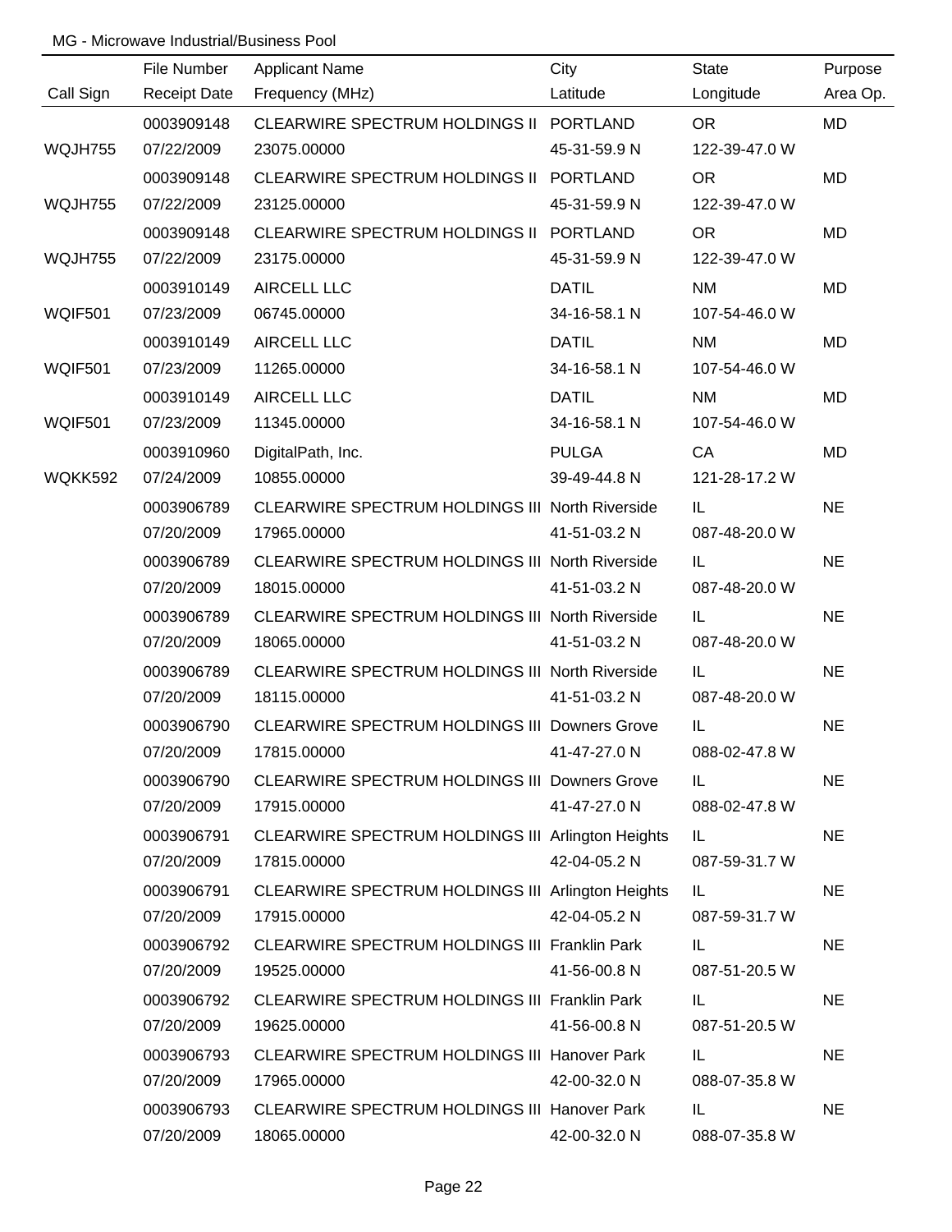MG - Microwave Industrial/Business Pool

| Call Sign | File Number / Receipt Date | Applicant Name / Frequency (MHz) | City / Latitude | State / Longitude | Purpose / Area Op. |
|---|---|---|---|---|---|
| | 0003909148 | CLEARWIRE SPECTRUM HOLDINGS II | PORTLAND | OR | MD |
| WQJH755 | 07/22/2009 | 23075.00000 | 45-31-59.9 N | 122-39-47.0 W | |
| | 0003909148 | CLEARWIRE SPECTRUM HOLDINGS II | PORTLAND | OR | MD |
| WQJH755 | 07/22/2009 | 23125.00000 | 45-31-59.9 N | 122-39-47.0 W | |
| | 0003909148 | CLEARWIRE SPECTRUM HOLDINGS II | PORTLAND | OR | MD |
| WQJH755 | 07/22/2009 | 23175.00000 | 45-31-59.9 N | 122-39-47.0 W | |
| | 0003910149 | AIRCELL LLC | DATIL | NM | MD |
| WQIF501 | 07/23/2009 | 06745.00000 | 34-16-58.1 N | 107-54-46.0 W | |
| | 0003910149 | AIRCELL LLC | DATIL | NM | MD |
| WQIF501 | 07/23/2009 | 11265.00000 | 34-16-58.1 N | 107-54-46.0 W | |
| | 0003910149 | AIRCELL LLC | DATIL | NM | MD |
| WQIF501 | 07/23/2009 | 11345.00000 | 34-16-58.1 N | 107-54-46.0 W | |
| | 0003910960 | DigitalPath, Inc. | PULGA | CA | MD |
| WQKK592 | 07/24/2009 | 10855.00000 | 39-49-44.8 N | 121-28-17.2 W | |
| | 0003906789 | CLEARWIRE SPECTRUM HOLDINGS III | North Riverside | IL | NE |
| | 07/20/2009 | 17965.00000 | 41-51-03.2 N | 087-48-20.0 W | |
| | 0003906789 | CLEARWIRE SPECTRUM HOLDINGS III | North Riverside | IL | NE |
| | 07/20/2009 | 18015.00000 | 41-51-03.2 N | 087-48-20.0 W | |
| | 0003906789 | CLEARWIRE SPECTRUM HOLDINGS III | North Riverside | IL | NE |
| | 07/20/2009 | 18065.00000 | 41-51-03.2 N | 087-48-20.0 W | |
| | 0003906789 | CLEARWIRE SPECTRUM HOLDINGS III | North Riverside | IL | NE |
| | 07/20/2009 | 18115.00000 | 41-51-03.2 N | 087-48-20.0 W | |
| | 0003906790 | CLEARWIRE SPECTRUM HOLDINGS III | Downers Grove | IL | NE |
| | 07/20/2009 | 17815.00000 | 41-47-27.0 N | 088-02-47.8 W | |
| | 0003906790 | CLEARWIRE SPECTRUM HOLDINGS III | Downers Grove | IL | NE |
| | 07/20/2009 | 17915.00000 | 41-47-27.0 N | 088-02-47.8 W | |
| | 0003906791 | CLEARWIRE SPECTRUM HOLDINGS III | Arlington Heights | IL | NE |
| | 07/20/2009 | 17815.00000 | 42-04-05.2 N | 087-59-31.7 W | |
| | 0003906791 | CLEARWIRE SPECTRUM HOLDINGS III | Arlington Heights | IL | NE |
| | 07/20/2009 | 17915.00000 | 42-04-05.2 N | 087-59-31.7 W | |
| | 0003906792 | CLEARWIRE SPECTRUM HOLDINGS III | Franklin Park | IL | NE |
| | 07/20/2009 | 19525.00000 | 41-56-00.8 N | 087-51-20.5 W | |
| | 0003906792 | CLEARWIRE SPECTRUM HOLDINGS III | Franklin Park | IL | NE |
| | 07/20/2009 | 19625.00000 | 41-56-00.8 N | 087-51-20.5 W | |
| | 0003906793 | CLEARWIRE SPECTRUM HOLDINGS III | Hanover Park | IL | NE |
| | 07/20/2009 | 17965.00000 | 42-00-32.0 N | 088-07-35.8 W | |
| | 0003906793 | CLEARWIRE SPECTRUM HOLDINGS III | Hanover Park | IL | NE |
| | 07/20/2009 | 18065.00000 | 42-00-32.0 N | 088-07-35.8 W | |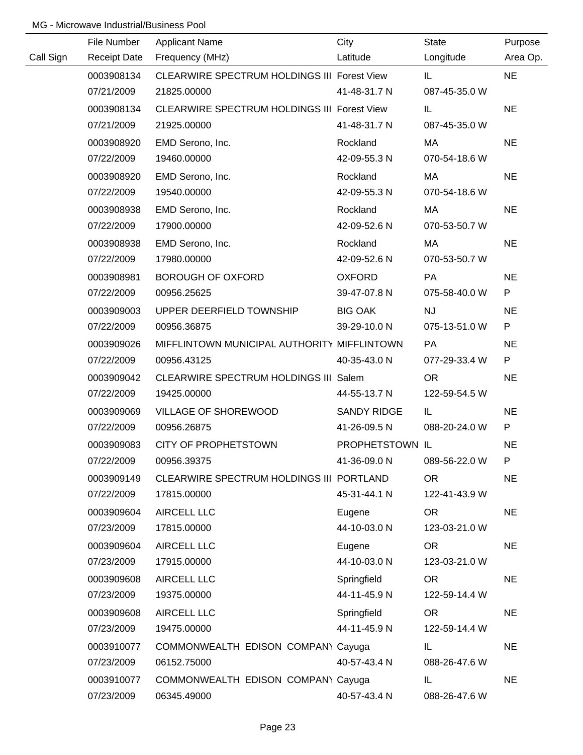MG - Microwave Industrial/Business Pool

| Call Sign | File Number<br>Receipt Date | Applicant Name<br>Frequency (MHz) | City<br>Latitude | State<br>Longitude | Purpose<br>Area Op. |
|---|---|---|---|---|---|
| | 0003908134<br>07/21/2009 | CLEARWIRE SPECTRUM HOLDINGS III<br>21825.00000 | Forest View<br>41-48-31.7 N | IL<br>087-45-35.0 W | NE |
| | 0003908134<br>07/21/2009 | CLEARWIRE SPECTRUM HOLDINGS III<br>21925.00000 | Forest View<br>41-48-31.7 N | IL<br>087-45-35.0 W | NE |
| | 0003908920<br>07/22/2009 | EMD Serono, Inc.<br>19460.00000 | Rockland<br>42-09-55.3 N | MA<br>070-54-18.6 W | NE |
| | 0003908920<br>07/22/2009 | EMD Serono, Inc.<br>19540.00000 | Rockland<br>42-09-55.3 N | MA<br>070-54-18.6 W | NE |
| | 0003908938<br>07/22/2009 | EMD Serono, Inc.<br>17900.00000 | Rockland<br>42-09-52.6 N | MA<br>070-53-50.7 W | NE |
| | 0003908938<br>07/22/2009 | EMD Serono, Inc.<br>17980.00000 | Rockland<br>42-09-52.6 N | MA<br>070-53-50.7 W | NE |
| | 0003908981<br>07/22/2009 | BOROUGH OF OXFORD<br>00956.25625 | OXFORD<br>39-47-07.8 N | PA<br>075-58-40.0 W | NE<br>P |
| | 0003909003<br>07/22/2009 | UPPER DEERFIELD TOWNSHIP<br>00956.36875 | BIG OAK<br>39-29-10.0 N | NJ<br>075-13-51.0 W | NE<br>P |
| | 0003909026<br>07/22/2009 | MIFFLINTOWN MUNICIPAL AUTHORITY<br>00956.43125 | MIFFLINTOWN<br>40-35-43.0 N | PA<br>077-29-33.4 W | NE<br>P |
| | 0003909042<br>07/22/2009 | CLEARWIRE SPECTRUM HOLDINGS III<br>19425.00000 | Salem<br>44-55-13.7 N | OR<br>122-59-54.5 W | NE |
| | 0003909069<br>07/22/2009 | VILLAGE OF SHOREWOOD<br>00956.26875 | SANDY RIDGE<br>41-26-09.5 N | IL<br>088-20-24.0 W | NE<br>P |
| | 0003909083<br>07/22/2009 | CITY OF PROPHETSTOWN<br>00956.39375 | PROPHETSTOWN<br>41-36-09.0 N | IL<br>089-56-22.0 W | NE<br>P |
| | 0003909149<br>07/22/2009 | CLEARWIRE SPECTRUM HOLDINGS III<br>17815.00000 | PORTLAND<br>45-31-44.1 N | OR<br>122-41-43.9 W | NE |
| | 0003909604<br>07/23/2009 | AIRCELL LLC<br>17815.00000 | Eugene<br>44-10-03.0 N | OR<br>123-03-21.0 W | NE |
| | 0003909604<br>07/23/2009 | AIRCELL LLC<br>17915.00000 | Eugene<br>44-10-03.0 N | OR<br>123-03-21.0 W | NE |
| | 0003909608<br>07/23/2009 | AIRCELL LLC<br>19375.00000 | Springfield<br>44-11-45.9 N | OR<br>122-59-14.4 W | NE |
| | 0003909608<br>07/23/2009 | AIRCELL LLC<br>19475.00000 | Springfield<br>44-11-45.9 N | OR<br>122-59-14.4 W | NE |
| | 0003910077<br>07/23/2009 | COMMONWEALTH EDISON COMPANY<br>06152.75000 | Cayuga<br>40-57-43.4 N | IL<br>088-26-47.6 W | NE |
| | 0003910077<br>07/23/2009 | COMMONWEALTH EDISON COMPANY<br>06345.49000 | Cayuga<br>40-57-43.4 N | IL<br>088-26-47.6 W | NE |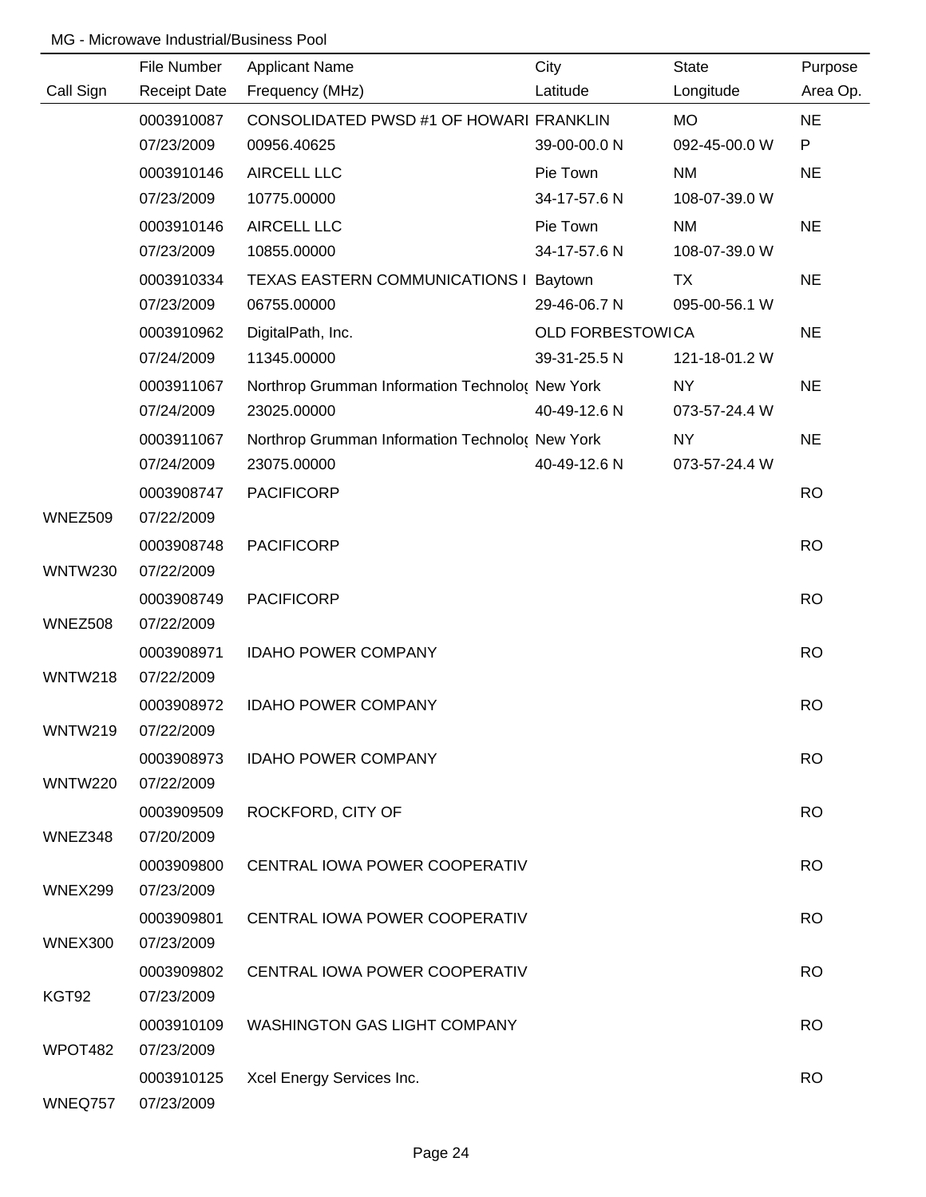MG - Microwave Industrial/Business Pool

| Call Sign | File Number<br>Receipt Date | Applicant Name<br>Frequency (MHz) | City<br>Latitude | State<br>Longitude | Purpose<br>Area Op. |
|---|---|---|---|---|---|
| | 0003910087<br>07/23/2009 | CONSOLIDATED PWSD #1 OF HOWARI<br>00956.40625 | FRANKLIN<br>39-00-00.0 N | MO<br>092-45-00.0 W | NE<br>P |
| | 0003910146<br>07/23/2009 | AIRCELL LLC<br>10775.00000 | Pie Town<br>34-17-57.6 N | NM<br>108-07-39.0 W | NE |
| | 0003910146<br>07/23/2009 | AIRCELL LLC<br>10855.00000 | Pie Town<br>34-17-57.6 N | NM<br>108-07-39.0 W | NE |
| | 0003910334<br>07/23/2009 | TEXAS EASTERN COMMUNICATIONS I<br>06755.00000 | Baytown<br>29-46-06.7 N | TX<br>095-00-56.1 W | NE |
| | 0003910962<br>07/24/2009 | DigitalPath, Inc.<br>11345.00000 | OLD FORBESTOWI<br>39-31-25.5 N | CA<br>121-18-01.2 W | NE |
| | 0003911067<br>07/24/2009 | Northrop Grumman Information Technolo(<br>23025.00000 | New York<br>40-49-12.6 N | NY<br>073-57-24.4 W | NE |
| | 0003911067<br>07/24/2009 | Northrop Grumman Information Technolo(<br>23075.00000 | New York<br>40-49-12.6 N | NY<br>073-57-24.4 W | NE |
| WNEZ509 | 0003908747<br>07/22/2009 | PACIFICORP | | | RO |
| WNTW230 | 0003908748<br>07/22/2009 | PACIFICORP | | | RO |
| WNEZ508 | 0003908749<br>07/22/2009 | PACIFICORP | | | RO |
| WNTW218 | 0003908971<br>07/22/2009 | IDAHO POWER COMPANY | | | RO |
| WNTW219 | 0003908972<br>07/22/2009 | IDAHO POWER COMPANY | | | RO |
| WNTW220 | 0003908973<br>07/22/2009 | IDAHO POWER COMPANY | | | RO |
| WNEZ348 | 0003909509<br>07/20/2009 | ROCKFORD, CITY OF | | | RO |
| WNEX299 | 0003909800<br>07/23/2009 | CENTRAL IOWA POWER COOPERATIV | | | RO |
| WNEX300 | 0003909801<br>07/23/2009 | CENTRAL IOWA POWER COOPERATIV | | | RO |
| KGT92 | 0003909802<br>07/23/2009 | CENTRAL IOWA POWER COOPERATIV | | | RO |
| WPOT482 | 0003910109<br>07/23/2009 | WASHINGTON GAS LIGHT COMPANY | | | RO |
| WNEQ757 | 0003910125<br>07/23/2009 | Xcel Energy Services Inc. | | | RO |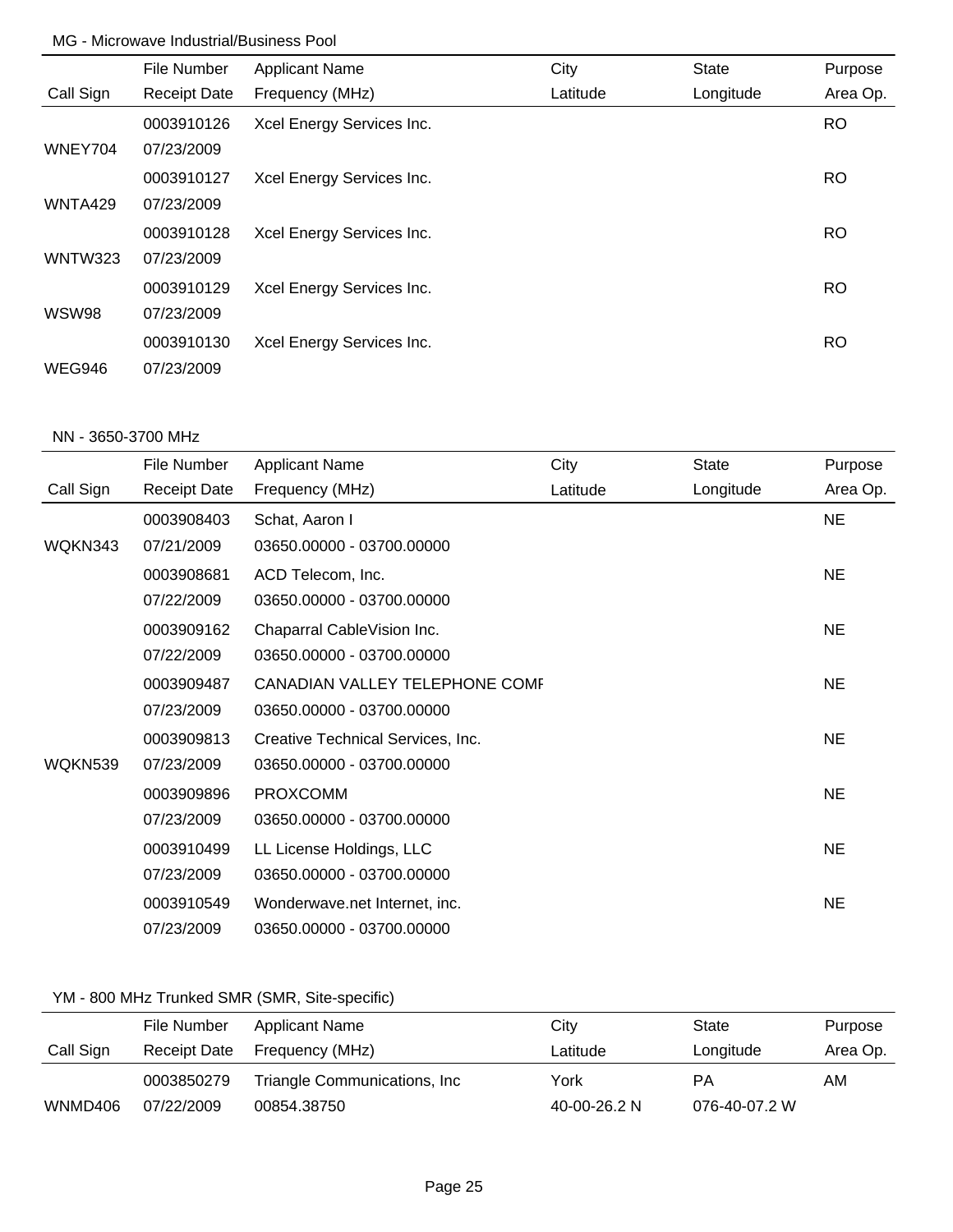MG - Microwave Industrial/Business Pool

| Call Sign | File Number / Receipt Date | Applicant Name / Frequency (MHz) | City / Latitude | State / Longitude | Purpose / Area Op. |
|---|---|---|---|---|---|
| WNEY704 | 0003910126<br>07/23/2009 | Xcel Energy Services Inc. | | | RO |
| WNTA429 | 0003910127<br>07/23/2009 | Xcel Energy Services Inc. | | | RO |
| WNTW323 | 0003910128<br>07/23/2009 | Xcel Energy Services Inc. | | | RO |
| WSW98 | 0003910129<br>07/23/2009 | Xcel Energy Services Inc. | | | RO |
| WEG946 | 0003910130<br>07/23/2009 | Xcel Energy Services Inc. | | | RO |

NN - 3650-3700 MHz

| Call Sign | File Number / Receipt Date | Applicant Name / Frequency (MHz) | City / Latitude | State / Longitude | Purpose / Area Op. |
|---|---|---|---|---|---|
| WQKN343 | 0003908403<br>07/21/2009 | Schat, Aaron I<br>03650.00000 - 03700.00000 | | | NE |
| | 0003908681<br>07/22/2009 | ACD Telecom, Inc.<br>03650.00000 - 03700.00000 | | | NE |
| | 0003909162<br>07/22/2009 | Chaparral CableVision Inc.<br>03650.00000 - 03700.00000 | | | NE |
| | 0003909487<br>07/23/2009 | CANADIAN VALLEY TELEPHONE COMI<br>03650.00000 - 03700.00000 | | | NE |
| WQKN539 | 0003909813<br>07/23/2009 | Creative Technical Services, Inc.<br>03650.00000 - 03700.00000 | | | NE |
| | 0003909896<br>07/23/2009 | PROXCOMM<br>03650.00000 - 03700.00000 | | | NE |
| | 0003910499<br>07/23/2009 | LL License Holdings, LLC<br>03650.00000 - 03700.00000 | | | NE |
| | 0003910549<br>07/23/2009 | Wonderwave.net Internet, inc.<br>03650.00000 - 03700.00000 | | | NE |

YM - 800 MHz Trunked SMR (SMR, Site-specific)

| Call Sign | File Number / Receipt Date | Applicant Name / Frequency (MHz) | City / Latitude | State / Longitude | Purpose / Area Op. |
|---|---|---|---|---|---|
| WNMD406 | 0003850279<br>07/22/2009 | Triangle Communications, Inc<br>00854.38750 | York<br>40-00-26.2 N | PA<br>076-40-07.2 W | AM |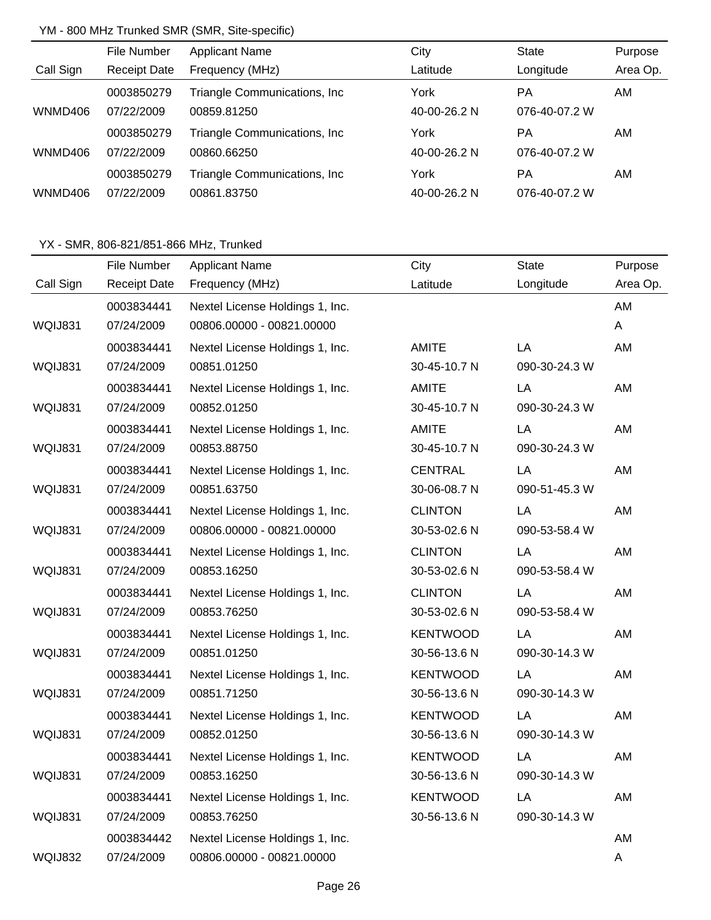YM - 800 MHz Trunked SMR (SMR, Site-specific)

| Call Sign | File Number<br>Receipt Date | Applicant Name<br>Frequency (MHz) | City<br>Latitude | State<br>Longitude | Purpose<br>Area Op. |
|---|---|---|---|---|---|
| WNMD406 | 0003850279<br>07/22/2009 | Triangle Communications, Inc<br>00859.81250 | York<br>40-00-26.2 N | PA<br>076-40-07.2 W | AM |
| WNMD406 | 0003850279<br>07/22/2009 | Triangle Communications, Inc<br>00860.66250 | York<br>40-00-26.2 N | PA<br>076-40-07.2 W | AM |
| WNMD406 | 0003850279<br>07/22/2009 | Triangle Communications, Inc<br>00861.83750 | York<br>40-00-26.2 N | PA<br>076-40-07.2 W | AM |

YX - SMR, 806-821/851-866 MHz, Trunked

| Call Sign | File Number<br>Receipt Date | Applicant Name<br>Frequency (MHz) | City<br>Latitude | State<br>Longitude | Purpose<br>Area Op. |
|---|---|---|---|---|---|
| WQIJ831 | 0003834441<br>07/24/2009 | Nextel License Holdings 1, Inc.<br>00806.00000 - 00821.00000 | | | AM<br>A |
| WQIJ831 | 0003834441<br>07/24/2009 | Nextel License Holdings 1, Inc.<br>00851.01250 | AMITE<br>30-45-10.7 N | LA<br>090-30-24.3 W | AM |
| WQIJ831 | 0003834441<br>07/24/2009 | Nextel License Holdings 1, Inc.<br>00852.01250 | AMITE<br>30-45-10.7 N | LA<br>090-30-24.3 W | AM |
| WQIJ831 | 0003834441<br>07/24/2009 | Nextel License Holdings 1, Inc.<br>00853.88750 | AMITE<br>30-45-10.7 N | LA<br>090-30-24.3 W | AM |
| WQIJ831 | 0003834441<br>07/24/2009 | Nextel License Holdings 1, Inc.<br>00851.63750 | CENTRAL<br>30-06-08.7 N | LA<br>090-51-45.3 W | AM |
| WQIJ831 | 0003834441<br>07/24/2009 | Nextel License Holdings 1, Inc.<br>00806.00000 - 00821.00000 | CLINTON<br>30-53-02.6 N | LA<br>090-53-58.4 W | AM |
| WQIJ831 | 0003834441<br>07/24/2009 | Nextel License Holdings 1, Inc.<br>00853.16250 | CLINTON<br>30-53-02.6 N | LA<br>090-53-58.4 W | AM |
| WQIJ831 | 0003834441<br>07/24/2009 | Nextel License Holdings 1, Inc.<br>00853.76250 | CLINTON<br>30-53-02.6 N | LA<br>090-53-58.4 W | AM |
| WQIJ831 | 0003834441<br>07/24/2009 | Nextel License Holdings 1, Inc.<br>00851.01250 | KENTWOOD<br>30-56-13.6 N | LA<br>090-30-14.3 W | AM |
| WQIJ831 | 0003834441<br>07/24/2009 | Nextel License Holdings 1, Inc.<br>00851.71250 | KENTWOOD<br>30-56-13.6 N | LA<br>090-30-14.3 W | AM |
| WQIJ831 | 0003834441<br>07/24/2009 | Nextel License Holdings 1, Inc.<br>00852.01250 | KENTWOOD<br>30-56-13.6 N | LA<br>090-30-14.3 W | AM |
| WQIJ831 | 0003834441<br>07/24/2009 | Nextel License Holdings 1, Inc.<br>00853.16250 | KENTWOOD<br>30-56-13.6 N | LA<br>090-30-14.3 W | AM |
| WQIJ831 | 0003834441<br>07/24/2009 | Nextel License Holdings 1, Inc.<br>00853.76250 | KENTWOOD<br>30-56-13.6 N | LA<br>090-30-14.3 W | AM |
| WQIJ832 | 0003834442<br>07/24/2009 | Nextel License Holdings 1, Inc.<br>00806.00000 - 00821.00000 | | | AM<br>A |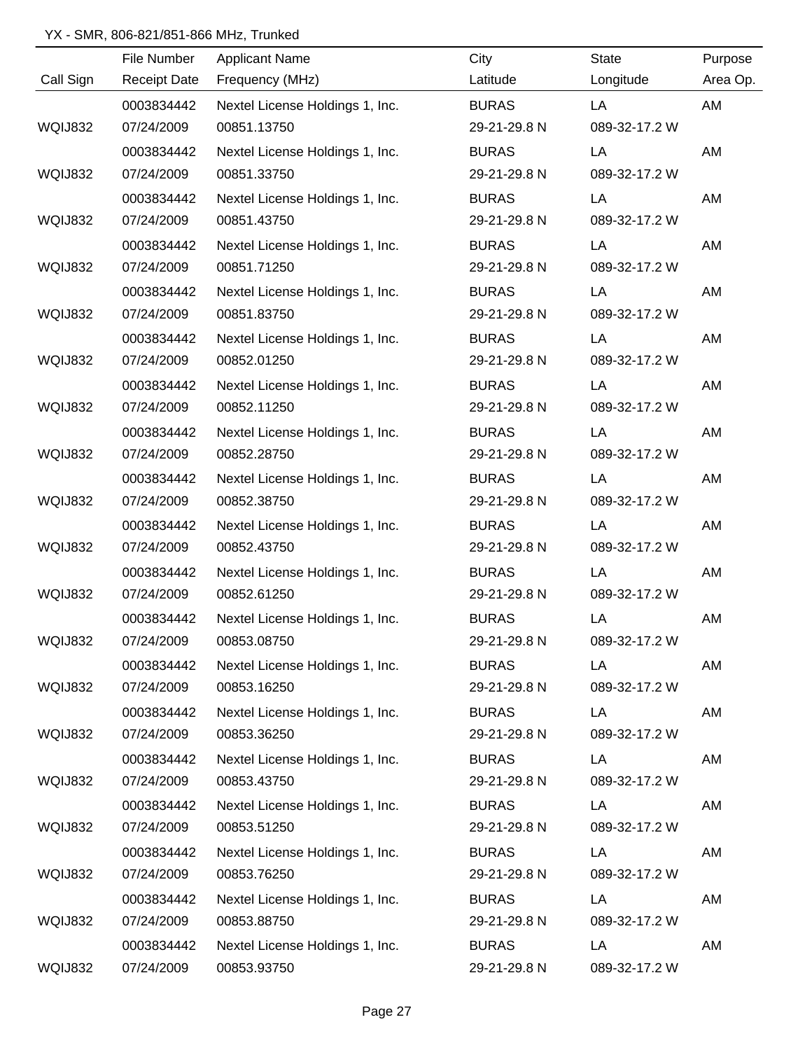YX - SMR, 806-821/851-866 MHz, Trunked

| Call Sign | File Number / Receipt Date | Applicant Name / Frequency (MHz) | City / Latitude | State / Longitude | Purpose / Area Op. |
|---|---|---|---|---|---|
| | 0003834442 | Nextel License Holdings 1, Inc. | BURAS | LA | AM |
| WQIJ832 | 07/24/2009 | 00851.13750 | 29-21-29.8 N | 089-32-17.2 W | |
| | 0003834442 | Nextel License Holdings 1, Inc. | BURAS | LA | AM |
| WQIJ832 | 07/24/2009 | 00851.33750 | 29-21-29.8 N | 089-32-17.2 W | |
| | 0003834442 | Nextel License Holdings 1, Inc. | BURAS | LA | AM |
| WQIJ832 | 07/24/2009 | 00851.43750 | 29-21-29.8 N | 089-32-17.2 W | |
| | 0003834442 | Nextel License Holdings 1, Inc. | BURAS | LA | AM |
| WQIJ832 | 07/24/2009 | 00851.71250 | 29-21-29.8 N | 089-32-17.2 W | |
| | 0003834442 | Nextel License Holdings 1, Inc. | BURAS | LA | AM |
| WQIJ832 | 07/24/2009 | 00851.83750 | 29-21-29.8 N | 089-32-17.2 W | |
| | 0003834442 | Nextel License Holdings 1, Inc. | BURAS | LA | AM |
| WQIJ832 | 07/24/2009 | 00852.01250 | 29-21-29.8 N | 089-32-17.2 W | |
| | 0003834442 | Nextel License Holdings 1, Inc. | BURAS | LA | AM |
| WQIJ832 | 07/24/2009 | 00852.11250 | 29-21-29.8 N | 089-32-17.2 W | |
| | 0003834442 | Nextel License Holdings 1, Inc. | BURAS | LA | AM |
| WQIJ832 | 07/24/2009 | 00852.28750 | 29-21-29.8 N | 089-32-17.2 W | |
| | 0003834442 | Nextel License Holdings 1, Inc. | BURAS | LA | AM |
| WQIJ832 | 07/24/2009 | 00852.38750 | 29-21-29.8 N | 089-32-17.2 W | |
| | 0003834442 | Nextel License Holdings 1, Inc. | BURAS | LA | AM |
| WQIJ832 | 07/24/2009 | 00852.43750 | 29-21-29.8 N | 089-32-17.2 W | |
| | 0003834442 | Nextel License Holdings 1, Inc. | BURAS | LA | AM |
| WQIJ832 | 07/24/2009 | 00852.61250 | 29-21-29.8 N | 089-32-17.2 W | |
| | 0003834442 | Nextel License Holdings 1, Inc. | BURAS | LA | AM |
| WQIJ832 | 07/24/2009 | 00853.08750 | 29-21-29.8 N | 089-32-17.2 W | |
| | 0003834442 | Nextel License Holdings 1, Inc. | BURAS | LA | AM |
| WQIJ832 | 07/24/2009 | 00853.16250 | 29-21-29.8 N | 089-32-17.2 W | |
| | 0003834442 | Nextel License Holdings 1, Inc. | BURAS | LA | AM |
| WQIJ832 | 07/24/2009 | 00853.36250 | 29-21-29.8 N | 089-32-17.2 W | |
| | 0003834442 | Nextel License Holdings 1, Inc. | BURAS | LA | AM |
| WQIJ832 | 07/24/2009 | 00853.43750 | 29-21-29.8 N | 089-32-17.2 W | |
| | 0003834442 | Nextel License Holdings 1, Inc. | BURAS | LA | AM |
| WQIJ832 | 07/24/2009 | 00853.51250 | 29-21-29.8 N | 089-32-17.2 W | |
| | 0003834442 | Nextel License Holdings 1, Inc. | BURAS | LA | AM |
| WQIJ832 | 07/24/2009 | 00853.76250 | 29-21-29.8 N | 089-32-17.2 W | |
| | 0003834442 | Nextel License Holdings 1, Inc. | BURAS | LA | AM |
| WQIJ832 | 07/24/2009 | 00853.88750 | 29-21-29.8 N | 089-32-17.2 W | |
| | 0003834442 | Nextel License Holdings 1, Inc. | BURAS | LA | AM |
| WQIJ832 | 07/24/2009 | 00853.93750 | 29-21-29.8 N | 089-32-17.2 W | |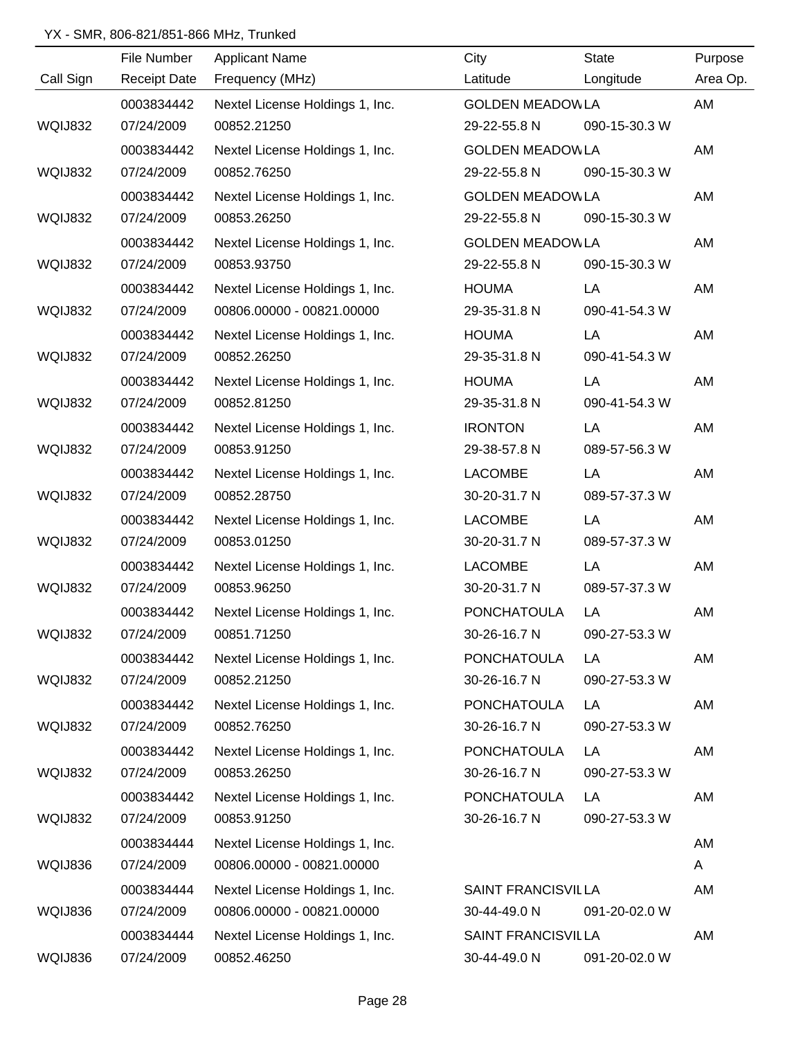YX - SMR, 806-821/851-866 MHz, Trunked

| Call Sign | File Number / Receipt Date | Applicant Name / Frequency (MHz) | City / Latitude | State / Longitude | Purpose / Area Op. |
|---|---|---|---|---|---|
| | 0003834442 | Nextel License Holdings 1, Inc. | GOLDEN MEADOW | LA | AM |
| WQIJ832 | 07/24/2009 | 00852.21250 | 29-22-55.8 N | 090-15-30.3 W | |
| | 0003834442 | Nextel License Holdings 1, Inc. | GOLDEN MEADOW | LA | AM |
| WQIJ832 | 07/24/2009 | 00852.76250 | 29-22-55.8 N | 090-15-30.3 W | |
| | 0003834442 | Nextel License Holdings 1, Inc. | GOLDEN MEADOW | LA | AM |
| WQIJ832 | 07/24/2009 | 00853.26250 | 29-22-55.8 N | 090-15-30.3 W | |
| | 0003834442 | Nextel License Holdings 1, Inc. | GOLDEN MEADOW | LA | AM |
| WQIJ832 | 07/24/2009 | 00853.93750 | 29-22-55.8 N | 090-15-30.3 W | |
| | 0003834442 | Nextel License Holdings 1, Inc. | HOUMA | LA | AM |
| WQIJ832 | 07/24/2009 | 00806.00000 - 00821.00000 | 29-35-31.8 N | 090-41-54.3 W | |
| | 0003834442 | Nextel License Holdings 1, Inc. | HOUMA | LA | AM |
| WQIJ832 | 07/24/2009 | 00852.26250 | 29-35-31.8 N | 090-41-54.3 W | |
| | 0003834442 | Nextel License Holdings 1, Inc. | HOUMA | LA | AM |
| WQIJ832 | 07/24/2009 | 00852.81250 | 29-35-31.8 N | 090-41-54.3 W | |
| | 0003834442 | Nextel License Holdings 1, Inc. | IRONTON | LA | AM |
| WQIJ832 | 07/24/2009 | 00853.91250 | 29-38-57.8 N | 089-57-56.3 W | |
| | 0003834442 | Nextel License Holdings 1, Inc. | LACOMBE | LA | AM |
| WQIJ832 | 07/24/2009 | 00852.28750 | 30-20-31.7 N | 089-57-37.3 W | |
| | 0003834442 | Nextel License Holdings 1, Inc. | LACOMBE | LA | AM |
| WQIJ832 | 07/24/2009 | 00853.01250 | 30-20-31.7 N | 089-57-37.3 W | |
| | 0003834442 | Nextel License Holdings 1, Inc. | LACOMBE | LA | AM |
| WQIJ832 | 07/24/2009 | 00853.96250 | 30-20-31.7 N | 089-57-37.3 W | |
| | 0003834442 | Nextel License Holdings 1, Inc. | PONCHATOULA | LA | AM |
| WQIJ832 | 07/24/2009 | 00851.71250 | 30-26-16.7 N | 090-27-53.3 W | |
| | 0003834442 | Nextel License Holdings 1, Inc. | PONCHATOULA | LA | AM |
| WQIJ832 | 07/24/2009 | 00852.21250 | 30-26-16.7 N | 090-27-53.3 W | |
| | 0003834442 | Nextel License Holdings 1, Inc. | PONCHATOULA | LA | AM |
| WQIJ832 | 07/24/2009 | 00852.76250 | 30-26-16.7 N | 090-27-53.3 W | |
| | 0003834442 | Nextel License Holdings 1, Inc. | PONCHATOULA | LA | AM |
| WQIJ832 | 07/24/2009 | 00853.26250 | 30-26-16.7 N | 090-27-53.3 W | |
| | 0003834442 | Nextel License Holdings 1, Inc. | PONCHATOULA | LA | AM |
| WQIJ832 | 07/24/2009 | 00853.91250 | 30-26-16.7 N | 090-27-53.3 W | |
| | 0003834444 | Nextel License Holdings 1, Inc. | | | AM |
| WQIJ836 | 07/24/2009 | 00806.00000 - 00821.00000 | | | A |
| | 0003834444 | Nextel License Holdings 1, Inc. | SAINT FRANCISVIL | LA | AM |
| WQIJ836 | 07/24/2009 | 00806.00000 - 00821.00000 | 30-44-49.0 N | 091-20-02.0 W | |
| | 0003834444 | Nextel License Holdings 1, Inc. | SAINT FRANCISVIL | LA | AM |
| WQIJ836 | 07/24/2009 | 00852.46250 | 30-44-49.0 N | 091-20-02.0 W | |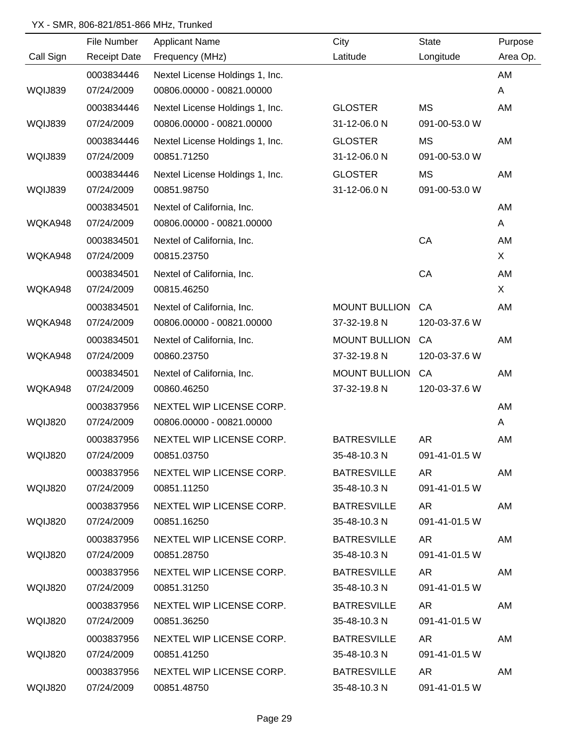YX - SMR, 806-821/851-866 MHz, Trunked

| Call Sign | File Number / Receipt Date | Applicant Name / Frequency (MHz) | City / Latitude | State / Longitude | Purpose / Area Op. |
|---|---|---|---|---|---|
| WQIJ839 | 0003834446 07/24/2009 | Nextel License Holdings 1, Inc. 00806.00000 - 00821.00000 | | | AM A |
| WQIJ839 | 0003834446 07/24/2009 | Nextel License Holdings 1, Inc. 00806.00000 - 00821.00000 | GLOSTER 31-12-06.0 N | MS 091-00-53.0 W | AM |
| WQIJ839 | 0003834446 07/24/2009 | Nextel License Holdings 1, Inc. 00851.71250 | GLOSTER 31-12-06.0 N | MS 091-00-53.0 W | AM |
| WQIJ839 | 0003834446 07/24/2009 | Nextel License Holdings 1, Inc. 00851.98750 | GLOSTER 31-12-06.0 N | MS 091-00-53.0 W | AM |
| WQKA948 | 0003834501 07/24/2009 | Nextel of California, Inc. 00806.00000 - 00821.00000 | | | AM A |
| WQKA948 | 0003834501 07/24/2009 | Nextel of California, Inc. 00815.23750 | | CA | AM X |
| WQKA948 | 0003834501 07/24/2009 | Nextel of California, Inc. 00815.46250 | | CA | AM X |
| WQKA948 | 0003834501 07/24/2009 | Nextel of California, Inc. 00806.00000 - 00821.00000 | MOUNT BULLION 37-32-19.8 N | CA 120-03-37.6 W | AM |
| WQKA948 | 0003834501 07/24/2009 | Nextel of California, Inc. 00860.23750 | MOUNT BULLION 37-32-19.8 N | CA 120-03-37.6 W | AM |
| WQKA948 | 0003834501 07/24/2009 | Nextel of California, Inc. 00860.46250 | MOUNT BULLION 37-32-19.8 N | CA 120-03-37.6 W | AM |
| WQIJ820 | 0003837956 07/24/2009 | NEXTEL WIP LICENSE CORP. 00806.00000 - 00821.00000 | | | AM A |
| WQIJ820 | 0003837956 07/24/2009 | NEXTEL WIP LICENSE CORP. 00851.03750 | BATRESVILLE 35-48-10.3 N | AR 091-41-01.5 W | AM |
| WQIJ820 | 0003837956 07/24/2009 | NEXTEL WIP LICENSE CORP. 00851.11250 | BATRESVILLE 35-48-10.3 N | AR 091-41-01.5 W | AM |
| WQIJ820 | 0003837956 07/24/2009 | NEXTEL WIP LICENSE CORP. 00851.16250 | BATRESVILLE 35-48-10.3 N | AR 091-41-01.5 W | AM |
| WQIJ820 | 0003837956 07/24/2009 | NEXTEL WIP LICENSE CORP. 00851.28750 | BATRESVILLE 35-48-10.3 N | AR 091-41-01.5 W | AM |
| WQIJ820 | 0003837956 07/24/2009 | NEXTEL WIP LICENSE CORP. 00851.31250 | BATRESVILLE 35-48-10.3 N | AR 091-41-01.5 W | AM |
| WQIJ820 | 0003837956 07/24/2009 | NEXTEL WIP LICENSE CORP. 00851.36250 | BATRESVILLE 35-48-10.3 N | AR 091-41-01.5 W | AM |
| WQIJ820 | 0003837956 07/24/2009 | NEXTEL WIP LICENSE CORP. 00851.41250 | BATRESVILLE 35-48-10.3 N | AR 091-41-01.5 W | AM |
| WQIJ820 | 0003837956 07/24/2009 | NEXTEL WIP LICENSE CORP. 00851.48750 | BATRESVILLE 35-48-10.3 N | AR 091-41-01.5 W | AM |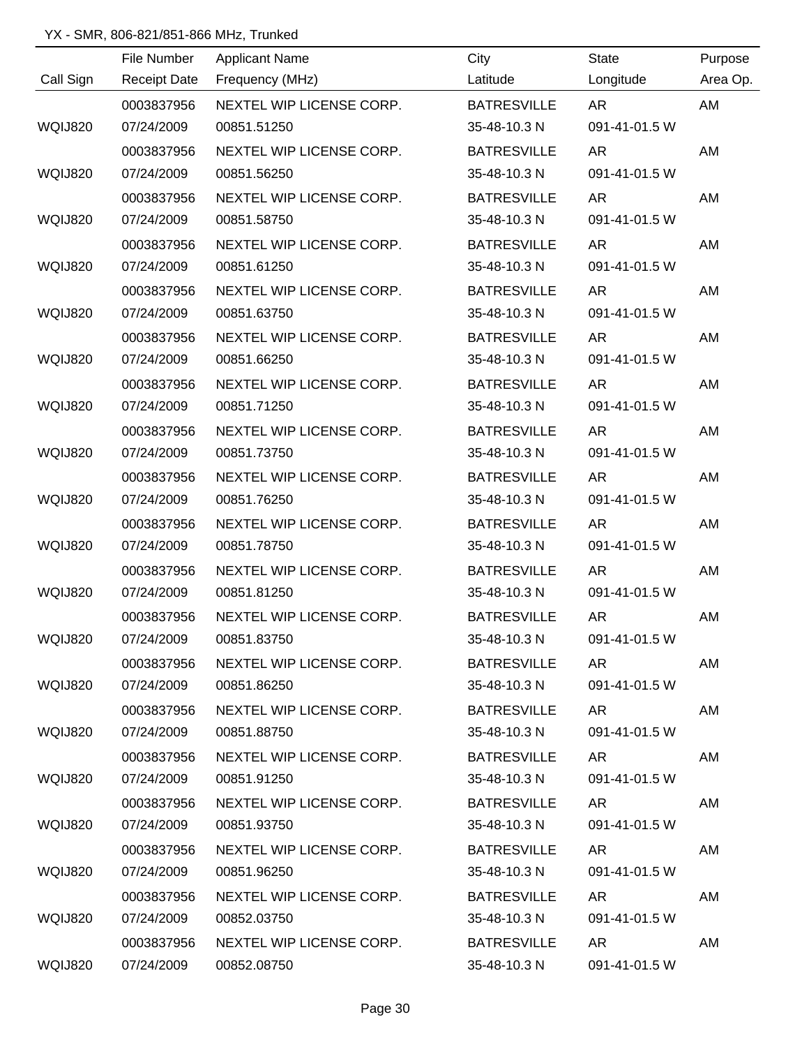YX - SMR, 806-821/851-866 MHz, Trunked

| Call Sign | File Number / Receipt Date | Applicant Name / Frequency (MHz) | City / Latitude | State / Longitude | Purpose / Area Op. |
|---|---|---|---|---|---|
| WQIJ820 | 0003837956<br>07/24/2009 | NEXTEL WIP LICENSE CORP.<br>00851.51250 | BATRESVILLE<br>35-48-10.3 N | AR<br>091-41-01.5 W | AM |
| WQIJ820 | 0003837956<br>07/24/2009 | NEXTEL WIP LICENSE CORP.<br>00851.56250 | BATRESVILLE<br>35-48-10.3 N | AR<br>091-41-01.5 W | AM |
| WQIJ820 | 0003837956<br>07/24/2009 | NEXTEL WIP LICENSE CORP.<br>00851.58750 | BATRESVILLE<br>35-48-10.3 N | AR<br>091-41-01.5 W | AM |
| WQIJ820 | 0003837956<br>07/24/2009 | NEXTEL WIP LICENSE CORP.<br>00851.61250 | BATRESVILLE<br>35-48-10.3 N | AR<br>091-41-01.5 W | AM |
| WQIJ820 | 0003837956<br>07/24/2009 | NEXTEL WIP LICENSE CORP.<br>00851.63750 | BATRESVILLE<br>35-48-10.3 N | AR<br>091-41-01.5 W | AM |
| WQIJ820 | 0003837956<br>07/24/2009 | NEXTEL WIP LICENSE CORP.<br>00851.66250 | BATRESVILLE<br>35-48-10.3 N | AR<br>091-41-01.5 W | AM |
| WQIJ820 | 0003837956<br>07/24/2009 | NEXTEL WIP LICENSE CORP.<br>00851.71250 | BATRESVILLE<br>35-48-10.3 N | AR<br>091-41-01.5 W | AM |
| WQIJ820 | 0003837956<br>07/24/2009 | NEXTEL WIP LICENSE CORP.<br>00851.73750 | BATRESVILLE<br>35-48-10.3 N | AR<br>091-41-01.5 W | AM |
| WQIJ820 | 0003837956<br>07/24/2009 | NEXTEL WIP LICENSE CORP.<br>00851.76250 | BATRESVILLE<br>35-48-10.3 N | AR<br>091-41-01.5 W | AM |
| WQIJ820 | 0003837956<br>07/24/2009 | NEXTEL WIP LICENSE CORP.<br>00851.78750 | BATRESVILLE<br>35-48-10.3 N | AR<br>091-41-01.5 W | AM |
| WQIJ820 | 0003837956<br>07/24/2009 | NEXTEL WIP LICENSE CORP.<br>00851.81250 | BATRESVILLE<br>35-48-10.3 N | AR<br>091-41-01.5 W | AM |
| WQIJ820 | 0003837956<br>07/24/2009 | NEXTEL WIP LICENSE CORP.<br>00851.83750 | BATRESVILLE<br>35-48-10.3 N | AR<br>091-41-01.5 W | AM |
| WQIJ820 | 0003837956<br>07/24/2009 | NEXTEL WIP LICENSE CORP.<br>00851.86250 | BATRESVILLE<br>35-48-10.3 N | AR<br>091-41-01.5 W | AM |
| WQIJ820 | 0003837956<br>07/24/2009 | NEXTEL WIP LICENSE CORP.<br>00851.88750 | BATRESVILLE<br>35-48-10.3 N | AR<br>091-41-01.5 W | AM |
| WQIJ820 | 0003837956<br>07/24/2009 | NEXTEL WIP LICENSE CORP.<br>00851.91250 | BATRESVILLE<br>35-48-10.3 N | AR<br>091-41-01.5 W | AM |
| WQIJ820 | 0003837956<br>07/24/2009 | NEXTEL WIP LICENSE CORP.<br>00851.93750 | BATRESVILLE<br>35-48-10.3 N | AR<br>091-41-01.5 W | AM |
| WQIJ820 | 0003837956<br>07/24/2009 | NEXTEL WIP LICENSE CORP.<br>00851.96250 | BATRESVILLE<br>35-48-10.3 N | AR<br>091-41-01.5 W | AM |
| WQIJ820 | 0003837956<br>07/24/2009 | NEXTEL WIP LICENSE CORP.<br>00852.03750 | BATRESVILLE<br>35-48-10.3 N | AR<br>091-41-01.5 W | AM |
| WQIJ820 | 0003837956<br>07/24/2009 | NEXTEL WIP LICENSE CORP.<br>00852.08750 | BATRESVILLE<br>35-48-10.3 N | AR<br>091-41-01.5 W | AM |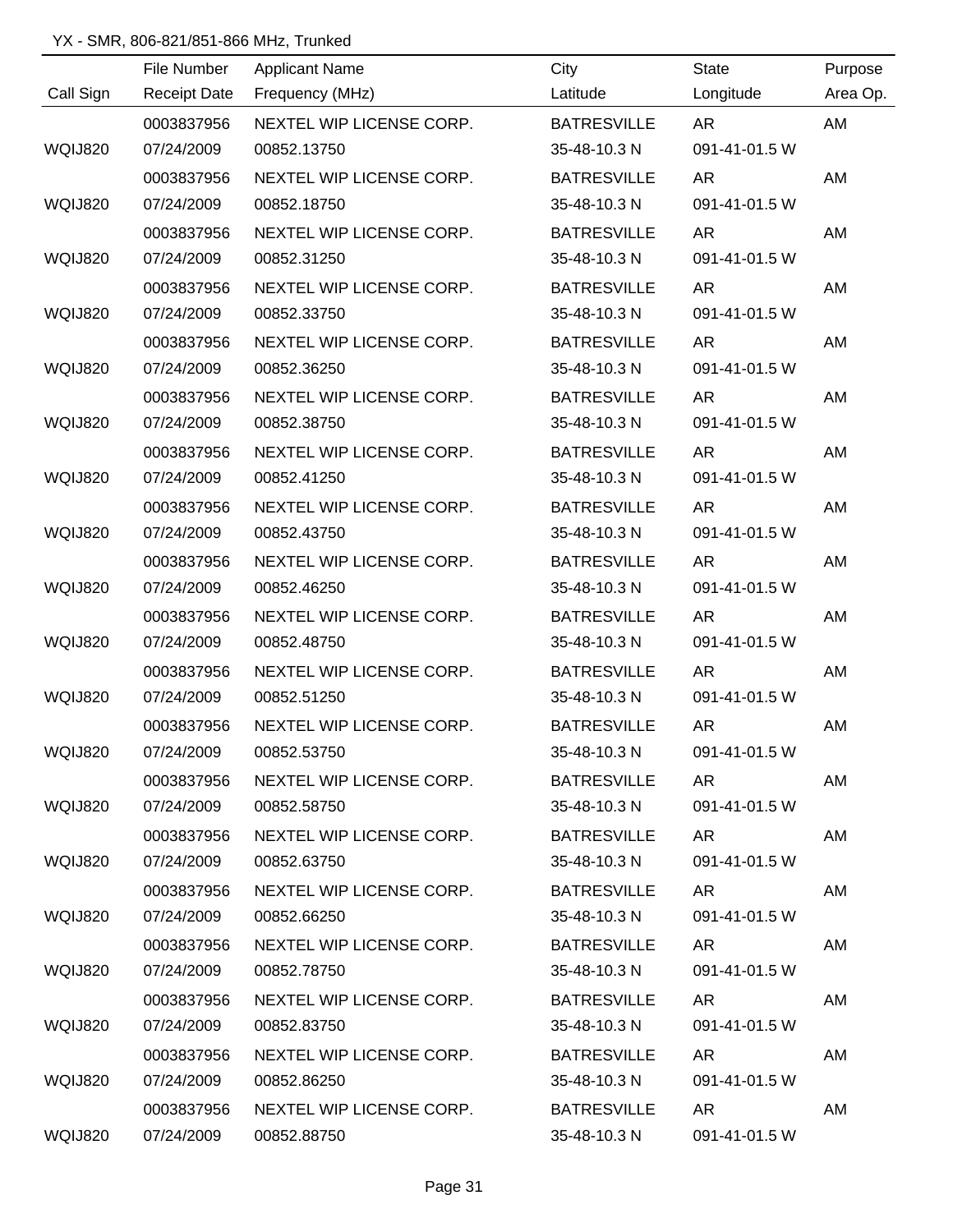YX - SMR, 806-821/851-866 MHz, Trunked

| Call Sign | File Number / Receipt Date | Applicant Name / Frequency (MHz) | City / Latitude | State / Longitude | Purpose / Area Op. |
|---|---|---|---|---|---|
| WQIJ820 | 0003837956 / 07/24/2009 | NEXTEL WIP LICENSE CORP. / 00852.13750 | BATRESVILLE / 35-48-10.3 N | AR / 091-41-01.5 W | AM |
| WQIJ820 | 0003837956 / 07/24/2009 | NEXTEL WIP LICENSE CORP. / 00852.18750 | BATRESVILLE / 35-48-10.3 N | AR / 091-41-01.5 W | AM |
| WQIJ820 | 0003837956 / 07/24/2009 | NEXTEL WIP LICENSE CORP. / 00852.31250 | BATRESVILLE / 35-48-10.3 N | AR / 091-41-01.5 W | AM |
| WQIJ820 | 0003837956 / 07/24/2009 | NEXTEL WIP LICENSE CORP. / 00852.33750 | BATRESVILLE / 35-48-10.3 N | AR / 091-41-01.5 W | AM |
| WQIJ820 | 0003837956 / 07/24/2009 | NEXTEL WIP LICENSE CORP. / 00852.36250 | BATRESVILLE / 35-48-10.3 N | AR / 091-41-01.5 W | AM |
| WQIJ820 | 0003837956 / 07/24/2009 | NEXTEL WIP LICENSE CORP. / 00852.38750 | BATRESVILLE / 35-48-10.3 N | AR / 091-41-01.5 W | AM |
| WQIJ820 | 0003837956 / 07/24/2009 | NEXTEL WIP LICENSE CORP. / 00852.41250 | BATRESVILLE / 35-48-10.3 N | AR / 091-41-01.5 W | AM |
| WQIJ820 | 0003837956 / 07/24/2009 | NEXTEL WIP LICENSE CORP. / 00852.43750 | BATRESVILLE / 35-48-10.3 N | AR / 091-41-01.5 W | AM |
| WQIJ820 | 0003837956 / 07/24/2009 | NEXTEL WIP LICENSE CORP. / 00852.46250 | BATRESVILLE / 35-48-10.3 N | AR / 091-41-01.5 W | AM |
| WQIJ820 | 0003837956 / 07/24/2009 | NEXTEL WIP LICENSE CORP. / 00852.48750 | BATRESVILLE / 35-48-10.3 N | AR / 091-41-01.5 W | AM |
| WQIJ820 | 0003837956 / 07/24/2009 | NEXTEL WIP LICENSE CORP. / 00852.51250 | BATRESVILLE / 35-48-10.3 N | AR / 091-41-01.5 W | AM |
| WQIJ820 | 0003837956 / 07/24/2009 | NEXTEL WIP LICENSE CORP. / 00852.53750 | BATRESVILLE / 35-48-10.3 N | AR / 091-41-01.5 W | AM |
| WQIJ820 | 0003837956 / 07/24/2009 | NEXTEL WIP LICENSE CORP. / 00852.58750 | BATRESVILLE / 35-48-10.3 N | AR / 091-41-01.5 W | AM |
| WQIJ820 | 0003837956 / 07/24/2009 | NEXTEL WIP LICENSE CORP. / 00852.63750 | BATRESVILLE / 35-48-10.3 N | AR / 091-41-01.5 W | AM |
| WQIJ820 | 0003837956 / 07/24/2009 | NEXTEL WIP LICENSE CORP. / 00852.66250 | BATRESVILLE / 35-48-10.3 N | AR / 091-41-01.5 W | AM |
| WQIJ820 | 0003837956 / 07/24/2009 | NEXTEL WIP LICENSE CORP. / 00852.78750 | BATRESVILLE / 35-48-10.3 N | AR / 091-41-01.5 W | AM |
| WQIJ820 | 0003837956 / 07/24/2009 | NEXTEL WIP LICENSE CORP. / 00852.83750 | BATRESVILLE / 35-48-10.3 N | AR / 091-41-01.5 W | AM |
| WQIJ820 | 0003837956 / 07/24/2009 | NEXTEL WIP LICENSE CORP. / 00852.86250 | BATRESVILLE / 35-48-10.3 N | AR / 091-41-01.5 W | AM |
| WQIJ820 | 0003837956 / 07/24/2009 | NEXTEL WIP LICENSE CORP. / 00852.88750 | BATRESVILLE / 35-48-10.3 N | AR / 091-41-01.5 W | AM |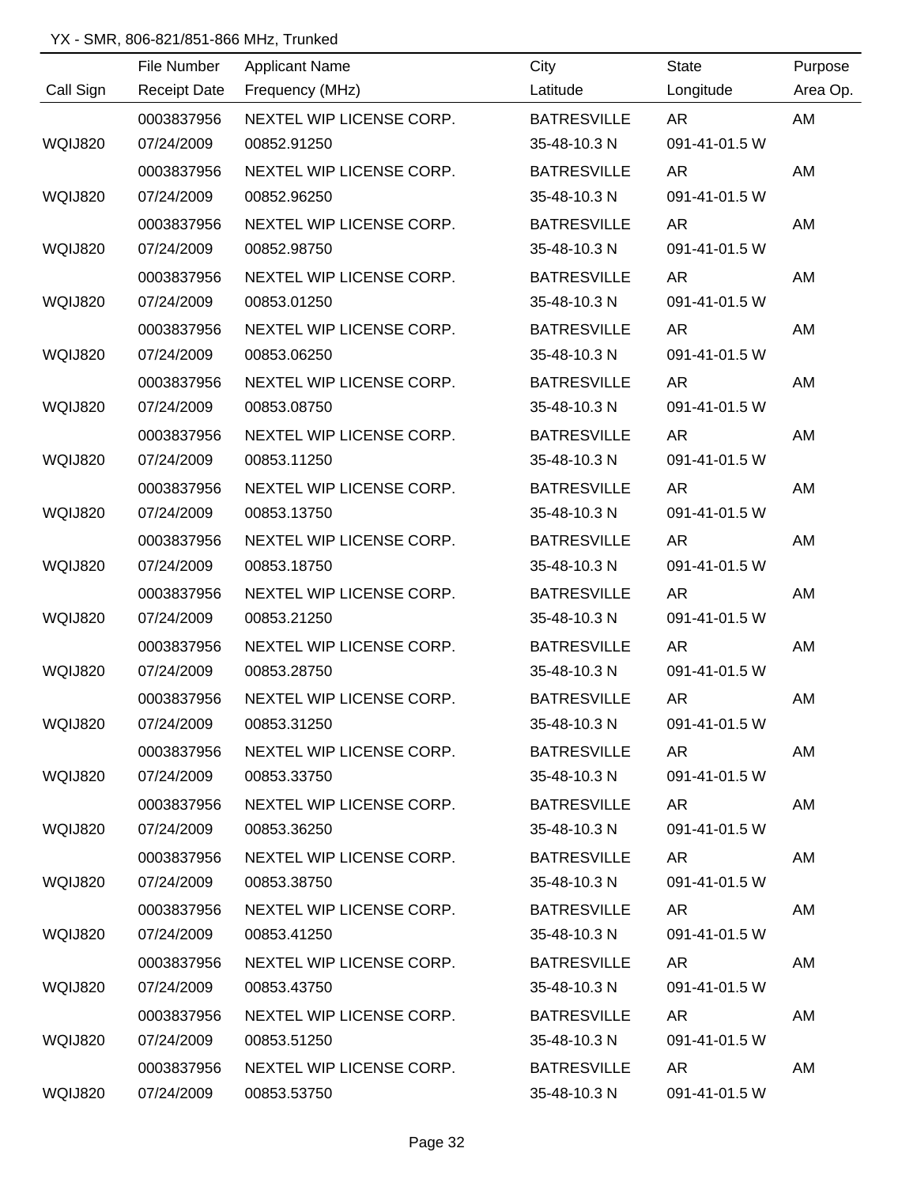YX - SMR, 806-821/851-866 MHz, Trunked

| Call Sign | File Number<br>Receipt Date | Applicant Name<br>Frequency (MHz) | City<br>Latitude | State<br>Longitude | Purpose<br>Area Op. |
|---|---|---|---|---|---|
| WQIJ820 | 0003837956<br>07/24/2009 | NEXTEL WIP LICENSE CORP.<br>00852.91250 | BATRESVILLE<br>35-48-10.3 N | AR<br>091-41-01.5 W | AM |
| WQIJ820 | 0003837956<br>07/24/2009 | NEXTEL WIP LICENSE CORP.<br>00852.96250 | BATRESVILLE<br>35-48-10.3 N | AR<br>091-41-01.5 W | AM |
| WQIJ820 | 0003837956<br>07/24/2009 | NEXTEL WIP LICENSE CORP.<br>00852.98750 | BATRESVILLE<br>35-48-10.3 N | AR<br>091-41-01.5 W | AM |
| WQIJ820 | 0003837956<br>07/24/2009 | NEXTEL WIP LICENSE CORP.<br>00853.01250 | BATRESVILLE<br>35-48-10.3 N | AR<br>091-41-01.5 W | AM |
| WQIJ820 | 0003837956<br>07/24/2009 | NEXTEL WIP LICENSE CORP.<br>00853.06250 | BATRESVILLE<br>35-48-10.3 N | AR<br>091-41-01.5 W | AM |
| WQIJ820 | 0003837956<br>07/24/2009 | NEXTEL WIP LICENSE CORP.<br>00853.08750 | BATRESVILLE<br>35-48-10.3 N | AR<br>091-41-01.5 W | AM |
| WQIJ820 | 0003837956<br>07/24/2009 | NEXTEL WIP LICENSE CORP.<br>00853.11250 | BATRESVILLE<br>35-48-10.3 N | AR<br>091-41-01.5 W | AM |
| WQIJ820 | 0003837956<br>07/24/2009 | NEXTEL WIP LICENSE CORP.<br>00853.13750 | BATRESVILLE<br>35-48-10.3 N | AR<br>091-41-01.5 W | AM |
| WQIJ820 | 0003837956<br>07/24/2009 | NEXTEL WIP LICENSE CORP.<br>00853.18750 | BATRESVILLE<br>35-48-10.3 N | AR<br>091-41-01.5 W | AM |
| WQIJ820 | 0003837956<br>07/24/2009 | NEXTEL WIP LICENSE CORP.<br>00853.21250 | BATRESVILLE<br>35-48-10.3 N | AR<br>091-41-01.5 W | AM |
| WQIJ820 | 0003837956<br>07/24/2009 | NEXTEL WIP LICENSE CORP.<br>00853.28750 | BATRESVILLE<br>35-48-10.3 N | AR<br>091-41-01.5 W | AM |
| WQIJ820 | 0003837956<br>07/24/2009 | NEXTEL WIP LICENSE CORP.<br>00853.31250 | BATRESVILLE<br>35-48-10.3 N | AR<br>091-41-01.5 W | AM |
| WQIJ820 | 0003837956<br>07/24/2009 | NEXTEL WIP LICENSE CORP.<br>00853.33750 | BATRESVILLE<br>35-48-10.3 N | AR<br>091-41-01.5 W | AM |
| WQIJ820 | 0003837956<br>07/24/2009 | NEXTEL WIP LICENSE CORP.<br>00853.36250 | BATRESVILLE<br>35-48-10.3 N | AR<br>091-41-01.5 W | AM |
| WQIJ820 | 0003837956<br>07/24/2009 | NEXTEL WIP LICENSE CORP.<br>00853.38750 | BATRESVILLE<br>35-48-10.3 N | AR<br>091-41-01.5 W | AM |
| WQIJ820 | 0003837956<br>07/24/2009 | NEXTEL WIP LICENSE CORP.<br>00853.41250 | BATRESVILLE<br>35-48-10.3 N | AR<br>091-41-01.5 W | AM |
| WQIJ820 | 0003837956<br>07/24/2009 | NEXTEL WIP LICENSE CORP.<br>00853.43750 | BATRESVILLE<br>35-48-10.3 N | AR<br>091-41-01.5 W | AM |
| WQIJ820 | 0003837956<br>07/24/2009 | NEXTEL WIP LICENSE CORP.<br>00853.51250 | BATRESVILLE<br>35-48-10.3 N | AR<br>091-41-01.5 W | AM |
| WQIJ820 | 0003837956<br>07/24/2009 | NEXTEL WIP LICENSE CORP.<br>00853.53750 | BATRESVILLE<br>35-48-10.3 N | AR<br>091-41-01.5 W | AM |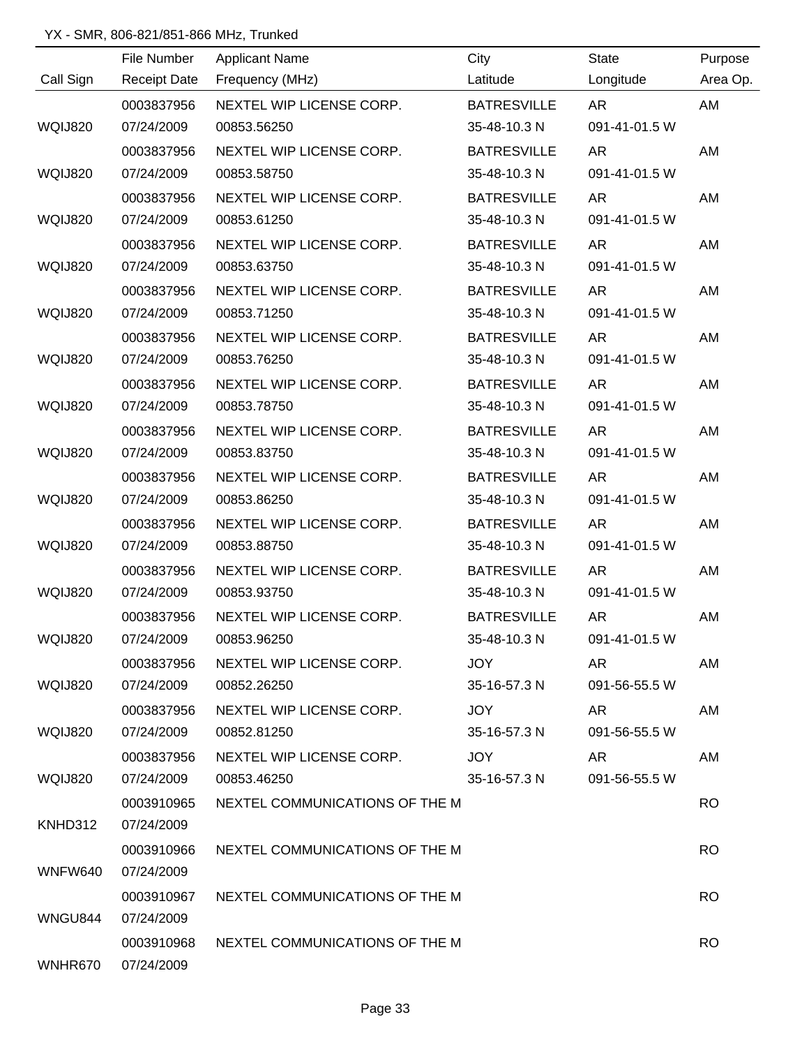YX - SMR, 806-821/851-866 MHz, Trunked

| Call Sign | File Number<br>Receipt Date | Applicant Name<br>Frequency (MHz) | City<br>Latitude | State<br>Longitude | Purpose<br>Area Op. |
|---|---|---|---|---|---|
| WQIJ820 | 0003837956<br>07/24/2009 | NEXTEL WIP LICENSE CORP.<br>00853.56250 | BATRESVILLE<br>35-48-10.3 N | AR<br>091-41-01.5 W | AM |
| WQIJ820 | 0003837956<br>07/24/2009 | NEXTEL WIP LICENSE CORP.<br>00853.58750 | BATRESVILLE<br>35-48-10.3 N | AR<br>091-41-01.5 W | AM |
| WQIJ820 | 0003837956<br>07/24/2009 | NEXTEL WIP LICENSE CORP.<br>00853.61250 | BATRESVILLE<br>35-48-10.3 N | AR<br>091-41-01.5 W | AM |
| WQIJ820 | 0003837956<br>07/24/2009 | NEXTEL WIP LICENSE CORP.<br>00853.63750 | BATRESVILLE<br>35-48-10.3 N | AR<br>091-41-01.5 W | AM |
| WQIJ820 | 0003837956<br>07/24/2009 | NEXTEL WIP LICENSE CORP.<br>00853.71250 | BATRESVILLE<br>35-48-10.3 N | AR<br>091-41-01.5 W | AM |
| WQIJ820 | 0003837956<br>07/24/2009 | NEXTEL WIP LICENSE CORP.<br>00853.76250 | BATRESVILLE<br>35-48-10.3 N | AR<br>091-41-01.5 W | AM |
| WQIJ820 | 0003837956<br>07/24/2009 | NEXTEL WIP LICENSE CORP.<br>00853.78750 | BATRESVILLE<br>35-48-10.3 N | AR<br>091-41-01.5 W | AM |
| WQIJ820 | 0003837956<br>07/24/2009 | NEXTEL WIP LICENSE CORP.<br>00853.83750 | BATRESVILLE<br>35-48-10.3 N | AR<br>091-41-01.5 W | AM |
| WQIJ820 | 0003837956<br>07/24/2009 | NEXTEL WIP LICENSE CORP.<br>00853.86250 | BATRESVILLE<br>35-48-10.3 N | AR<br>091-41-01.5 W | AM |
| WQIJ820 | 0003837956<br>07/24/2009 | NEXTEL WIP LICENSE CORP.<br>00853.88750 | BATRESVILLE<br>35-48-10.3 N | AR<br>091-41-01.5 W | AM |
| WQIJ820 | 0003837956<br>07/24/2009 | NEXTEL WIP LICENSE CORP.<br>00853.93750 | BATRESVILLE<br>35-48-10.3 N | AR<br>091-41-01.5 W | AM |
| WQIJ820 | 0003837956<br>07/24/2009 | NEXTEL WIP LICENSE CORP.<br>00853.96250 | BATRESVILLE<br>35-48-10.3 N | AR<br>091-41-01.5 W | AM |
| WQIJ820 | 0003837956<br>07/24/2009 | NEXTEL WIP LICENSE CORP.<br>00852.26250 | JOY<br>35-16-57.3 N | AR<br>091-56-55.5 W | AM |
| WQIJ820 | 0003837956<br>07/24/2009 | NEXTEL WIP LICENSE CORP.<br>00852.81250 | JOY<br>35-16-57.3 N | AR<br>091-56-55.5 W | AM |
| WQIJ820 | 0003837956<br>07/24/2009 | NEXTEL WIP LICENSE CORP.<br>00853.46250 | JOY<br>35-16-57.3 N | AR<br>091-56-55.5 W | AM |
| KNHD312 | 0003910965<br>07/24/2009 | NEXTEL COMMUNICATIONS OF THE M | | | RO |
| WNFW640 | 0003910966<br>07/24/2009 | NEXTEL COMMUNICATIONS OF THE M | | | RO |
| WNGU844 | 0003910967<br>07/24/2009 | NEXTEL COMMUNICATIONS OF THE M | | | RO |
| WNHR670 | 0003910968<br>07/24/2009 | NEXTEL COMMUNICATIONS OF THE M | | | RO |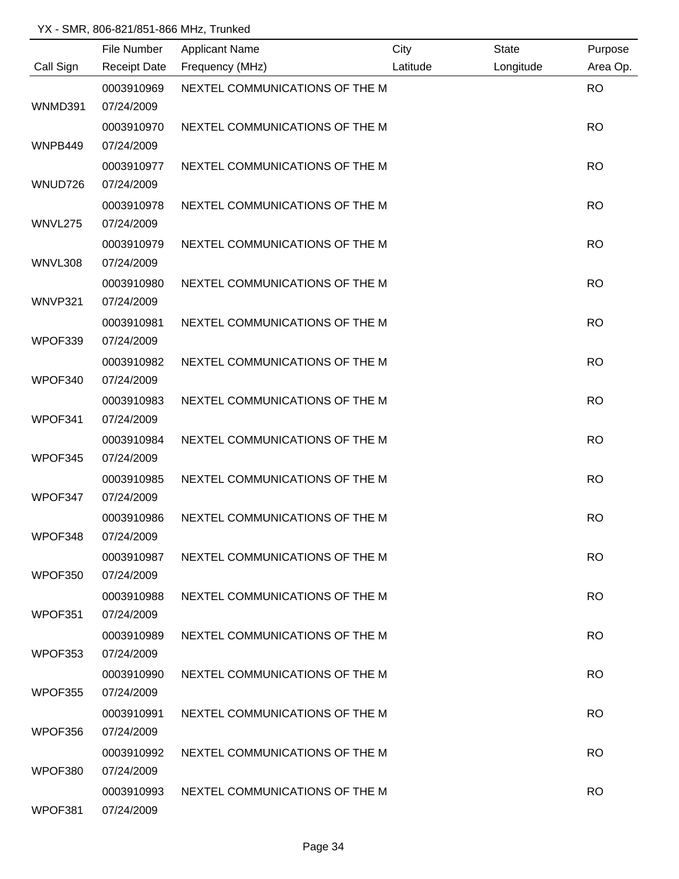YX - SMR, 806-821/851-866 MHz, Trunked

| Call Sign | File Number<br>Receipt Date | Applicant Name<br>Frequency (MHz) | City<br>Latitude | State<br>Longitude | Purpose<br>Area Op. |
|---|---|---|---|---|---|
| WNMD391 | 0003910969<br>07/24/2009 | NEXTEL COMMUNICATIONS OF THE M | | | RO |
| WNPB449 | 0003910970<br>07/24/2009 | NEXTEL COMMUNICATIONS OF THE M | | | RO |
| WNUD726 | 0003910977<br>07/24/2009 | NEXTEL COMMUNICATIONS OF THE M | | | RO |
| WNVL275 | 0003910978<br>07/24/2009 | NEXTEL COMMUNICATIONS OF THE M | | | RO |
| WNVL308 | 0003910979<br>07/24/2009 | NEXTEL COMMUNICATIONS OF THE M | | | RO |
| WNVP321 | 0003910980<br>07/24/2009 | NEXTEL COMMUNICATIONS OF THE M | | | RO |
| WPOF339 | 0003910981<br>07/24/2009 | NEXTEL COMMUNICATIONS OF THE M | | | RO |
| WPOF340 | 0003910982<br>07/24/2009 | NEXTEL COMMUNICATIONS OF THE M | | | RO |
| WPOF341 | 0003910983<br>07/24/2009 | NEXTEL COMMUNICATIONS OF THE M | | | RO |
| WPOF345 | 0003910984<br>07/24/2009 | NEXTEL COMMUNICATIONS OF THE M | | | RO |
| WPOF347 | 0003910985<br>07/24/2009 | NEXTEL COMMUNICATIONS OF THE M | | | RO |
| WPOF348 | 0003910986<br>07/24/2009 | NEXTEL COMMUNICATIONS OF THE M | | | RO |
| WPOF350 | 0003910987<br>07/24/2009 | NEXTEL COMMUNICATIONS OF THE M | | | RO |
| WPOF351 | 0003910988<br>07/24/2009 | NEXTEL COMMUNICATIONS OF THE M | | | RO |
| WPOF353 | 0003910989<br>07/24/2009 | NEXTEL COMMUNICATIONS OF THE M | | | RO |
| WPOF355 | 0003910990<br>07/24/2009 | NEXTEL COMMUNICATIONS OF THE M | | | RO |
| WPOF356 | 0003910991<br>07/24/2009 | NEXTEL COMMUNICATIONS OF THE M | | | RO |
| WPOF380 | 0003910992<br>07/24/2009 | NEXTEL COMMUNICATIONS OF THE M | | | RO |
| WPOF381 | 0003910993<br>07/24/2009 | NEXTEL COMMUNICATIONS OF THE M | | | RO |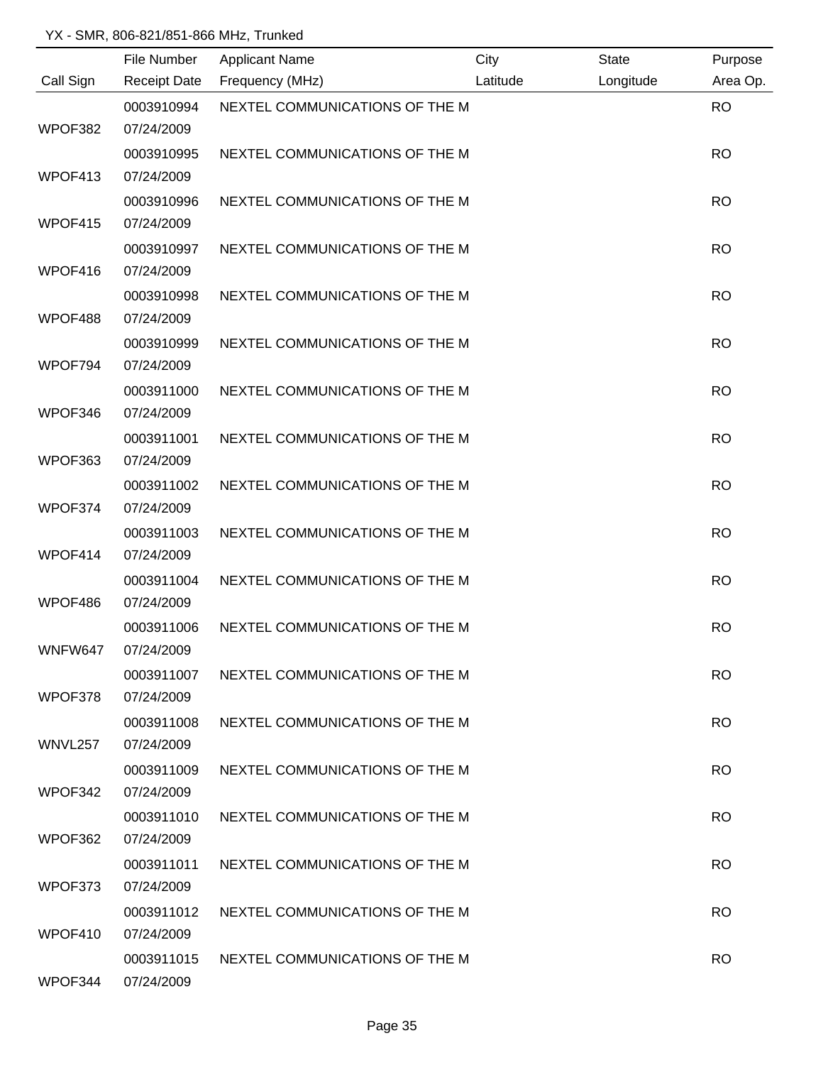YX - SMR, 806-821/851-866 MHz, Trunked

| Call Sign | File Number<br>Receipt Date | Applicant Name<br>Frequency (MHz) | City<br>Latitude | State<br>Longitude | Purpose<br>Area Op. |
|---|---|---|---|---|---|
| WPOF382 | 0003910994<br>07/24/2009 | NEXTEL COMMUNICATIONS OF THE M | | | RO |
| WPOF413 | 0003910995<br>07/24/2009 | NEXTEL COMMUNICATIONS OF THE M | | | RO |
| WPOF415 | 0003910996<br>07/24/2009 | NEXTEL COMMUNICATIONS OF THE M | | | RO |
| WPOF416 | 0003910997<br>07/24/2009 | NEXTEL COMMUNICATIONS OF THE M | | | RO |
| WPOF488 | 0003910998<br>07/24/2009 | NEXTEL COMMUNICATIONS OF THE M | | | RO |
| WPOF794 | 0003910999<br>07/24/2009 | NEXTEL COMMUNICATIONS OF THE M | | | RO |
| WPOF346 | 0003911000<br>07/24/2009 | NEXTEL COMMUNICATIONS OF THE M | | | RO |
| WPOF363 | 0003911001<br>07/24/2009 | NEXTEL COMMUNICATIONS OF THE M | | | RO |
| WPOF374 | 0003911002<br>07/24/2009 | NEXTEL COMMUNICATIONS OF THE M | | | RO |
| WPOF414 | 0003911003<br>07/24/2009 | NEXTEL COMMUNICATIONS OF THE M | | | RO |
| WPOF486 | 0003911004<br>07/24/2009 | NEXTEL COMMUNICATIONS OF THE M | | | RO |
| WNFW647 | 0003911006<br>07/24/2009 | NEXTEL COMMUNICATIONS OF THE M | | | RO |
| WPOF378 | 0003911007<br>07/24/2009 | NEXTEL COMMUNICATIONS OF THE M | | | RO |
| WNVL257 | 0003911008<br>07/24/2009 | NEXTEL COMMUNICATIONS OF THE M | | | RO |
| WPOF342 | 0003911009<br>07/24/2009 | NEXTEL COMMUNICATIONS OF THE M | | | RO |
| WPOF362 | 0003911010<br>07/24/2009 | NEXTEL COMMUNICATIONS OF THE M | | | RO |
| WPOF373 | 0003911011<br>07/24/2009 | NEXTEL COMMUNICATIONS OF THE M | | | RO |
| WPOF410 | 0003911012<br>07/24/2009 | NEXTEL COMMUNICATIONS OF THE M | | | RO |
| WPOF344 | 0003911015<br>07/24/2009 | NEXTEL COMMUNICATIONS OF THE M | | | RO |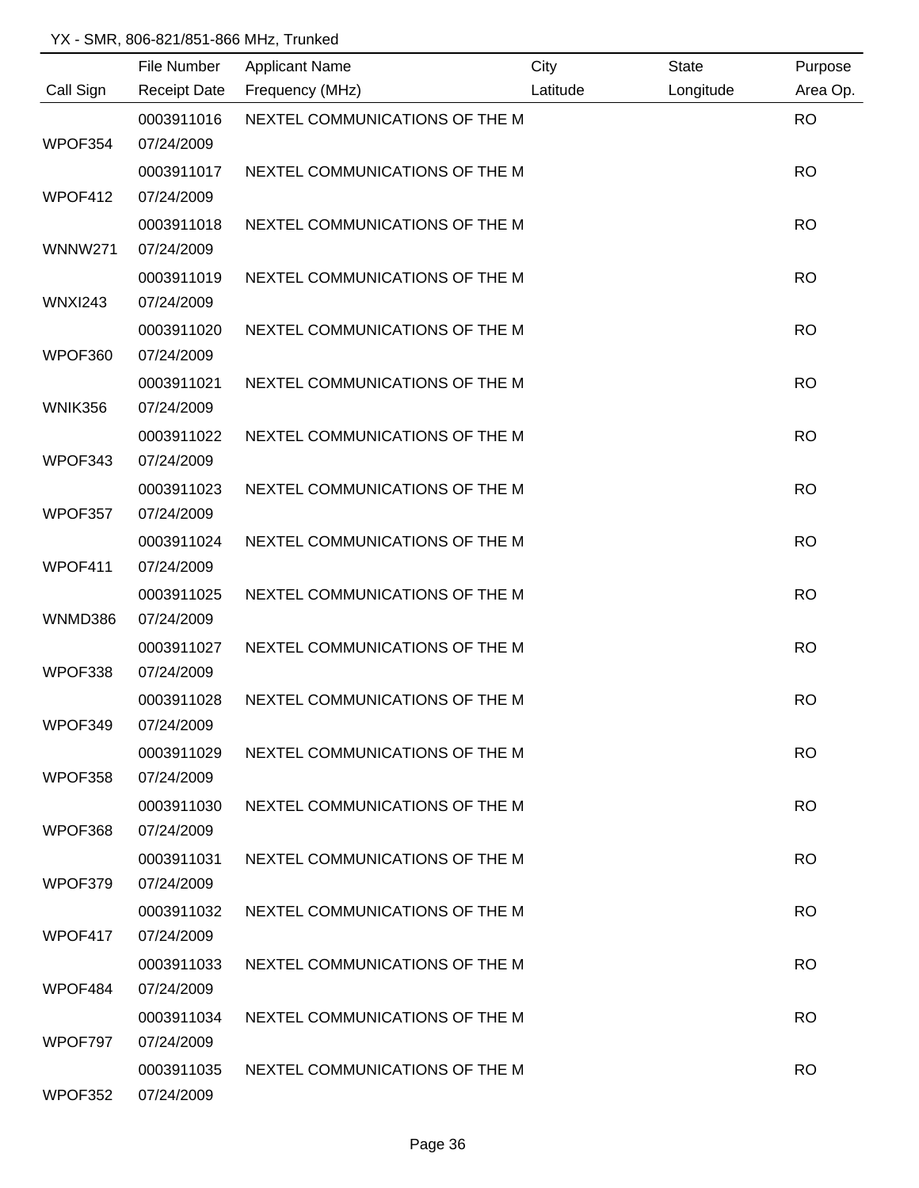YX - SMR, 806-821/851-866 MHz, Trunked

| Call Sign | File Number / Receipt Date | Applicant Name / Frequency (MHz) | City / Latitude | State / Longitude | Purpose / Area Op. |
|---|---|---|---|---|---|
| WPOF354 | 0003911016 07/24/2009 | NEXTEL COMMUNICATIONS OF THE M | | | RO |
| WPOF412 | 0003911017 07/24/2009 | NEXTEL COMMUNICATIONS OF THE M | | | RO |
| WNNW271 | 0003911018 07/24/2009 | NEXTEL COMMUNICATIONS OF THE M | | | RO |
| WNXI243 | 0003911019 07/24/2009 | NEXTEL COMMUNICATIONS OF THE M | | | RO |
| WPOF360 | 0003911020 07/24/2009 | NEXTEL COMMUNICATIONS OF THE M | | | RO |
| WNIK356 | 0003911021 07/24/2009 | NEXTEL COMMUNICATIONS OF THE M | | | RO |
| WPOF343 | 0003911022 07/24/2009 | NEXTEL COMMUNICATIONS OF THE M | | | RO |
| WPOF357 | 0003911023 07/24/2009 | NEXTEL COMMUNICATIONS OF THE M | | | RO |
| WPOF411 | 0003911024 07/24/2009 | NEXTEL COMMUNICATIONS OF THE M | | | RO |
| WNMD386 | 0003911025 07/24/2009 | NEXTEL COMMUNICATIONS OF THE M | | | RO |
| WPOF338 | 0003911027 07/24/2009 | NEXTEL COMMUNICATIONS OF THE M | | | RO |
| WPOF349 | 0003911028 07/24/2009 | NEXTEL COMMUNICATIONS OF THE M | | | RO |
| WPOF358 | 0003911029 07/24/2009 | NEXTEL COMMUNICATIONS OF THE M | | | RO |
| WPOF368 | 0003911030 07/24/2009 | NEXTEL COMMUNICATIONS OF THE M | | | RO |
| WPOF379 | 0003911031 07/24/2009 | NEXTEL COMMUNICATIONS OF THE M | | | RO |
| WPOF417 | 0003911032 07/24/2009 | NEXTEL COMMUNICATIONS OF THE M | | | RO |
| WPOF484 | 0003911033 07/24/2009 | NEXTEL COMMUNICATIONS OF THE M | | | RO |
| WPOF797 | 0003911034 07/24/2009 | NEXTEL COMMUNICATIONS OF THE M | | | RO |
| WPOF352 | 0003911035 07/24/2009 | NEXTEL COMMUNICATIONS OF THE M | | | RO |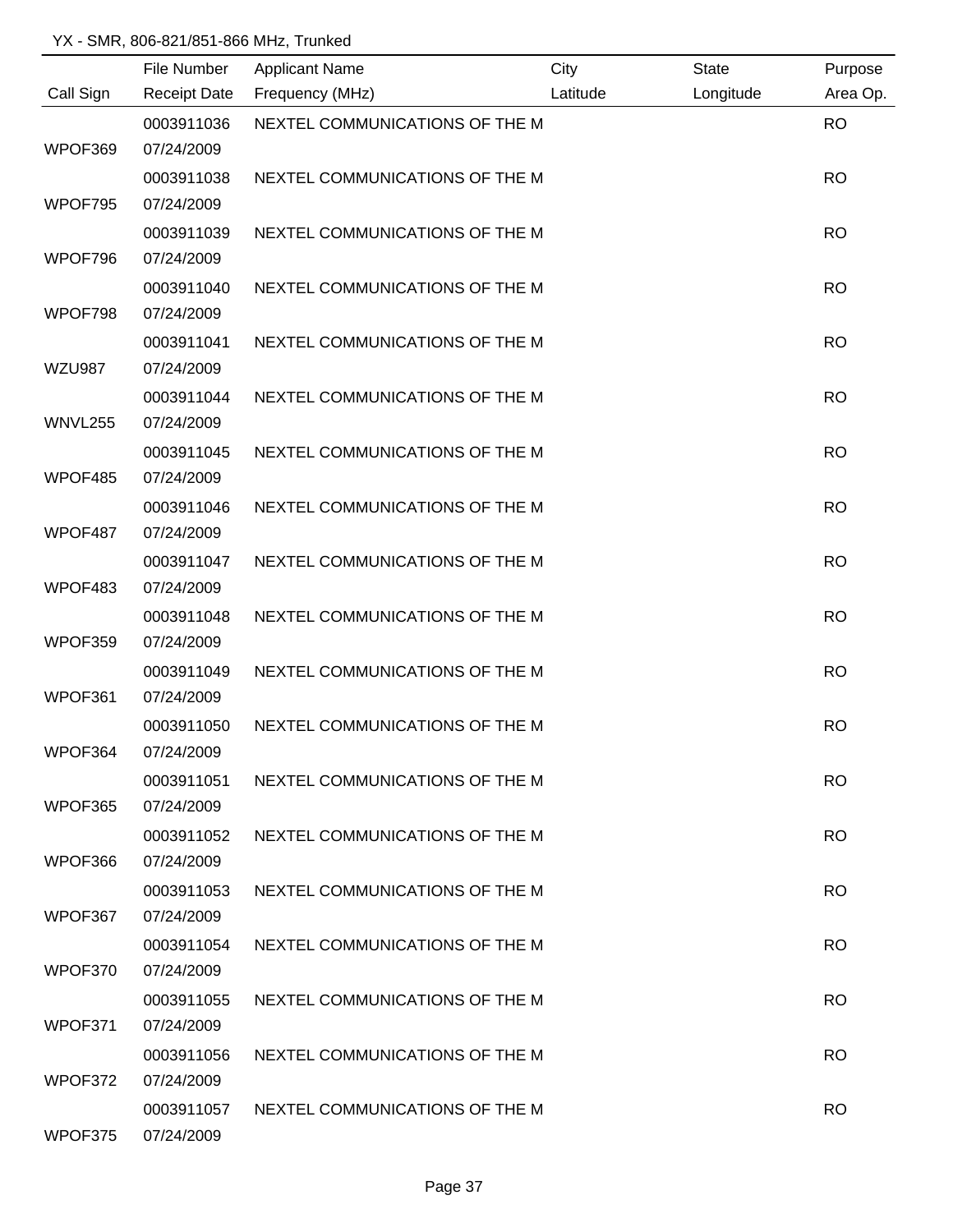YX - SMR, 806-821/851-866 MHz, Trunked

| Call Sign | File Number<br>Receipt Date | Applicant Name<br>Frequency (MHz) | City<br>Latitude | State<br>Longitude | Purpose<br>Area Op. |
|---|---|---|---|---|---|
| WPOF369 | 0003911036<br>07/24/2009 | NEXTEL COMMUNICATIONS OF THE M | | | RO |
| WPOF795 | 0003911038<br>07/24/2009 | NEXTEL COMMUNICATIONS OF THE M | | | RO |
| WPOF796 | 0003911039<br>07/24/2009 | NEXTEL COMMUNICATIONS OF THE M | | | RO |
| WPOF798 | 0003911040<br>07/24/2009 | NEXTEL COMMUNICATIONS OF THE M | | | RO |
| WZU987 | 0003911041<br>07/24/2009 | NEXTEL COMMUNICATIONS OF THE M | | | RO |
| WNVL255 | 0003911044<br>07/24/2009 | NEXTEL COMMUNICATIONS OF THE M | | | RO |
| WPOF485 | 0003911045<br>07/24/2009 | NEXTEL COMMUNICATIONS OF THE M | | | RO |
| WPOF487 | 0003911046<br>07/24/2009 | NEXTEL COMMUNICATIONS OF THE M | | | RO |
| WPOF483 | 0003911047<br>07/24/2009 | NEXTEL COMMUNICATIONS OF THE M | | | RO |
| WPOF359 | 0003911048<br>07/24/2009 | NEXTEL COMMUNICATIONS OF THE M | | | RO |
| WPOF361 | 0003911049<br>07/24/2009 | NEXTEL COMMUNICATIONS OF THE M | | | RO |
| WPOF364 | 0003911050<br>07/24/2009 | NEXTEL COMMUNICATIONS OF THE M | | | RO |
| WPOF365 | 0003911051<br>07/24/2009 | NEXTEL COMMUNICATIONS OF THE M | | | RO |
| WPOF366 | 0003911052<br>07/24/2009 | NEXTEL COMMUNICATIONS OF THE M | | | RO |
| WPOF367 | 0003911053<br>07/24/2009 | NEXTEL COMMUNICATIONS OF THE M | | | RO |
| WPOF370 | 0003911054<br>07/24/2009 | NEXTEL COMMUNICATIONS OF THE M | | | RO |
| WPOF371 | 0003911055<br>07/24/2009 | NEXTEL COMMUNICATIONS OF THE M | | | RO |
| WPOF372 | 0003911056<br>07/24/2009 | NEXTEL COMMUNICATIONS OF THE M | | | RO |
| WPOF375 | 0003911057<br>07/24/2009 | NEXTEL COMMUNICATIONS OF THE M | | | RO |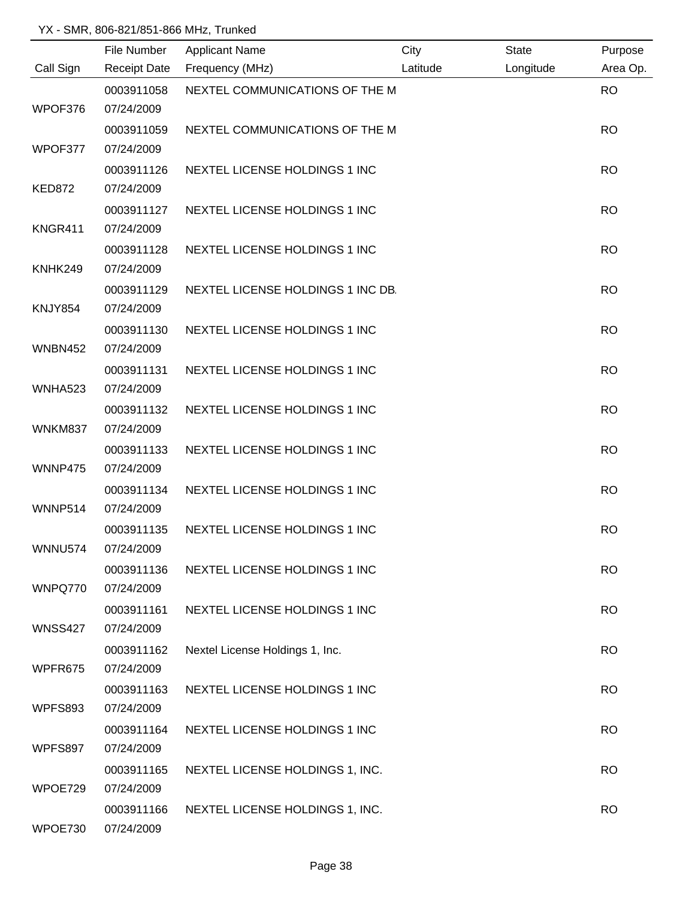YX - SMR, 806-821/851-866 MHz, Trunked

| Call Sign | File Number<br>Receipt Date | Applicant Name<br>Frequency (MHz) | City<br>Latitude | State<br>Longitude | Purpose<br>Area Op. |
|---|---|---|---|---|---|
| WPOF376 | 0003911058<br>07/24/2009 | NEXTEL COMMUNICATIONS OF THE M | | | RO |
| WPOF377 | 0003911059<br>07/24/2009 | NEXTEL COMMUNICATIONS OF THE M | | | RO |
| KED872 | 0003911126<br>07/24/2009 | NEXTEL LICENSE HOLDINGS 1 INC | | | RO |
| KNGR411 | 0003911127<br>07/24/2009 | NEXTEL LICENSE HOLDINGS 1 INC | | | RO |
| KNHK249 | 0003911128<br>07/24/2009 | NEXTEL LICENSE HOLDINGS 1 INC | | | RO |
| KNJY854 | 0003911129<br>07/24/2009 | NEXTEL LICENSE HOLDINGS 1 INC DB. | | | RO |
| WNBN452 | 0003911130<br>07/24/2009 | NEXTEL LICENSE HOLDINGS 1 INC | | | RO |
| WNHA523 | 0003911131<br>07/24/2009 | NEXTEL LICENSE HOLDINGS 1 INC | | | RO |
| WNKM837 | 0003911132<br>07/24/2009 | NEXTEL LICENSE HOLDINGS 1 INC | | | RO |
| WNNP475 | 0003911133<br>07/24/2009 | NEXTEL LICENSE HOLDINGS 1 INC | | | RO |
| WNNP514 | 0003911134<br>07/24/2009 | NEXTEL LICENSE HOLDINGS 1 INC | | | RO |
| WNNU574 | 0003911135<br>07/24/2009 | NEXTEL LICENSE HOLDINGS 1 INC | | | RO |
| WNPQ770 | 0003911136<br>07/24/2009 | NEXTEL LICENSE HOLDINGS 1 INC | | | RO |
| WNSS427 | 0003911161<br>07/24/2009 | NEXTEL LICENSE HOLDINGS 1 INC | | | RO |
| WPFR675 | 0003911162<br>07/24/2009 | Nextel License Holdings 1, Inc. | | | RO |
| WPFS893 | 0003911163<br>07/24/2009 | NEXTEL LICENSE HOLDINGS 1 INC | | | RO |
| WPFS897 | 0003911164<br>07/24/2009 | NEXTEL LICENSE HOLDINGS 1 INC | | | RO |
| WPOE729 | 0003911165<br>07/24/2009 | NEXTEL LICENSE HOLDINGS 1, INC. | | | RO |
| WPOE730 | 0003911166<br>07/24/2009 | NEXTEL LICENSE HOLDINGS 1, INC. | | | RO |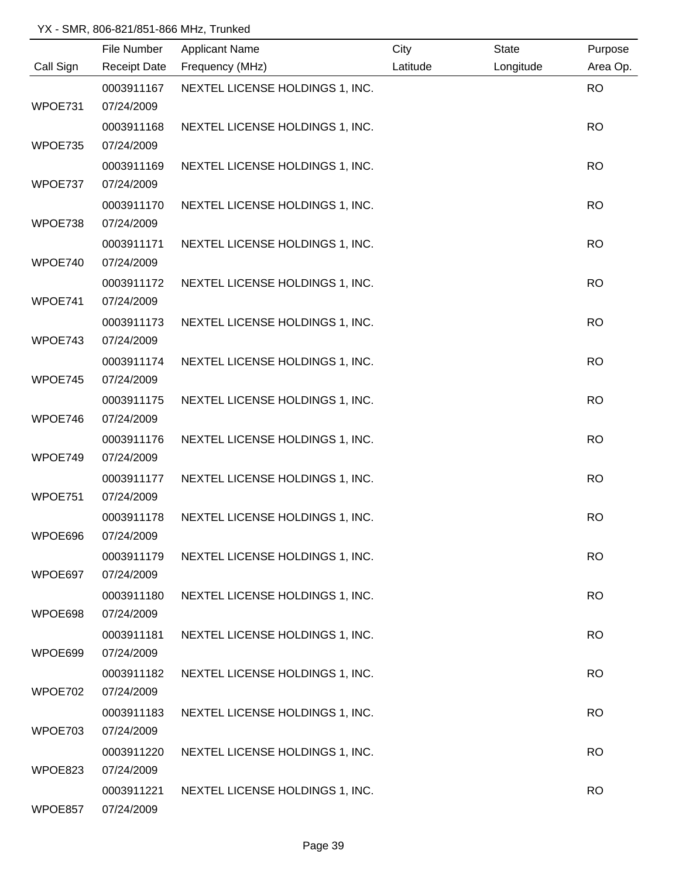YX - SMR, 806-821/851-866 MHz, Trunked

| Call Sign | File Number / Receipt Date | Applicant Name / Frequency (MHz) | City / Latitude | State / Longitude | Purpose / Area Op. |
|---|---|---|---|---|---|
| WPOE731 | 0003911167 / 07/24/2009 | NEXTEL LICENSE HOLDINGS 1, INC. | | | RO |
| WPOE735 | 0003911168 / 07/24/2009 | NEXTEL LICENSE HOLDINGS 1, INC. | | | RO |
| WPOE737 | 0003911169 / 07/24/2009 | NEXTEL LICENSE HOLDINGS 1, INC. | | | RO |
| WPOE738 | 0003911170 / 07/24/2009 | NEXTEL LICENSE HOLDINGS 1, INC. | | | RO |
| WPOE740 | 0003911171 / 07/24/2009 | NEXTEL LICENSE HOLDINGS 1, INC. | | | RO |
| WPOE741 | 0003911172 / 07/24/2009 | NEXTEL LICENSE HOLDINGS 1, INC. | | | RO |
| WPOE743 | 0003911173 / 07/24/2009 | NEXTEL LICENSE HOLDINGS 1, INC. | | | RO |
| WPOE745 | 0003911174 / 07/24/2009 | NEXTEL LICENSE HOLDINGS 1, INC. | | | RO |
| WPOE746 | 0003911175 / 07/24/2009 | NEXTEL LICENSE HOLDINGS 1, INC. | | | RO |
| WPOE749 | 0003911176 / 07/24/2009 | NEXTEL LICENSE HOLDINGS 1, INC. | | | RO |
| WPOE751 | 0003911177 / 07/24/2009 | NEXTEL LICENSE HOLDINGS 1, INC. | | | RO |
| WPOE696 | 0003911178 / 07/24/2009 | NEXTEL LICENSE HOLDINGS 1, INC. | | | RO |
| WPOE697 | 0003911179 / 07/24/2009 | NEXTEL LICENSE HOLDINGS 1, INC. | | | RO |
| WPOE698 | 0003911180 / 07/24/2009 | NEXTEL LICENSE HOLDINGS 1, INC. | | | RO |
| WPOE699 | 0003911181 / 07/24/2009 | NEXTEL LICENSE HOLDINGS 1, INC. | | | RO |
| WPOE702 | 0003911182 / 07/24/2009 | NEXTEL LICENSE HOLDINGS 1, INC. | | | RO |
| WPOE703 | 0003911183 / 07/24/2009 | NEXTEL LICENSE HOLDINGS 1, INC. | | | RO |
| WPOE823 | 0003911220 / 07/24/2009 | NEXTEL LICENSE HOLDINGS 1, INC. | | | RO |
| WPOE857 | 0003911221 / 07/24/2009 | NEXTEL LICENSE HOLDINGS 1, INC. | | | RO |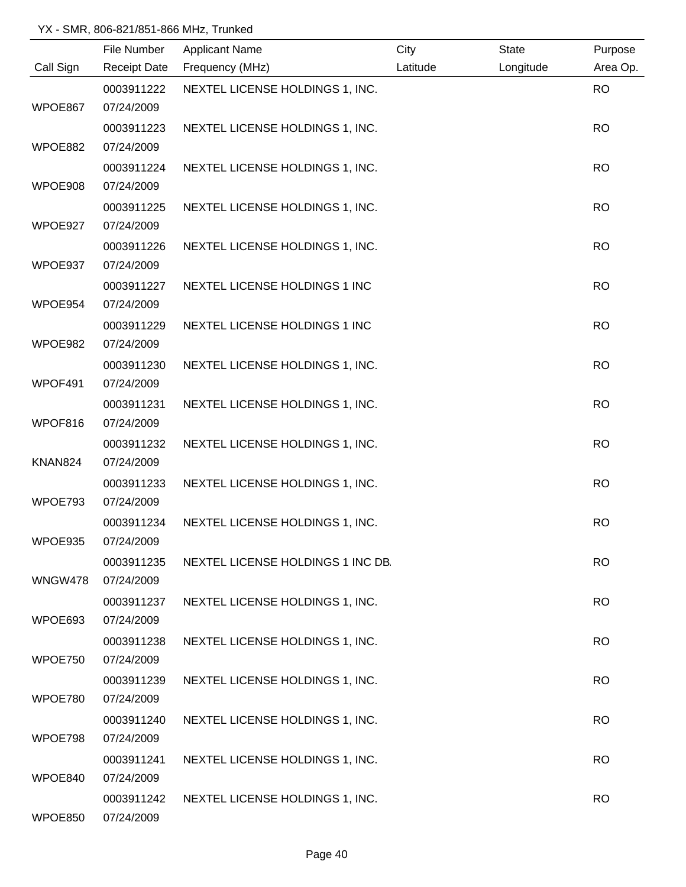YX - SMR, 806-821/851-866 MHz, Trunked

| Call Sign | File Number<br>Receipt Date | Applicant Name<br>Frequency (MHz) | City<br>Latitude | State<br>Longitude | Purpose<br>Area Op. |
|---|---|---|---|---|---|
| WPOE867 | 0003911222<br>07/24/2009 | NEXTEL LICENSE HOLDINGS 1, INC. | | | RO |
| WPOE882 | 0003911223<br>07/24/2009 | NEXTEL LICENSE HOLDINGS 1, INC. | | | RO |
| WPOE908 | 0003911224<br>07/24/2009 | NEXTEL LICENSE HOLDINGS 1, INC. | | | RO |
| WPOE927 | 0003911225<br>07/24/2009 | NEXTEL LICENSE HOLDINGS 1, INC. | | | RO |
| WPOE937 | 0003911226<br>07/24/2009 | NEXTEL LICENSE HOLDINGS 1, INC. | | | RO |
| WPOE954 | 0003911227<br>07/24/2009 | NEXTEL LICENSE HOLDINGS 1 INC | | | RO |
| WPOE982 | 0003911229<br>07/24/2009 | NEXTEL LICENSE HOLDINGS 1 INC | | | RO |
| WPOF491 | 0003911230<br>07/24/2009 | NEXTEL LICENSE HOLDINGS 1, INC. | | | RO |
| WPOF816 | 0003911231<br>07/24/2009 | NEXTEL LICENSE HOLDINGS 1, INC. | | | RO |
| KNAN824 | 0003911232<br>07/24/2009 | NEXTEL LICENSE HOLDINGS 1, INC. | | | RO |
| WPOE793 | 0003911233<br>07/24/2009 | NEXTEL LICENSE HOLDINGS 1, INC. | | | RO |
| WPOE935 | 0003911234<br>07/24/2009 | NEXTEL LICENSE HOLDINGS 1, INC. | | | RO |
| WNGW478 | 0003911235<br>07/24/2009 | NEXTEL LICENSE HOLDINGS 1 INC DB. | | | RO |
| WPOE693 | 0003911237<br>07/24/2009 | NEXTEL LICENSE HOLDINGS 1, INC. | | | RO |
| WPOE750 | 0003911238<br>07/24/2009 | NEXTEL LICENSE HOLDINGS 1, INC. | | | RO |
| WPOE780 | 0003911239<br>07/24/2009 | NEXTEL LICENSE HOLDINGS 1, INC. | | | RO |
| WPOE798 | 0003911240<br>07/24/2009 | NEXTEL LICENSE HOLDINGS 1, INC. | | | RO |
| WPOE840 | 0003911241<br>07/24/2009 | NEXTEL LICENSE HOLDINGS 1, INC. | | | RO |
| WPOE850 | 0003911242<br>07/24/2009 | NEXTEL LICENSE HOLDINGS 1, INC. | | | RO |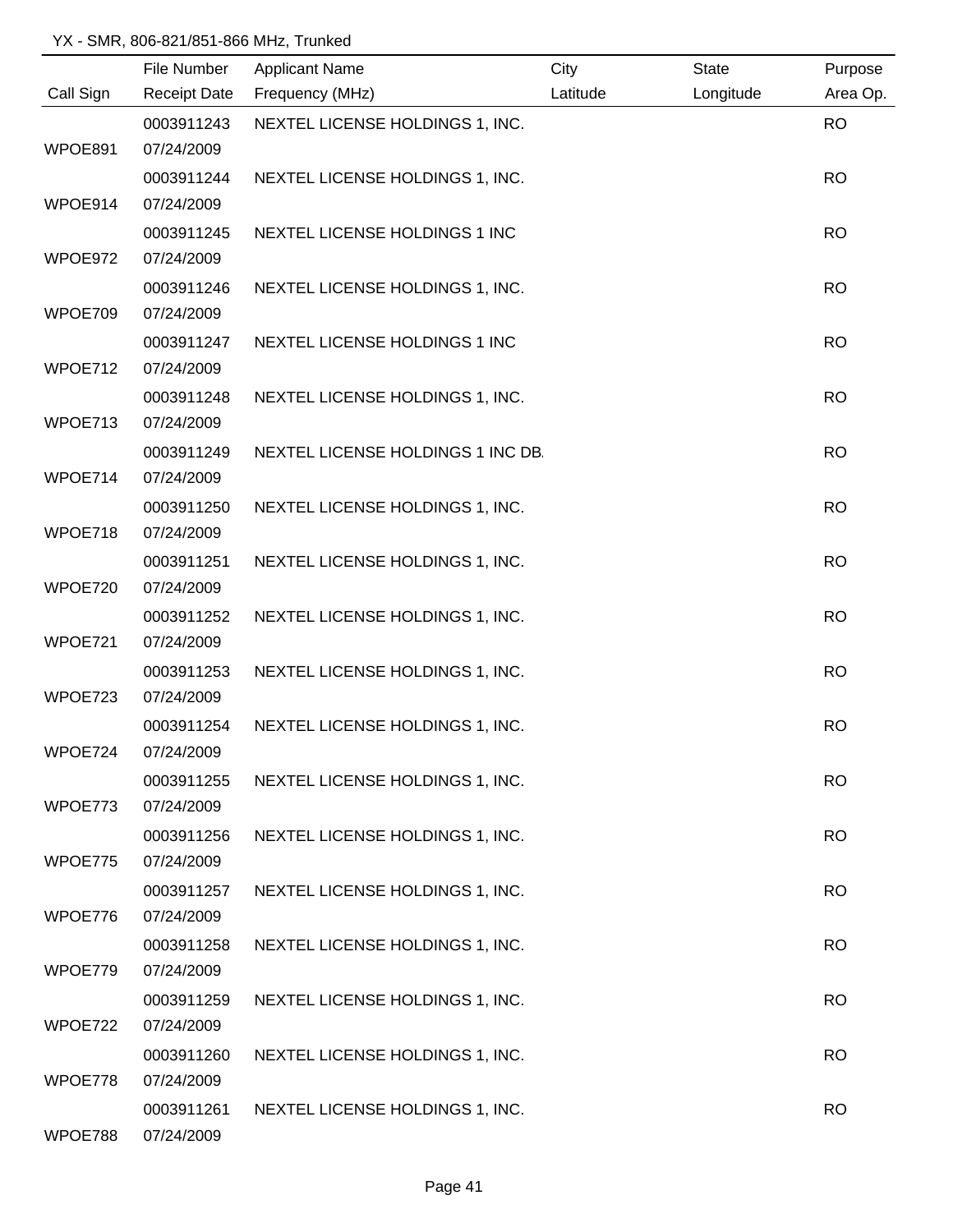YX - SMR, 806-821/851-866 MHz, Trunked

| Call Sign | File Number / Receipt Date | Applicant Name / Frequency (MHz) | City / Latitude | State / Longitude | Purpose / Area Op. |
|---|---|---|---|---|---|
| WPOE891 | 0003911243 / 07/24/2009 | NEXTEL LICENSE HOLDINGS 1, INC. | | | RO |
| WPOE914 | 0003911244 / 07/24/2009 | NEXTEL LICENSE HOLDINGS 1, INC. | | | RO |
| WPOE972 | 0003911245 / 07/24/2009 | NEXTEL LICENSE HOLDINGS 1 INC | | | RO |
| WPOE709 | 0003911246 / 07/24/2009 | NEXTEL LICENSE HOLDINGS 1, INC. | | | RO |
| WPOE712 | 0003911247 / 07/24/2009 | NEXTEL LICENSE HOLDINGS 1 INC | | | RO |
| WPOE713 | 0003911248 / 07/24/2009 | NEXTEL LICENSE HOLDINGS 1, INC. | | | RO |
| WPOE714 | 0003911249 / 07/24/2009 | NEXTEL LICENSE HOLDINGS 1 INC DB. | | | RO |
| WPOE718 | 0003911250 / 07/24/2009 | NEXTEL LICENSE HOLDINGS 1, INC. | | | RO |
| WPOE720 | 0003911251 / 07/24/2009 | NEXTEL LICENSE HOLDINGS 1, INC. | | | RO |
| WPOE721 | 0003911252 / 07/24/2009 | NEXTEL LICENSE HOLDINGS 1, INC. | | | RO |
| WPOE723 | 0003911253 / 07/24/2009 | NEXTEL LICENSE HOLDINGS 1, INC. | | | RO |
| WPOE724 | 0003911254 / 07/24/2009 | NEXTEL LICENSE HOLDINGS 1, INC. | | | RO |
| WPOE773 | 0003911255 / 07/24/2009 | NEXTEL LICENSE HOLDINGS 1, INC. | | | RO |
| WPOE775 | 0003911256 / 07/24/2009 | NEXTEL LICENSE HOLDINGS 1, INC. | | | RO |
| WPOE776 | 0003911257 / 07/24/2009 | NEXTEL LICENSE HOLDINGS 1, INC. | | | RO |
| WPOE779 | 0003911258 / 07/24/2009 | NEXTEL LICENSE HOLDINGS 1, INC. | | | RO |
| WPOE722 | 0003911259 / 07/24/2009 | NEXTEL LICENSE HOLDINGS 1, INC. | | | RO |
| WPOE778 | 0003911260 / 07/24/2009 | NEXTEL LICENSE HOLDINGS 1, INC. | | | RO |
| WPOE788 | 0003911261 / 07/24/2009 | NEXTEL LICENSE HOLDINGS 1, INC. | | | RO |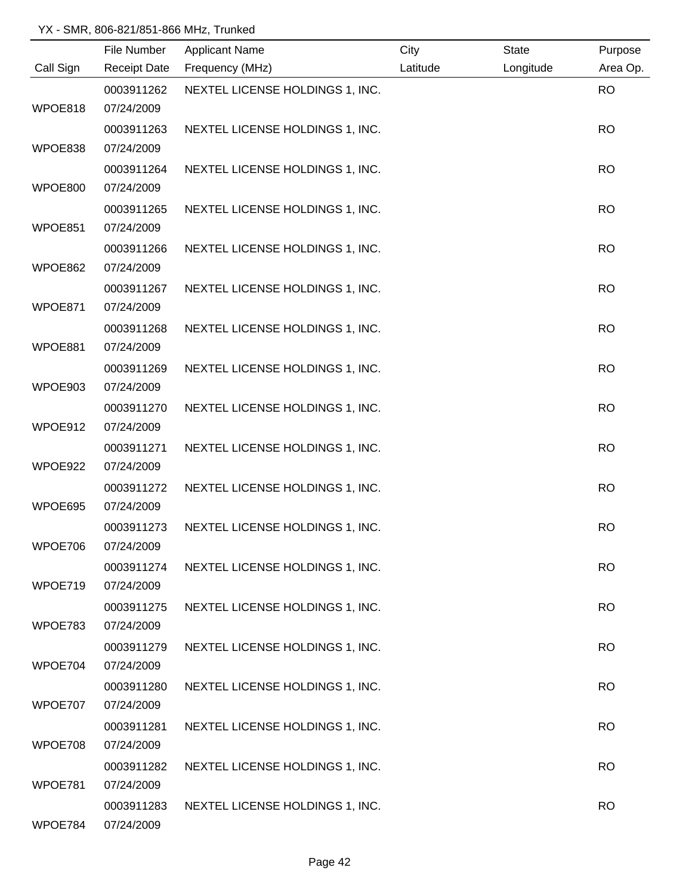YX - SMR, 806-821/851-866 MHz, Trunked

| Call Sign | File Number / Receipt Date | Applicant Name / Frequency (MHz) | City / Latitude | State / Longitude | Purpose / Area Op. |
|---|---|---|---|---|---|
| WPOE818 | 0003911262 / 07/24/2009 | NEXTEL LICENSE HOLDINGS 1, INC. | | | RO |
| WPOE838 | 0003911263 / 07/24/2009 | NEXTEL LICENSE HOLDINGS 1, INC. | | | RO |
| WPOE800 | 0003911264 / 07/24/2009 | NEXTEL LICENSE HOLDINGS 1, INC. | | | RO |
| WPOE851 | 0003911265 / 07/24/2009 | NEXTEL LICENSE HOLDINGS 1, INC. | | | RO |
| WPOE862 | 0003911266 / 07/24/2009 | NEXTEL LICENSE HOLDINGS 1, INC. | | | RO |
| WPOE871 | 0003911267 / 07/24/2009 | NEXTEL LICENSE HOLDINGS 1, INC. | | | RO |
| WPOE881 | 0003911268 / 07/24/2009 | NEXTEL LICENSE HOLDINGS 1, INC. | | | RO |
| WPOE903 | 0003911269 / 07/24/2009 | NEXTEL LICENSE HOLDINGS 1, INC. | | | RO |
| WPOE912 | 0003911270 / 07/24/2009 | NEXTEL LICENSE HOLDINGS 1, INC. | | | RO |
| WPOE922 | 0003911271 / 07/24/2009 | NEXTEL LICENSE HOLDINGS 1, INC. | | | RO |
| WPOE695 | 0003911272 / 07/24/2009 | NEXTEL LICENSE HOLDINGS 1, INC. | | | RO |
| WPOE706 | 0003911273 / 07/24/2009 | NEXTEL LICENSE HOLDINGS 1, INC. | | | RO |
| WPOE719 | 0003911274 / 07/24/2009 | NEXTEL LICENSE HOLDINGS 1, INC. | | | RO |
| WPOE783 | 0003911275 / 07/24/2009 | NEXTEL LICENSE HOLDINGS 1, INC. | | | RO |
| WPOE704 | 0003911279 / 07/24/2009 | NEXTEL LICENSE HOLDINGS 1, INC. | | | RO |
| WPOE707 | 0003911280 / 07/24/2009 | NEXTEL LICENSE HOLDINGS 1, INC. | | | RO |
| WPOE708 | 0003911281 / 07/24/2009 | NEXTEL LICENSE HOLDINGS 1, INC. | | | RO |
| WPOE781 | 0003911282 / 07/24/2009 | NEXTEL LICENSE HOLDINGS 1, INC. | | | RO |
| WPOE784 | 0003911283 / 07/24/2009 | NEXTEL LICENSE HOLDINGS 1, INC. | | | RO |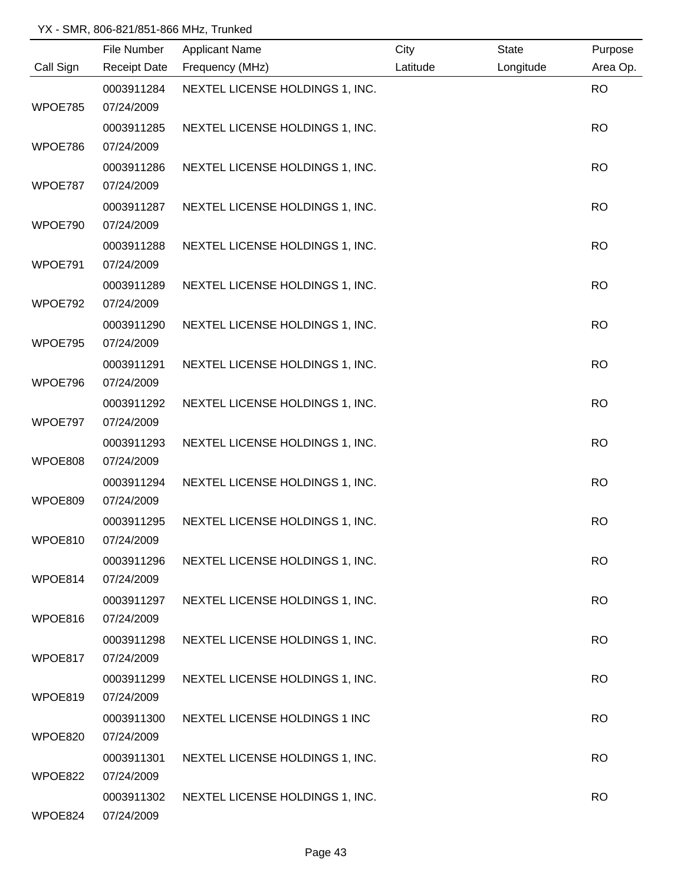YX - SMR, 806-821/851-866 MHz, Trunked

| Call Sign | File Number<br>Receipt Date | Applicant Name<br>Frequency (MHz) | City<br>Latitude | State<br>Longitude | Purpose<br>Area Op. |
|---|---|---|---|---|---|
| WPOE785 | 0003911284<br>07/24/2009 | NEXTEL LICENSE HOLDINGS 1, INC. | | | RO |
| WPOE786 | 0003911285<br>07/24/2009 | NEXTEL LICENSE HOLDINGS 1, INC. | | | RO |
| WPOE787 | 0003911286<br>07/24/2009 | NEXTEL LICENSE HOLDINGS 1, INC. | | | RO |
| WPOE790 | 0003911287<br>07/24/2009 | NEXTEL LICENSE HOLDINGS 1, INC. | | | RO |
| WPOE791 | 0003911288<br>07/24/2009 | NEXTEL LICENSE HOLDINGS 1, INC. | | | RO |
| WPOE792 | 0003911289<br>07/24/2009 | NEXTEL LICENSE HOLDINGS 1, INC. | | | RO |
| WPOE795 | 0003911290<br>07/24/2009 | NEXTEL LICENSE HOLDINGS 1, INC. | | | RO |
| WPOE796 | 0003911291<br>07/24/2009 | NEXTEL LICENSE HOLDINGS 1, INC. | | | RO |
| WPOE797 | 0003911292<br>07/24/2009 | NEXTEL LICENSE HOLDINGS 1, INC. | | | RO |
| WPOE808 | 0003911293<br>07/24/2009 | NEXTEL LICENSE HOLDINGS 1, INC. | | | RO |
| WPOE809 | 0003911294<br>07/24/2009 | NEXTEL LICENSE HOLDINGS 1, INC. | | | RO |
| WPOE810 | 0003911295<br>07/24/2009 | NEXTEL LICENSE HOLDINGS 1, INC. | | | RO |
| WPOE814 | 0003911296<br>07/24/2009 | NEXTEL LICENSE HOLDINGS 1, INC. | | | RO |
| WPOE816 | 0003911297<br>07/24/2009 | NEXTEL LICENSE HOLDINGS 1, INC. | | | RO |
| WPOE817 | 0003911298<br>07/24/2009 | NEXTEL LICENSE HOLDINGS 1, INC. | | | RO |
| WPOE819 | 0003911299<br>07/24/2009 | NEXTEL LICENSE HOLDINGS 1, INC. | | | RO |
| WPOE820 | 0003911300<br>07/24/2009 | NEXTEL LICENSE HOLDINGS 1 INC | | | RO |
| WPOE822 | 0003911301<br>07/24/2009 | NEXTEL LICENSE HOLDINGS 1, INC. | | | RO |
| WPOE824 | 0003911302<br>07/24/2009 | NEXTEL LICENSE HOLDINGS 1, INC. | | | RO |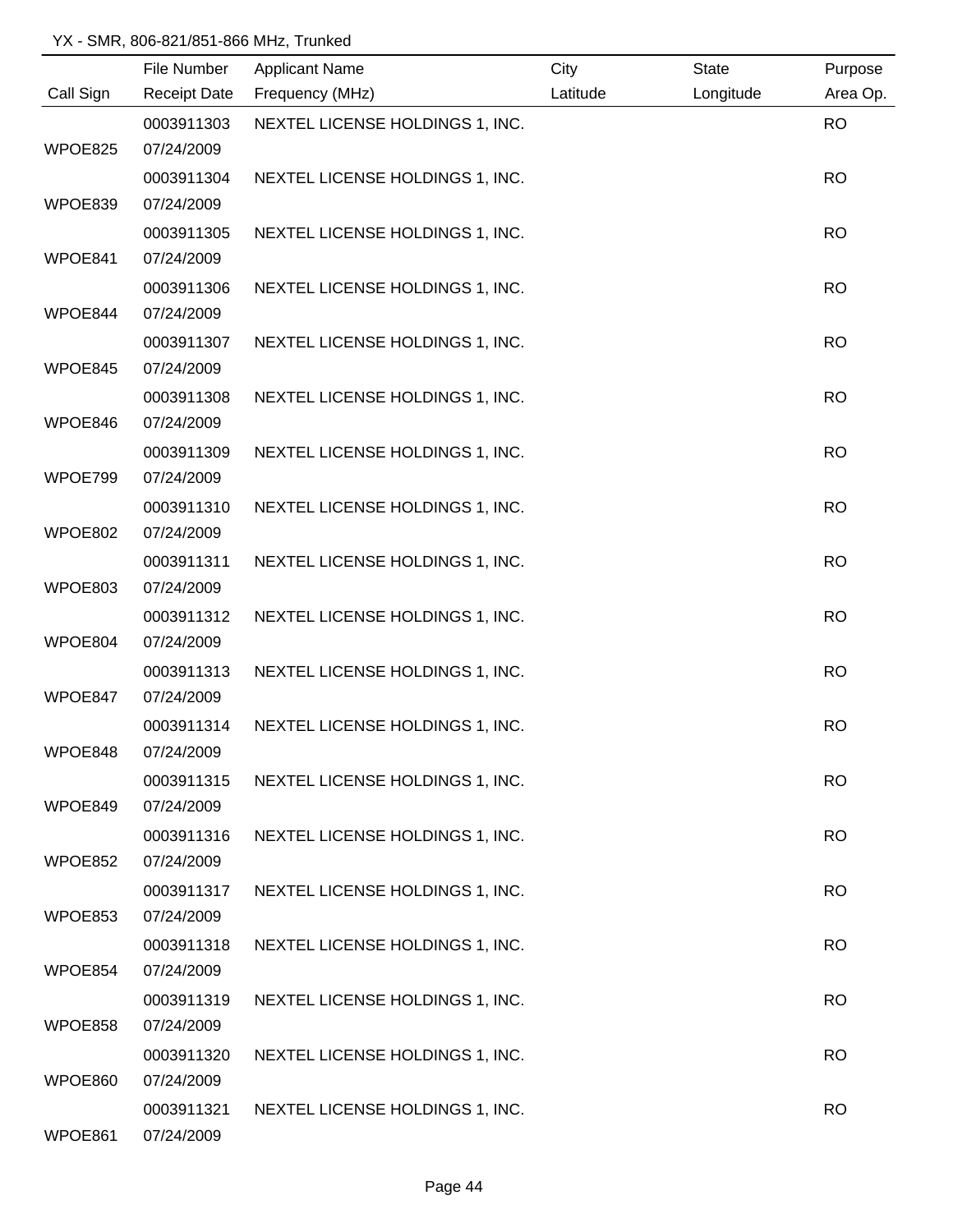YX - SMR, 806-821/851-866 MHz, Trunked

| Call Sign | File Number<br>Receipt Date | Applicant Name<br>Frequency (MHz) | City<br>Latitude | State<br>Longitude | Purpose<br>Area Op. |
|---|---|---|---|---|---|
| WPOE825 | 0003911303<br>07/24/2009 | NEXTEL LICENSE HOLDINGS 1, INC. | | | RO |
| WPOE839 | 0003911304<br>07/24/2009 | NEXTEL LICENSE HOLDINGS 1, INC. | | | RO |
| WPOE841 | 0003911305<br>07/24/2009 | NEXTEL LICENSE HOLDINGS 1, INC. | | | RO |
| WPOE844 | 0003911306<br>07/24/2009 | NEXTEL LICENSE HOLDINGS 1, INC. | | | RO |
| WPOE845 | 0003911307<br>07/24/2009 | NEXTEL LICENSE HOLDINGS 1, INC. | | | RO |
| WPOE846 | 0003911308<br>07/24/2009 | NEXTEL LICENSE HOLDINGS 1, INC. | | | RO |
| WPOE799 | 0003911309<br>07/24/2009 | NEXTEL LICENSE HOLDINGS 1, INC. | | | RO |
| WPOE802 | 0003911310<br>07/24/2009 | NEXTEL LICENSE HOLDINGS 1, INC. | | | RO |
| WPOE803 | 0003911311<br>07/24/2009 | NEXTEL LICENSE HOLDINGS 1, INC. | | | RO |
| WPOE804 | 0003911312<br>07/24/2009 | NEXTEL LICENSE HOLDINGS 1, INC. | | | RO |
| WPOE847 | 0003911313<br>07/24/2009 | NEXTEL LICENSE HOLDINGS 1, INC. | | | RO |
| WPOE848 | 0003911314<br>07/24/2009 | NEXTEL LICENSE HOLDINGS 1, INC. | | | RO |
| WPOE849 | 0003911315<br>07/24/2009 | NEXTEL LICENSE HOLDINGS 1, INC. | | | RO |
| WPOE852 | 0003911316<br>07/24/2009 | NEXTEL LICENSE HOLDINGS 1, INC. | | | RO |
| WPOE853 | 0003911317<br>07/24/2009 | NEXTEL LICENSE HOLDINGS 1, INC. | | | RO |
| WPOE854 | 0003911318<br>07/24/2009 | NEXTEL LICENSE HOLDINGS 1, INC. | | | RO |
| WPOE858 | 0003911319<br>07/24/2009 | NEXTEL LICENSE HOLDINGS 1, INC. | | | RO |
| WPOE860 | 0003911320<br>07/24/2009 | NEXTEL LICENSE HOLDINGS 1, INC. | | | RO |
| WPOE861 | 0003911321<br>07/24/2009 | NEXTEL LICENSE HOLDINGS 1, INC. | | | RO |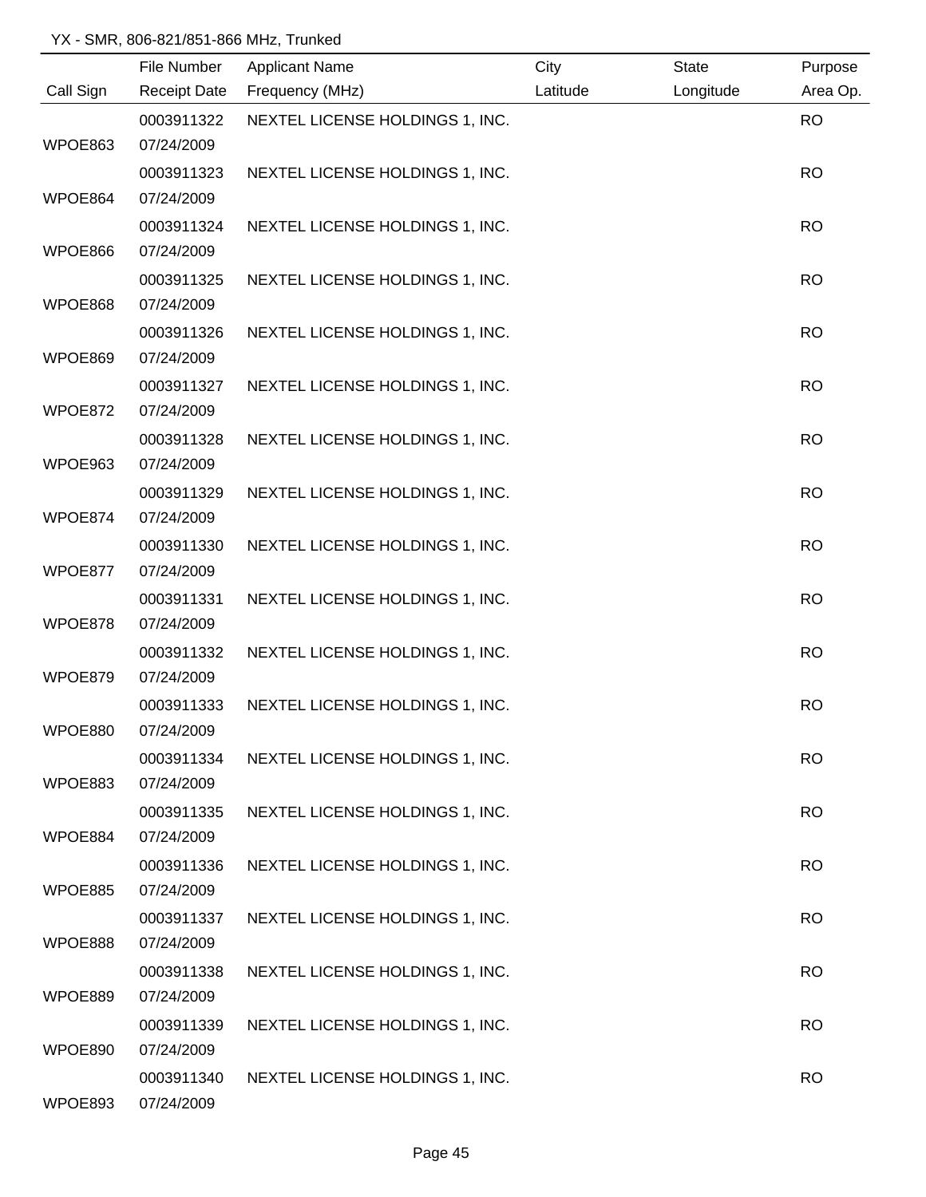YX - SMR, 806-821/851-866 MHz, Trunked

| Call Sign | File Number / Receipt Date | Applicant Name / Frequency (MHz) | City / Latitude | State / Longitude | Purpose / Area Op. |
|---|---|---|---|---|---|
| WPOE863 | 0003911322 / 07/24/2009 | NEXTEL LICENSE HOLDINGS 1, INC. | | | RO |
| WPOE864 | 0003911323 / 07/24/2009 | NEXTEL LICENSE HOLDINGS 1, INC. | | | RO |
| WPOE866 | 0003911324 / 07/24/2009 | NEXTEL LICENSE HOLDINGS 1, INC. | | | RO |
| WPOE868 | 0003911325 / 07/24/2009 | NEXTEL LICENSE HOLDINGS 1, INC. | | | RO |
| WPOE869 | 0003911326 / 07/24/2009 | NEXTEL LICENSE HOLDINGS 1, INC. | | | RO |
| WPOE872 | 0003911327 / 07/24/2009 | NEXTEL LICENSE HOLDINGS 1, INC. | | | RO |
| WPOE963 | 0003911328 / 07/24/2009 | NEXTEL LICENSE HOLDINGS 1, INC. | | | RO |
| WPOE874 | 0003911329 / 07/24/2009 | NEXTEL LICENSE HOLDINGS 1, INC. | | | RO |
| WPOE877 | 0003911330 / 07/24/2009 | NEXTEL LICENSE HOLDINGS 1, INC. | | | RO |
| WPOE878 | 0003911331 / 07/24/2009 | NEXTEL LICENSE HOLDINGS 1, INC. | | | RO |
| WPOE879 | 0003911332 / 07/24/2009 | NEXTEL LICENSE HOLDINGS 1, INC. | | | RO |
| WPOE880 | 0003911333 / 07/24/2009 | NEXTEL LICENSE HOLDINGS 1, INC. | | | RO |
| WPOE883 | 0003911334 / 07/24/2009 | NEXTEL LICENSE HOLDINGS 1, INC. | | | RO |
| WPOE884 | 0003911335 / 07/24/2009 | NEXTEL LICENSE HOLDINGS 1, INC. | | | RO |
| WPOE885 | 0003911336 / 07/24/2009 | NEXTEL LICENSE HOLDINGS 1, INC. | | | RO |
| WPOE888 | 0003911337 / 07/24/2009 | NEXTEL LICENSE HOLDINGS 1, INC. | | | RO |
| WPOE889 | 0003911338 / 07/24/2009 | NEXTEL LICENSE HOLDINGS 1, INC. | | | RO |
| WPOE890 | 0003911339 / 07/24/2009 | NEXTEL LICENSE HOLDINGS 1, INC. | | | RO |
| WPOE893 | 0003911340 / 07/24/2009 | NEXTEL LICENSE HOLDINGS 1, INC. | | | RO |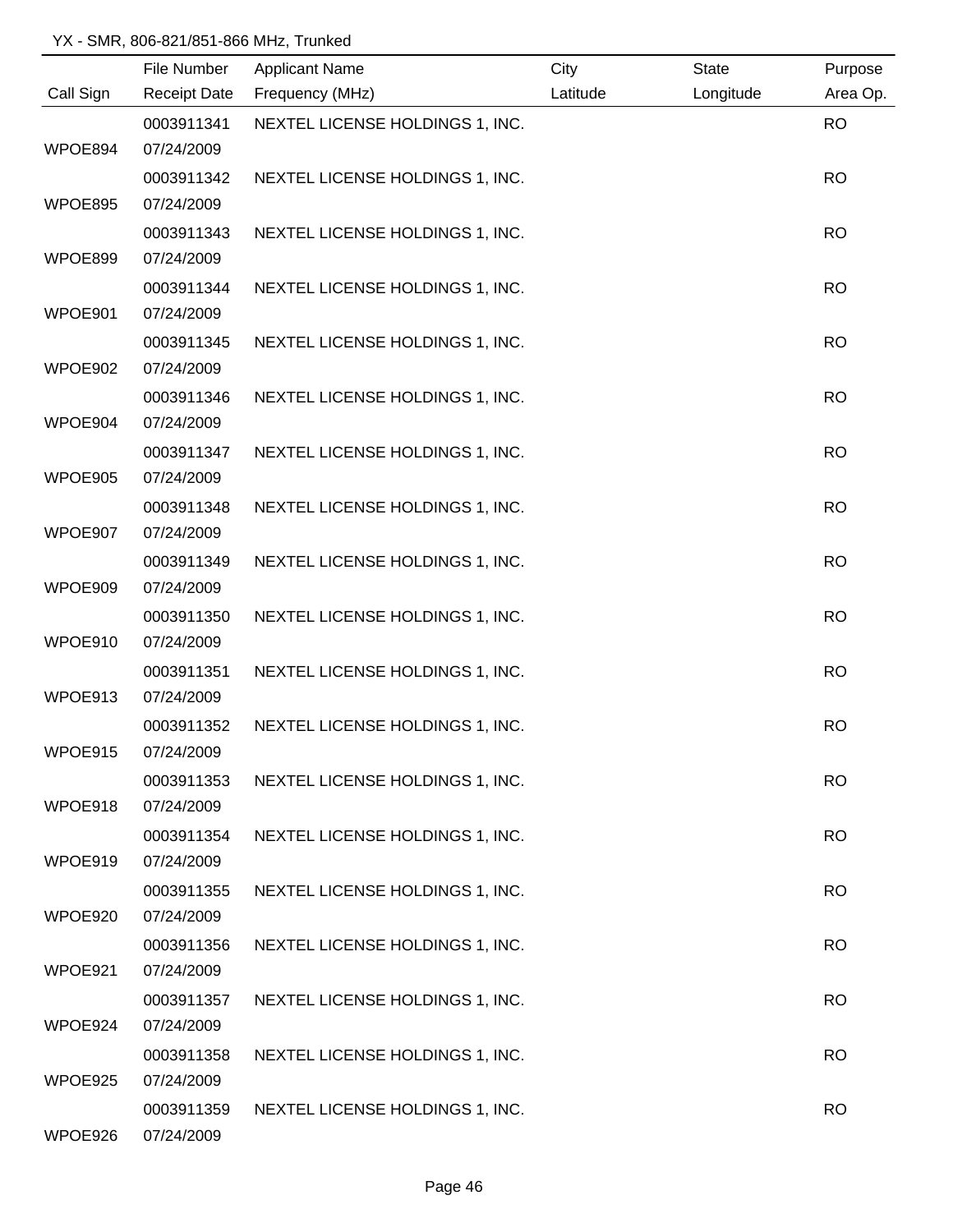YX - SMR, 806-821/851-866 MHz, Trunked

| Call Sign | File Number<br>Receipt Date | Applicant Name<br>Frequency (MHz) | City<br>Latitude | State<br>Longitude | Purpose<br>Area Op. |
|---|---|---|---|---|---|
| WPOE894 | 0003911341<br>07/24/2009 | NEXTEL LICENSE HOLDINGS 1, INC. | | | RO |
| WPOE895 | 0003911342<br>07/24/2009 | NEXTEL LICENSE HOLDINGS 1, INC. | | | RO |
| WPOE899 | 0003911343<br>07/24/2009 | NEXTEL LICENSE HOLDINGS 1, INC. | | | RO |
| WPOE901 | 0003911344<br>07/24/2009 | NEXTEL LICENSE HOLDINGS 1, INC. | | | RO |
| WPOE902 | 0003911345<br>07/24/2009 | NEXTEL LICENSE HOLDINGS 1, INC. | | | RO |
| WPOE904 | 0003911346<br>07/24/2009 | NEXTEL LICENSE HOLDINGS 1, INC. | | | RO |
| WPOE905 | 0003911347<br>07/24/2009 | NEXTEL LICENSE HOLDINGS 1, INC. | | | RO |
| WPOE907 | 0003911348<br>07/24/2009 | NEXTEL LICENSE HOLDINGS 1, INC. | | | RO |
| WPOE909 | 0003911349<br>07/24/2009 | NEXTEL LICENSE HOLDINGS 1, INC. | | | RO |
| WPOE910 | 0003911350<br>07/24/2009 | NEXTEL LICENSE HOLDINGS 1, INC. | | | RO |
| WPOE913 | 0003911351<br>07/24/2009 | NEXTEL LICENSE HOLDINGS 1, INC. | | | RO |
| WPOE915 | 0003911352<br>07/24/2009 | NEXTEL LICENSE HOLDINGS 1, INC. | | | RO |
| WPOE918 | 0003911353<br>07/24/2009 | NEXTEL LICENSE HOLDINGS 1, INC. | | | RO |
| WPOE919 | 0003911354<br>07/24/2009 | NEXTEL LICENSE HOLDINGS 1, INC. | | | RO |
| WPOE920 | 0003911355<br>07/24/2009 | NEXTEL LICENSE HOLDINGS 1, INC. | | | RO |
| WPOE921 | 0003911356<br>07/24/2009 | NEXTEL LICENSE HOLDINGS 1, INC. | | | RO |
| WPOE924 | 0003911357<br>07/24/2009 | NEXTEL LICENSE HOLDINGS 1, INC. | | | RO |
| WPOE925 | 0003911358<br>07/24/2009 | NEXTEL LICENSE HOLDINGS 1, INC. | | | RO |
| WPOE926 | 0003911359<br>07/24/2009 | NEXTEL LICENSE HOLDINGS 1, INC. | | | RO |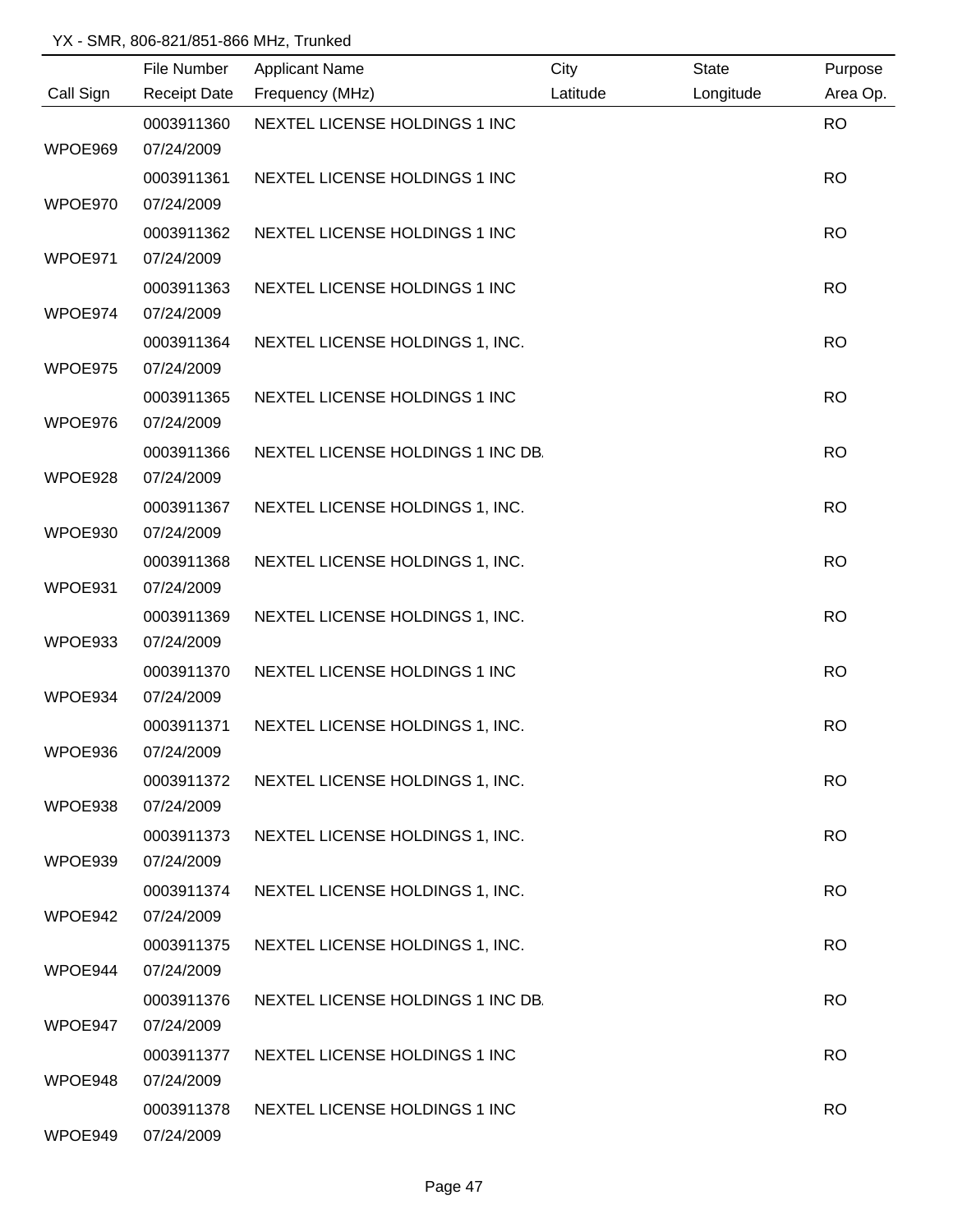YX - SMR, 806-821/851-866 MHz, Trunked

| Call Sign | File Number / Receipt Date | Applicant Name / Frequency (MHz) | City / Latitude | State / Longitude | Purpose / Area Op. |
|---|---|---|---|---|---|
| WPOE969 | 0003911360<br>07/24/2009 | NEXTEL LICENSE HOLDINGS 1 INC | | | RO |
| WPOE970 | 0003911361<br>07/24/2009 | NEXTEL LICENSE HOLDINGS 1 INC | | | RO |
| WPOE971 | 0003911362<br>07/24/2009 | NEXTEL LICENSE HOLDINGS 1 INC | | | RO |
| WPOE974 | 0003911363<br>07/24/2009 | NEXTEL LICENSE HOLDINGS 1 INC | | | RO |
| WPOE975 | 0003911364<br>07/24/2009 | NEXTEL LICENSE HOLDINGS 1, INC. | | | RO |
| WPOE976 | 0003911365<br>07/24/2009 | NEXTEL LICENSE HOLDINGS 1 INC | | | RO |
| WPOE928 | 0003911366<br>07/24/2009 | NEXTEL LICENSE HOLDINGS 1 INC DB. | | | RO |
| WPOE930 | 0003911367<br>07/24/2009 | NEXTEL LICENSE HOLDINGS 1, INC. | | | RO |
| WPOE931 | 0003911368<br>07/24/2009 | NEXTEL LICENSE HOLDINGS 1, INC. | | | RO |
| WPOE933 | 0003911369<br>07/24/2009 | NEXTEL LICENSE HOLDINGS 1, INC. | | | RO |
| WPOE934 | 0003911370<br>07/24/2009 | NEXTEL LICENSE HOLDINGS 1 INC | | | RO |
| WPOE936 | 0003911371<br>07/24/2009 | NEXTEL LICENSE HOLDINGS 1, INC. | | | RO |
| WPOE938 | 0003911372<br>07/24/2009 | NEXTEL LICENSE HOLDINGS 1, INC. | | | RO |
| WPOE939 | 0003911373<br>07/24/2009 | NEXTEL LICENSE HOLDINGS 1, INC. | | | RO |
| WPOE942 | 0003911374<br>07/24/2009 | NEXTEL LICENSE HOLDINGS 1, INC. | | | RO |
| WPOE944 | 0003911375<br>07/24/2009 | NEXTEL LICENSE HOLDINGS 1, INC. | | | RO |
| WPOE947 | 0003911376<br>07/24/2009 | NEXTEL LICENSE HOLDINGS 1 INC DB. | | | RO |
| WPOE948 | 0003911377<br>07/24/2009 | NEXTEL LICENSE HOLDINGS 1 INC | | | RO |
| WPOE949 | 0003911378<br>07/24/2009 | NEXTEL LICENSE HOLDINGS 1 INC | | | RO |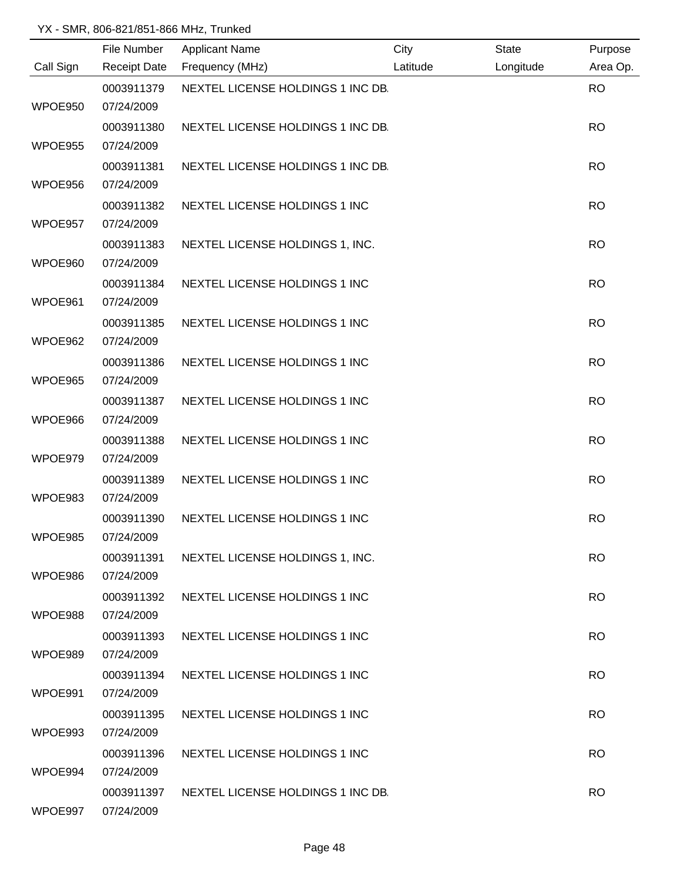YX - SMR, 806-821/851-866 MHz, Trunked

| Call Sign | File Number<br>Receipt Date | Applicant Name<br>Frequency (MHz) | City<br>Latitude | State<br>Longitude | Purpose<br>Area Op. |
|---|---|---|---|---|---|
| WPOE950 | 0003911379<br>07/24/2009 | NEXTEL LICENSE HOLDINGS 1 INC DB. | | | RO |
| WPOE955 | 0003911380<br>07/24/2009 | NEXTEL LICENSE HOLDINGS 1 INC DB. | | | RO |
| WPOE956 | 0003911381<br>07/24/2009 | NEXTEL LICENSE HOLDINGS 1 INC DB. | | | RO |
| WPOE957 | 0003911382<br>07/24/2009 | NEXTEL LICENSE HOLDINGS 1 INC | | | RO |
| WPOE960 | 0003911383<br>07/24/2009 | NEXTEL LICENSE HOLDINGS 1, INC. | | | RO |
| WPOE961 | 0003911384<br>07/24/2009 | NEXTEL LICENSE HOLDINGS 1 INC | | | RO |
| WPOE962 | 0003911385<br>07/24/2009 | NEXTEL LICENSE HOLDINGS 1 INC | | | RO |
| WPOE965 | 0003911386<br>07/24/2009 | NEXTEL LICENSE HOLDINGS 1 INC | | | RO |
| WPOE966 | 0003911387<br>07/24/2009 | NEXTEL LICENSE HOLDINGS 1 INC | | | RO |
| WPOE979 | 0003911388<br>07/24/2009 | NEXTEL LICENSE HOLDINGS 1 INC | | | RO |
| WPOE983 | 0003911389<br>07/24/2009 | NEXTEL LICENSE HOLDINGS 1 INC | | | RO |
| WPOE985 | 0003911390<br>07/24/2009 | NEXTEL LICENSE HOLDINGS 1 INC | | | RO |
| WPOE986 | 0003911391<br>07/24/2009 | NEXTEL LICENSE HOLDINGS 1, INC. | | | RO |
| WPOE988 | 0003911392<br>07/24/2009 | NEXTEL LICENSE HOLDINGS 1 INC | | | RO |
| WPOE989 | 0003911393<br>07/24/2009 | NEXTEL LICENSE HOLDINGS 1 INC | | | RO |
| WPOE991 | 0003911394<br>07/24/2009 | NEXTEL LICENSE HOLDINGS 1 INC | | | RO |
| WPOE993 | 0003911395<br>07/24/2009 | NEXTEL LICENSE HOLDINGS 1 INC | | | RO |
| WPOE994 | 0003911396<br>07/24/2009 | NEXTEL LICENSE HOLDINGS 1 INC | | | RO |
| WPOE997 | 0003911397<br>07/24/2009 | NEXTEL LICENSE HOLDINGS 1 INC DB. | | | RO |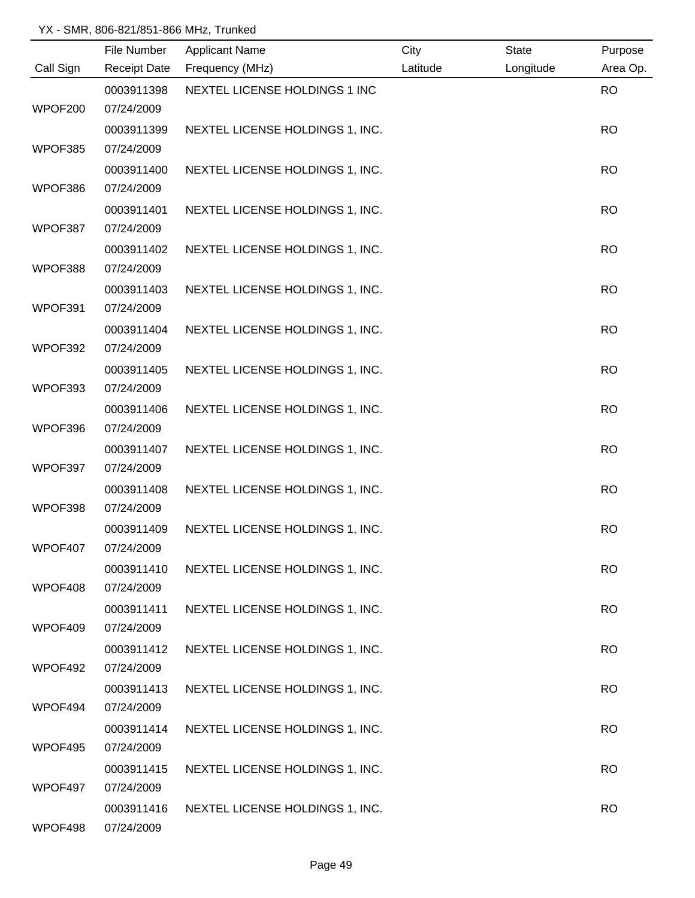YX - SMR, 806-821/851-866 MHz, Trunked

| Call Sign | File Number<br>Receipt Date | Applicant Name<br>Frequency (MHz) | City<br>Latitude | State<br>Longitude | Purpose<br>Area Op. |
|---|---|---|---|---|---|
| WPOF200 | 0003911398<br>07/24/2009 | NEXTEL LICENSE HOLDINGS 1 INC | | | RO |
| WPOF385 | 0003911399<br>07/24/2009 | NEXTEL LICENSE HOLDINGS 1, INC. | | | RO |
| WPOF386 | 0003911400<br>07/24/2009 | NEXTEL LICENSE HOLDINGS 1, INC. | | | RO |
| WPOF387 | 0003911401<br>07/24/2009 | NEXTEL LICENSE HOLDINGS 1, INC. | | | RO |
| WPOF388 | 0003911402<br>07/24/2009 | NEXTEL LICENSE HOLDINGS 1, INC. | | | RO |
| WPOF391 | 0003911403<br>07/24/2009 | NEXTEL LICENSE HOLDINGS 1, INC. | | | RO |
| WPOF392 | 0003911404<br>07/24/2009 | NEXTEL LICENSE HOLDINGS 1, INC. | | | RO |
| WPOF393 | 0003911405<br>07/24/2009 | NEXTEL LICENSE HOLDINGS 1, INC. | | | RO |
| WPOF396 | 0003911406<br>07/24/2009 | NEXTEL LICENSE HOLDINGS 1, INC. | | | RO |
| WPOF397 | 0003911407<br>07/24/2009 | NEXTEL LICENSE HOLDINGS 1, INC. | | | RO |
| WPOF398 | 0003911408<br>07/24/2009 | NEXTEL LICENSE HOLDINGS 1, INC. | | | RO |
| WPOF407 | 0003911409<br>07/24/2009 | NEXTEL LICENSE HOLDINGS 1, INC. | | | RO |
| WPOF408 | 0003911410<br>07/24/2009 | NEXTEL LICENSE HOLDINGS 1, INC. | | | RO |
| WPOF409 | 0003911411<br>07/24/2009 | NEXTEL LICENSE HOLDINGS 1, INC. | | | RO |
| WPOF492 | 0003911412<br>07/24/2009 | NEXTEL LICENSE HOLDINGS 1, INC. | | | RO |
| WPOF494 | 0003911413<br>07/24/2009 | NEXTEL LICENSE HOLDINGS 1, INC. | | | RO |
| WPOF495 | 0003911414<br>07/24/2009 | NEXTEL LICENSE HOLDINGS 1, INC. | | | RO |
| WPOF497 | 0003911415<br>07/24/2009 | NEXTEL LICENSE HOLDINGS 1, INC. | | | RO |
| WPOF498 | 0003911416<br>07/24/2009 | NEXTEL LICENSE HOLDINGS 1, INC. | | | RO |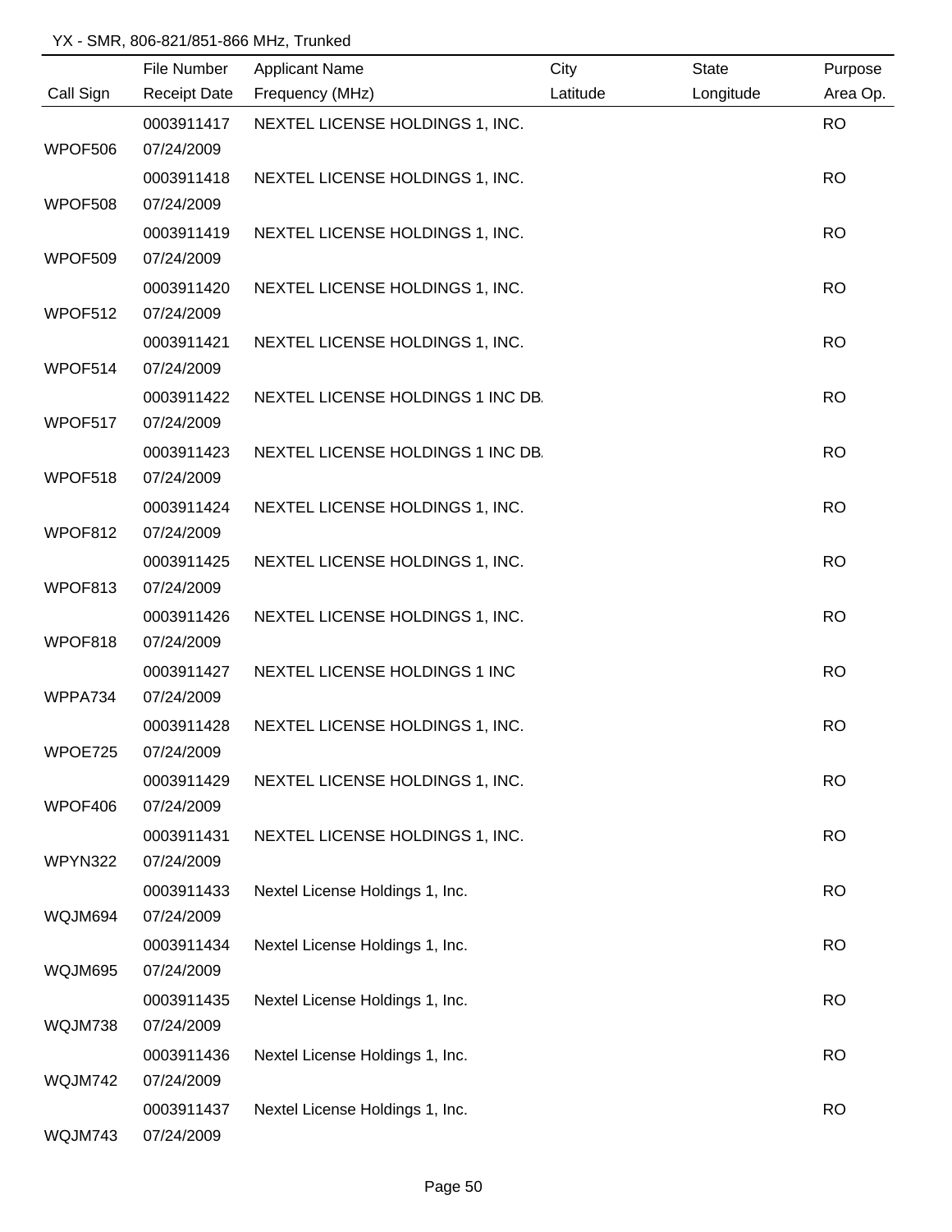YX - SMR, 806-821/851-866 MHz, Trunked

| Call Sign | File Number / Receipt Date | Applicant Name / Frequency (MHz) | City / Latitude | State / Longitude | Purpose / Area Op. |
|---|---|---|---|---|---|
| WPOF506 | 0003911417 / 07/24/2009 | NEXTEL LICENSE HOLDINGS 1, INC. | | | RO |
| WPOF508 | 0003911418 / 07/24/2009 | NEXTEL LICENSE HOLDINGS 1, INC. | | | RO |
| WPOF509 | 0003911419 / 07/24/2009 | NEXTEL LICENSE HOLDINGS 1, INC. | | | RO |
| WPOF512 | 0003911420 / 07/24/2009 | NEXTEL LICENSE HOLDINGS 1, INC. | | | RO |
| WPOF514 | 0003911421 / 07/24/2009 | NEXTEL LICENSE HOLDINGS 1, INC. | | | RO |
| WPOF517 | 0003911422 / 07/24/2009 | NEXTEL LICENSE HOLDINGS 1 INC DB. | | | RO |
| WPOF518 | 0003911423 / 07/24/2009 | NEXTEL LICENSE HOLDINGS 1 INC DB. | | | RO |
| WPOF812 | 0003911424 / 07/24/2009 | NEXTEL LICENSE HOLDINGS 1, INC. | | | RO |
| WPOF813 | 0003911425 / 07/24/2009 | NEXTEL LICENSE HOLDINGS 1, INC. | | | RO |
| WPOF818 | 0003911426 / 07/24/2009 | NEXTEL LICENSE HOLDINGS 1, INC. | | | RO |
| WPPA734 | 0003911427 / 07/24/2009 | NEXTEL LICENSE HOLDINGS 1 INC | | | RO |
| WPOE725 | 0003911428 / 07/24/2009 | NEXTEL LICENSE HOLDINGS 1, INC. | | | RO |
| WPOF406 | 0003911429 / 07/24/2009 | NEXTEL LICENSE HOLDINGS 1, INC. | | | RO |
| WPYN322 | 0003911431 / 07/24/2009 | NEXTEL LICENSE HOLDINGS 1, INC. | | | RO |
| WQJM694 | 0003911433 / 07/24/2009 | Nextel License Holdings 1, Inc. | | | RO |
| WQJM695 | 0003911434 / 07/24/2009 | Nextel License Holdings 1, Inc. | | | RO |
| WQJM738 | 0003911435 / 07/24/2009 | Nextel License Holdings 1, Inc. | | | RO |
| WQJM742 | 0003911436 / 07/24/2009 | Nextel License Holdings 1, Inc. | | | RO |
| WQJM743 | 0003911437 / 07/24/2009 | Nextel License Holdings 1, Inc. | | | RO |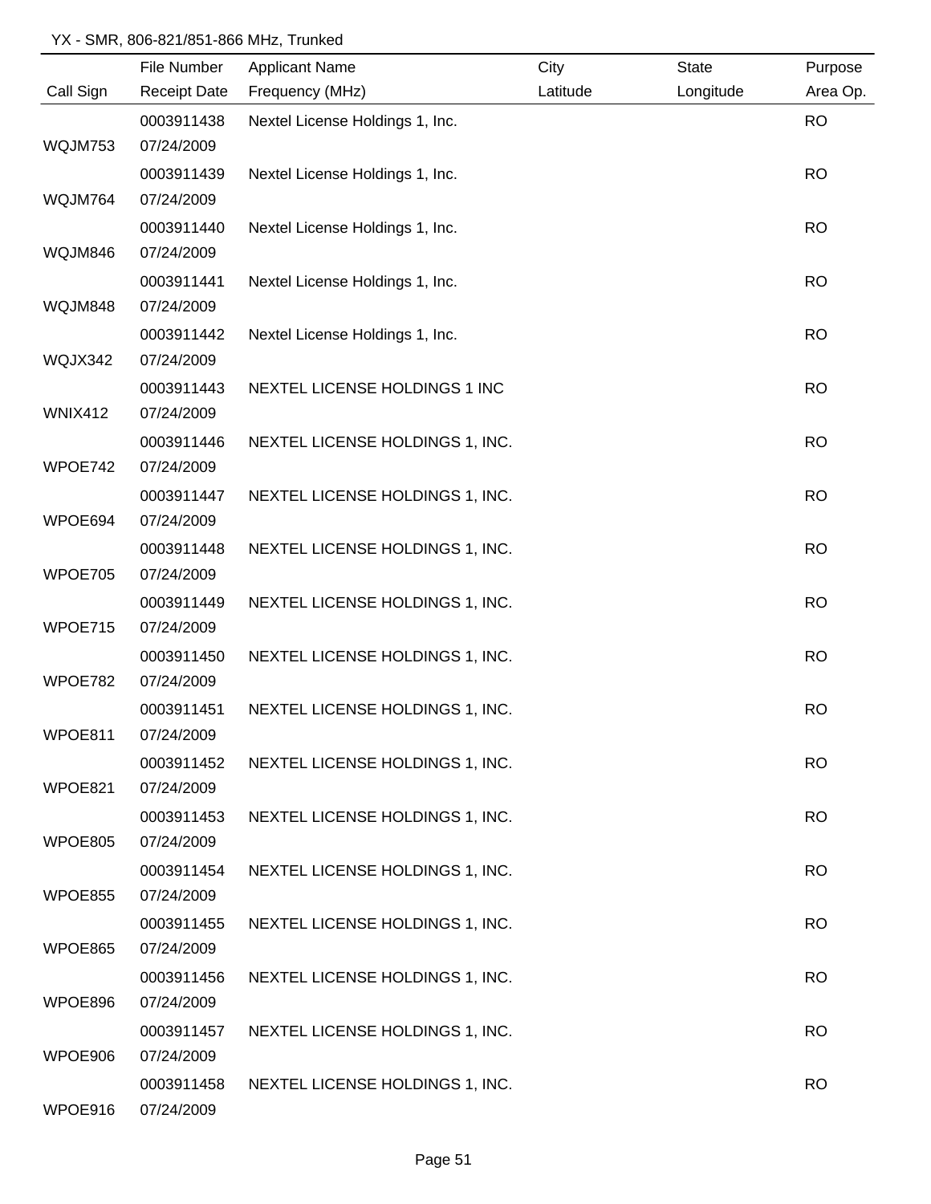YX - SMR, 806-821/851-866 MHz, Trunked

| Call Sign | File Number / Receipt Date | Applicant Name / Frequency (MHz) | City / Latitude | State / Longitude | Purpose / Area Op. |
|---|---|---|---|---|---|
| WQJM753 | 0003911438 07/24/2009 | Nextel License Holdings 1, Inc. | | | RO |
| WQJM764 | 0003911439 07/24/2009 | Nextel License Holdings 1, Inc. | | | RO |
| WQJM846 | 0003911440 07/24/2009 | Nextel License Holdings 1, Inc. | | | RO |
| WQJM848 | 0003911441 07/24/2009 | Nextel License Holdings 1, Inc. | | | RO |
| WQJX342 | 0003911442 07/24/2009 | Nextel License Holdings 1, Inc. | | | RO |
| WNIX412 | 0003911443 07/24/2009 | NEXTEL LICENSE HOLDINGS 1 INC | | | RO |
| WPOE742 | 0003911446 07/24/2009 | NEXTEL LICENSE HOLDINGS 1, INC. | | | RO |
| WPOE694 | 0003911447 07/24/2009 | NEXTEL LICENSE HOLDINGS 1, INC. | | | RO |
| WPOE705 | 0003911448 07/24/2009 | NEXTEL LICENSE HOLDINGS 1, INC. | | | RO |
| WPOE715 | 0003911449 07/24/2009 | NEXTEL LICENSE HOLDINGS 1, INC. | | | RO |
| WPOE782 | 0003911450 07/24/2009 | NEXTEL LICENSE HOLDINGS 1, INC. | | | RO |
| WPOE811 | 0003911451 07/24/2009 | NEXTEL LICENSE HOLDINGS 1, INC. | | | RO |
| WPOE821 | 0003911452 07/24/2009 | NEXTEL LICENSE HOLDINGS 1, INC. | | | RO |
| WPOE805 | 0003911453 07/24/2009 | NEXTEL LICENSE HOLDINGS 1, INC. | | | RO |
| WPOE855 | 0003911454 07/24/2009 | NEXTEL LICENSE HOLDINGS 1, INC. | | | RO |
| WPOE865 | 0003911455 07/24/2009 | NEXTEL LICENSE HOLDINGS 1, INC. | | | RO |
| WPOE896 | 0003911456 07/24/2009 | NEXTEL LICENSE HOLDINGS 1, INC. | | | RO |
| WPOE906 | 0003911457 07/24/2009 | NEXTEL LICENSE HOLDINGS 1, INC. | | | RO |
| WPOE916 | 0003911458 07/24/2009 | NEXTEL LICENSE HOLDINGS 1, INC. | | | RO |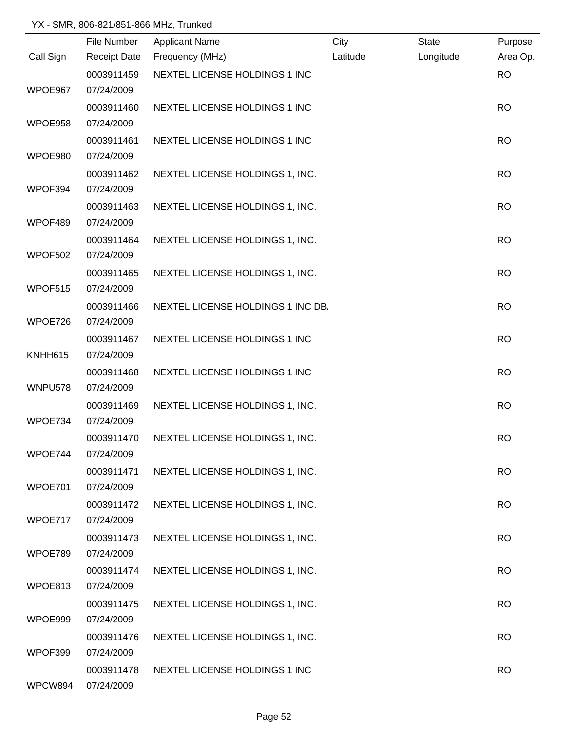YX - SMR, 806-821/851-866 MHz, Trunked

| Call Sign | File Number / Receipt Date | Applicant Name / Frequency (MHz) | City / Latitude | State / Longitude | Purpose / Area Op. |
|---|---|---|---|---|---|
| WPOE967 | 0003911459 07/24/2009 | NEXTEL LICENSE HOLDINGS 1 INC | | | RO |
| WPOE958 | 0003911460 07/24/2009 | NEXTEL LICENSE HOLDINGS 1 INC | | | RO |
| WPOE980 | 0003911461 07/24/2009 | NEXTEL LICENSE HOLDINGS 1 INC | | | RO |
| WPOF394 | 0003911462 07/24/2009 | NEXTEL LICENSE HOLDINGS 1, INC. | | | RO |
| WPOF489 | 0003911463 07/24/2009 | NEXTEL LICENSE HOLDINGS 1, INC. | | | RO |
| WPOF502 | 0003911464 07/24/2009 | NEXTEL LICENSE HOLDINGS 1, INC. | | | RO |
| WPOF515 | 0003911465 07/24/2009 | NEXTEL LICENSE HOLDINGS 1, INC. | | | RO |
| WPOE726 | 0003911466 07/24/2009 | NEXTEL LICENSE HOLDINGS 1 INC DB. | | | RO |
| KNHH615 | 0003911467 07/24/2009 | NEXTEL LICENSE HOLDINGS 1 INC | | | RO |
| WNPU578 | 0003911468 07/24/2009 | NEXTEL LICENSE HOLDINGS 1 INC | | | RO |
| WPOE734 | 0003911469 07/24/2009 | NEXTEL LICENSE HOLDINGS 1, INC. | | | RO |
| WPOE744 | 0003911470 07/24/2009 | NEXTEL LICENSE HOLDINGS 1, INC. | | | RO |
| WPOE701 | 0003911471 07/24/2009 | NEXTEL LICENSE HOLDINGS 1, INC. | | | RO |
| WPOE717 | 0003911472 07/24/2009 | NEXTEL LICENSE HOLDINGS 1, INC. | | | RO |
| WPOE789 | 0003911473 07/24/2009 | NEXTEL LICENSE HOLDINGS 1, INC. | | | RO |
| WPOE813 | 0003911474 07/24/2009 | NEXTEL LICENSE HOLDINGS 1, INC. | | | RO |
| WPOE999 | 0003911475 07/24/2009 | NEXTEL LICENSE HOLDINGS 1, INC. | | | RO |
| WPOF399 | 0003911476 07/24/2009 | NEXTEL LICENSE HOLDINGS 1, INC. | | | RO |
| WPCW894 | 0003911478 07/24/2009 | NEXTEL LICENSE HOLDINGS 1 INC | | | RO |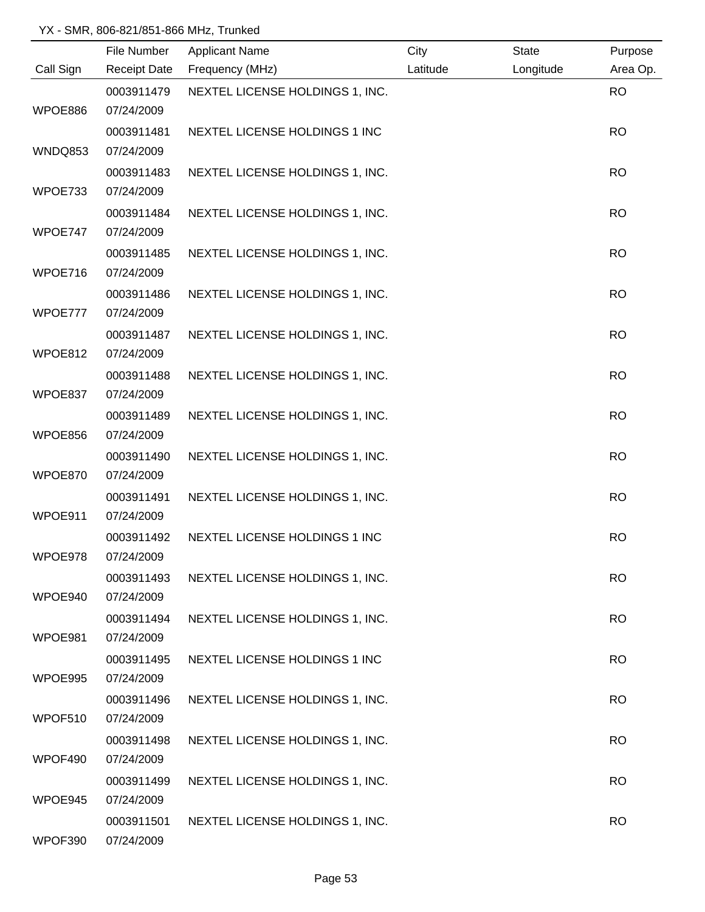YX - SMR, 806-821/851-866 MHz, Trunked

| Call Sign | File Number<br>Receipt Date | Applicant Name<br>Frequency (MHz) | City<br>Latitude | State<br>Longitude | Purpose<br>Area Op. |
|---|---|---|---|---|---|
| WPOE886 | 0003911479<br>07/24/2009 | NEXTEL LICENSE HOLDINGS 1, INC. | | | RO |
| WNDQ853 | 0003911481<br>07/24/2009 | NEXTEL LICENSE HOLDINGS 1 INC | | | RO |
| WPOE733 | 0003911483<br>07/24/2009 | NEXTEL LICENSE HOLDINGS 1, INC. | | | RO |
| WPOE747 | 0003911484<br>07/24/2009 | NEXTEL LICENSE HOLDINGS 1, INC. | | | RO |
| WPOE716 | 0003911485<br>07/24/2009 | NEXTEL LICENSE HOLDINGS 1, INC. | | | RO |
| WPOE777 | 0003911486<br>07/24/2009 | NEXTEL LICENSE HOLDINGS 1, INC. | | | RO |
| WPOE812 | 0003911487<br>07/24/2009 | NEXTEL LICENSE HOLDINGS 1, INC. | | | RO |
| WPOE837 | 0003911488<br>07/24/2009 | NEXTEL LICENSE HOLDINGS 1, INC. | | | RO |
| WPOE856 | 0003911489<br>07/24/2009 | NEXTEL LICENSE HOLDINGS 1, INC. | | | RO |
| WPOE870 | 0003911490<br>07/24/2009 | NEXTEL LICENSE HOLDINGS 1, INC. | | | RO |
| WPOE911 | 0003911491<br>07/24/2009 | NEXTEL LICENSE HOLDINGS 1, INC. | | | RO |
| WPOE978 | 0003911492<br>07/24/2009 | NEXTEL LICENSE HOLDINGS 1 INC | | | RO |
| WPOE940 | 0003911493<br>07/24/2009 | NEXTEL LICENSE HOLDINGS 1, INC. | | | RO |
| WPOE981 | 0003911494<br>07/24/2009 | NEXTEL LICENSE HOLDINGS 1, INC. | | | RO |
| WPOE995 | 0003911495<br>07/24/2009 | NEXTEL LICENSE HOLDINGS 1 INC | | | RO |
| WPOF510 | 0003911496<br>07/24/2009 | NEXTEL LICENSE HOLDINGS 1, INC. | | | RO |
| WPOF490 | 0003911498<br>07/24/2009 | NEXTEL LICENSE HOLDINGS 1, INC. | | | RO |
| WPOE945 | 0003911499<br>07/24/2009 | NEXTEL LICENSE HOLDINGS 1, INC. | | | RO |
| WPOF390 | 0003911501<br>07/24/2009 | NEXTEL LICENSE HOLDINGS 1, INC. | | | RO |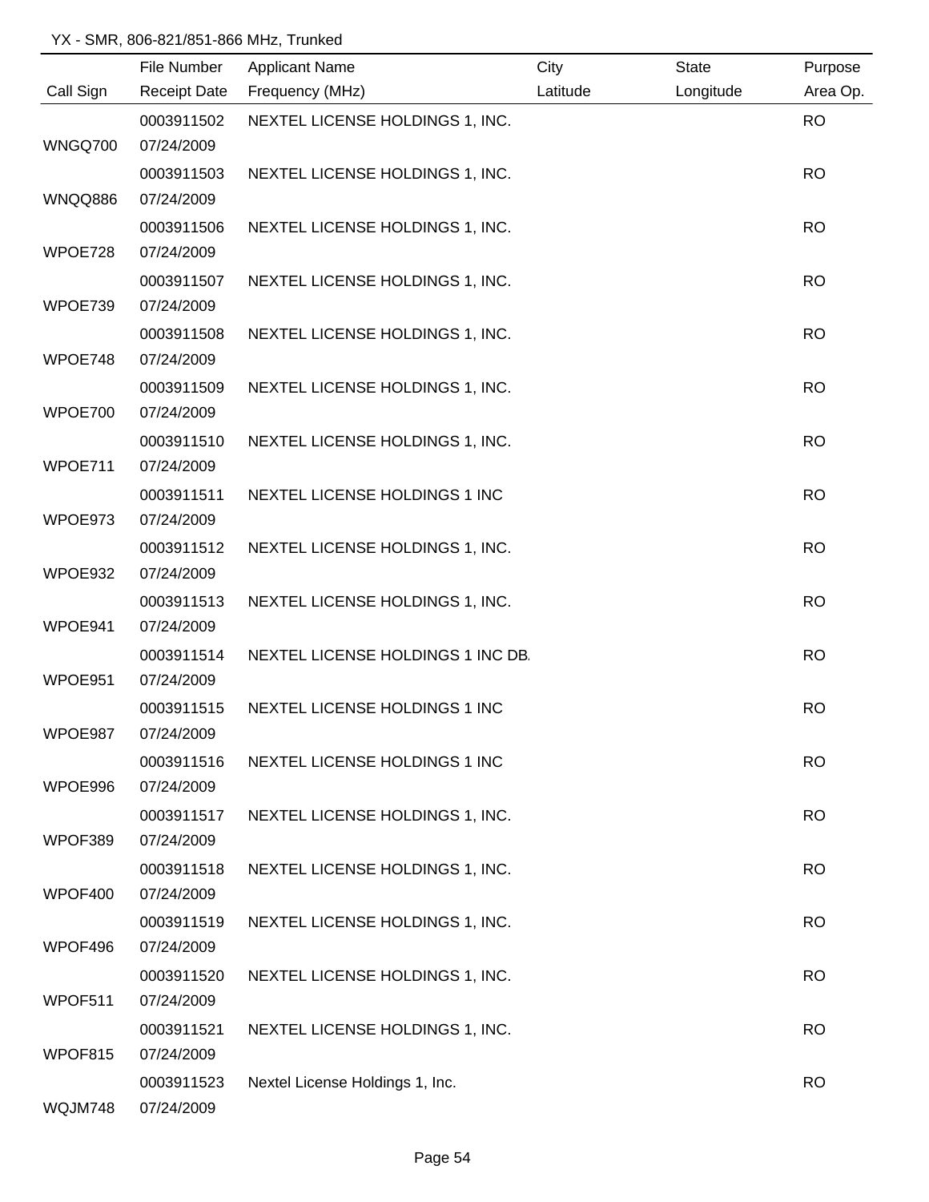YX - SMR, 806-821/851-866 MHz, Trunked

| Call Sign | File Number / Receipt Date | Applicant Name / Frequency (MHz) | City / Latitude | State / Longitude | Purpose / Area Op. |
|---|---|---|---|---|---|
| WNGQ700 | 0003911502 07/24/2009 | NEXTEL LICENSE HOLDINGS 1, INC. | | | RO |
| WNQQ886 | 0003911503 07/24/2009 | NEXTEL LICENSE HOLDINGS 1, INC. | | | RO |
| WPOE728 | 0003911506 07/24/2009 | NEXTEL LICENSE HOLDINGS 1, INC. | | | RO |
| WPOE739 | 0003911507 07/24/2009 | NEXTEL LICENSE HOLDINGS 1, INC. | | | RO |
| WPOE748 | 0003911508 07/24/2009 | NEXTEL LICENSE HOLDINGS 1, INC. | | | RO |
| WPOE700 | 0003911509 07/24/2009 | NEXTEL LICENSE HOLDINGS 1, INC. | | | RO |
| WPOE711 | 0003911510 07/24/2009 | NEXTEL LICENSE HOLDINGS 1, INC. | | | RO |
| WPOE973 | 0003911511 07/24/2009 | NEXTEL LICENSE HOLDINGS 1 INC | | | RO |
| WPOE932 | 0003911512 07/24/2009 | NEXTEL LICENSE HOLDINGS 1, INC. | | | RO |
| WPOE941 | 0003911513 07/24/2009 | NEXTEL LICENSE HOLDINGS 1, INC. | | | RO |
| WPOE951 | 0003911514 07/24/2009 | NEXTEL LICENSE HOLDINGS 1 INC DB. | | | RO |
| WPOE987 | 0003911515 07/24/2009 | NEXTEL LICENSE HOLDINGS 1 INC | | | RO |
| WPOE996 | 0003911516 07/24/2009 | NEXTEL LICENSE HOLDINGS 1 INC | | | RO |
| WPOF389 | 0003911517 07/24/2009 | NEXTEL LICENSE HOLDINGS 1, INC. | | | RO |
| WPOF400 | 0003911518 07/24/2009 | NEXTEL LICENSE HOLDINGS 1, INC. | | | RO |
| WPOF496 | 0003911519 07/24/2009 | NEXTEL LICENSE HOLDINGS 1, INC. | | | RO |
| WPOF511 | 0003911520 07/24/2009 | NEXTEL LICENSE HOLDINGS 1, INC. | | | RO |
| WPOF815 | 0003911521 07/24/2009 | NEXTEL LICENSE HOLDINGS 1, INC. | | | RO |
| WQJM748 | 0003911523 07/24/2009 | Nextel License Holdings 1, Inc. | | | RO |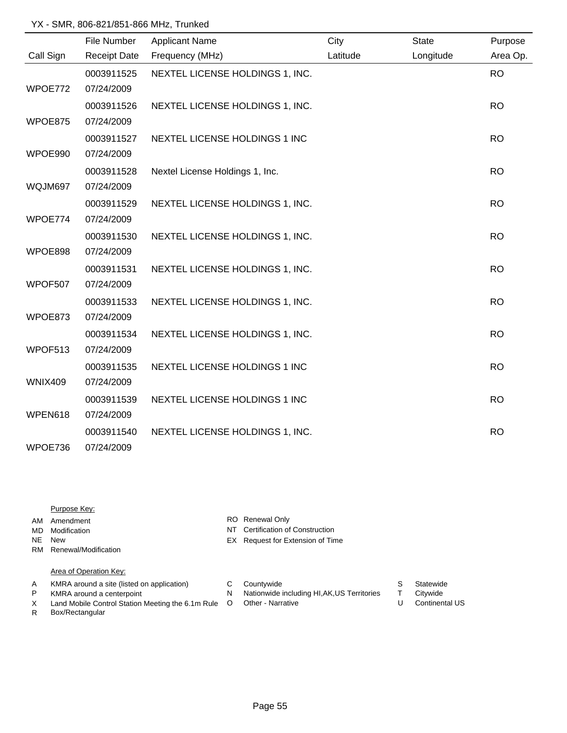YX - SMR, 806-821/851-866 MHz, Trunked

| Call Sign | File Number / Receipt Date | Applicant Name / Frequency (MHz) | City / Latitude | State / Longitude | Purpose / Area Op. |
|---|---|---|---|---|---|
| WPOE772 | 0003911525 / 07/24/2009 | NEXTEL LICENSE HOLDINGS 1, INC. | | | RO |
| WPOE875 | 0003911526 / 07/24/2009 | NEXTEL LICENSE HOLDINGS 1, INC. | | | RO |
| WPOE990 | 0003911527 / 07/24/2009 | NEXTEL LICENSE HOLDINGS 1 INC | | | RO |
| WQJM697 | 0003911528 / 07/24/2009 | Nextel License Holdings 1, Inc. | | | RO |
| WPOE774 | 0003911529 / 07/24/2009 | NEXTEL LICENSE HOLDINGS 1, INC. | | | RO |
| WPOE898 | 0003911530 / 07/24/2009 | NEXTEL LICENSE HOLDINGS 1, INC. | | | RO |
| WPOF507 | 0003911531 / 07/24/2009 | NEXTEL LICENSE HOLDINGS 1, INC. | | | RO |
| WPOE873 | 0003911533 / 07/24/2009 | NEXTEL LICENSE HOLDINGS 1, INC. | | | RO |
| WPOF513 | 0003911534 / 07/24/2009 | NEXTEL LICENSE HOLDINGS 1, INC. | | | RO |
| WNIX409 | 0003911535 / 07/24/2009 | NEXTEL LICENSE HOLDINGS 1 INC | | | RO |
| WPEN618 | 0003911539 / 07/24/2009 | NEXTEL LICENSE HOLDINGS 1 INC | | | RO |
| WPOE736 | 0003911540 / 07/24/2009 | NEXTEL LICENSE HOLDINGS 1, INC. | | | RO |

Purpose Key:

- AM Amendment
- MD Modification
- NE New
- RM Renewal/Modification
- RO Renewal Only
- NT Certification of Construction
- EX Request for Extension of Time

Area of Operation Key:

- A KMRA around a site (listed on application)
- P KMRA around a centerpoint
- X Land Mobile Control Station Meeting the 6.1m Rule
- R Box/Rectangular
- C Countywide
- N Nationwide including HI,AK,US Territories
- O Other - Narrative
- S Statewide
- T Citywide
- U Continental US